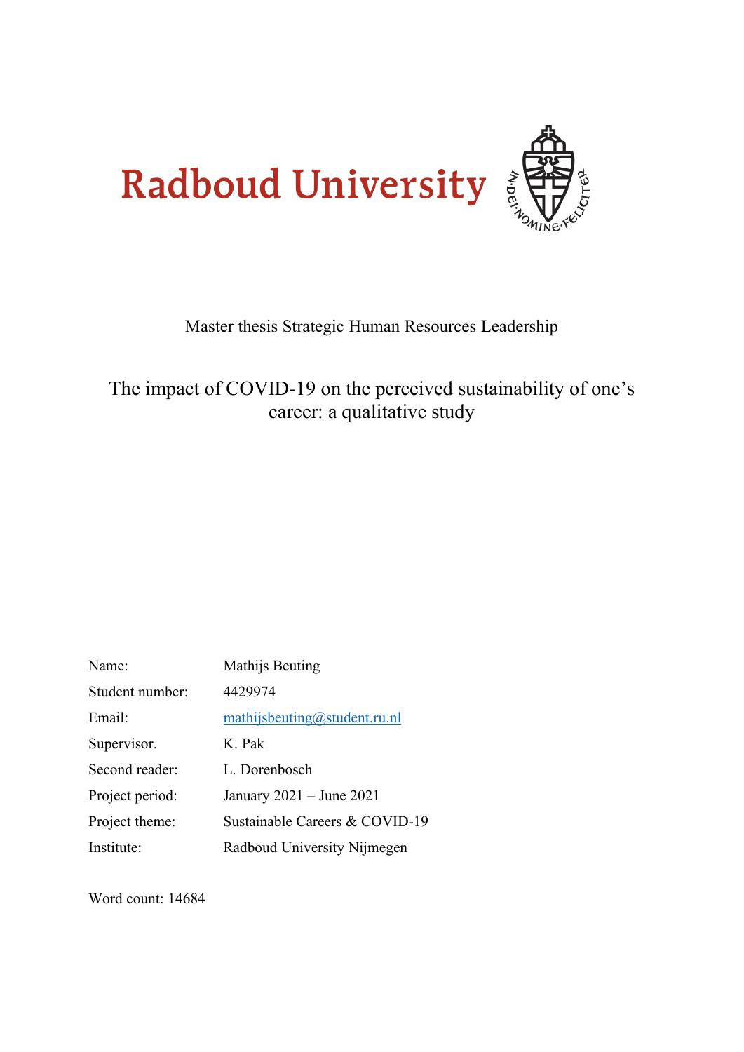Radboud University

Master thesis Strategic Human Resources Leadership

# The impact of COVID-19 on the perceived sustainability of one's career: a qualitative study

| | |
|---|---|
| Name: | Mathijs Beuting |
| Student number: | 4429974 |
| Email: | mathijsbeuting@student.ru.nl |
| Supervisor. | K. Pak |
| Second reader: | L. Dorenbosch |
| Project period: | January 2021 – June 2021 |
| Project theme: | Sustainable Careers & COVID-19 |
| Institute: | Radboud University Nijmegen |

Word count: 14684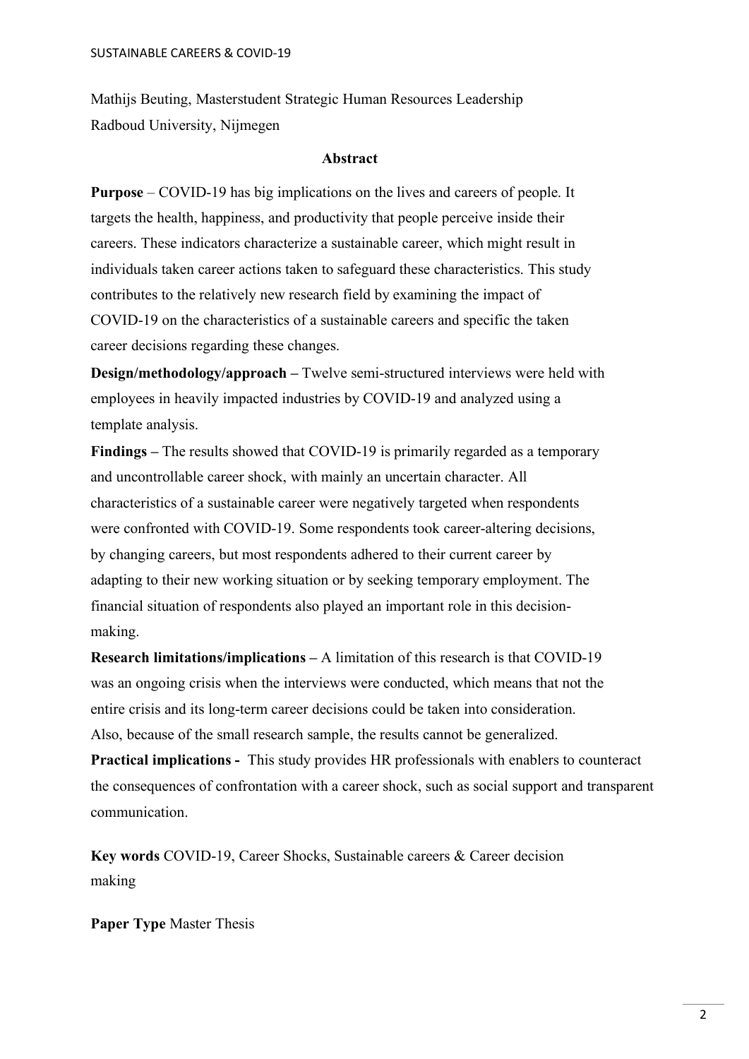Mathijs Beuting, Masterstudent Strategic Human Resources Leadership
Radboud University, Nijmegen

## Abstract

**Purpose** – COVID-19 has big implications on the lives and careers of people. It targets the health, happiness, and productivity that people perceive inside their careers. These indicators characterize a sustainable career, which might result in individuals taken career actions taken to safeguard these characteristics. This study contributes to the relatively new research field by examining the impact of COVID-19 on the characteristics of a sustainable careers and specific the taken career decisions regarding these changes.

**Design/methodology/approach –** Twelve semi-structured interviews were held with employees in heavily impacted industries by COVID-19 and analyzed using a template analysis.

**Findings –** The results showed that COVID-19 is primarily regarded as a temporary and uncontrollable career shock, with mainly an uncertain character. All characteristics of a sustainable career were negatively targeted when respondents were confronted with COVID-19. Some respondents took career-altering decisions, by changing careers, but most respondents adhered to their current career by adapting to their new working situation or by seeking temporary employment. The financial situation of respondents also played an important role in this decision-making.

**Research limitations/implications –** A limitation of this research is that COVID-19 was an ongoing crisis when the interviews were conducted, which means that not the entire crisis and its long-term career decisions could be taken into consideration. Also, because of the small research sample, the results cannot be generalized.

**Practical implications -** This study provides HR professionals with enablers to counteract the consequences of confrontation with a career shock, such as social support and transparent communication.

**Key words** COVID-19, Career Shocks, Sustainable careers & Career decision making

**Paper Type** Master Thesis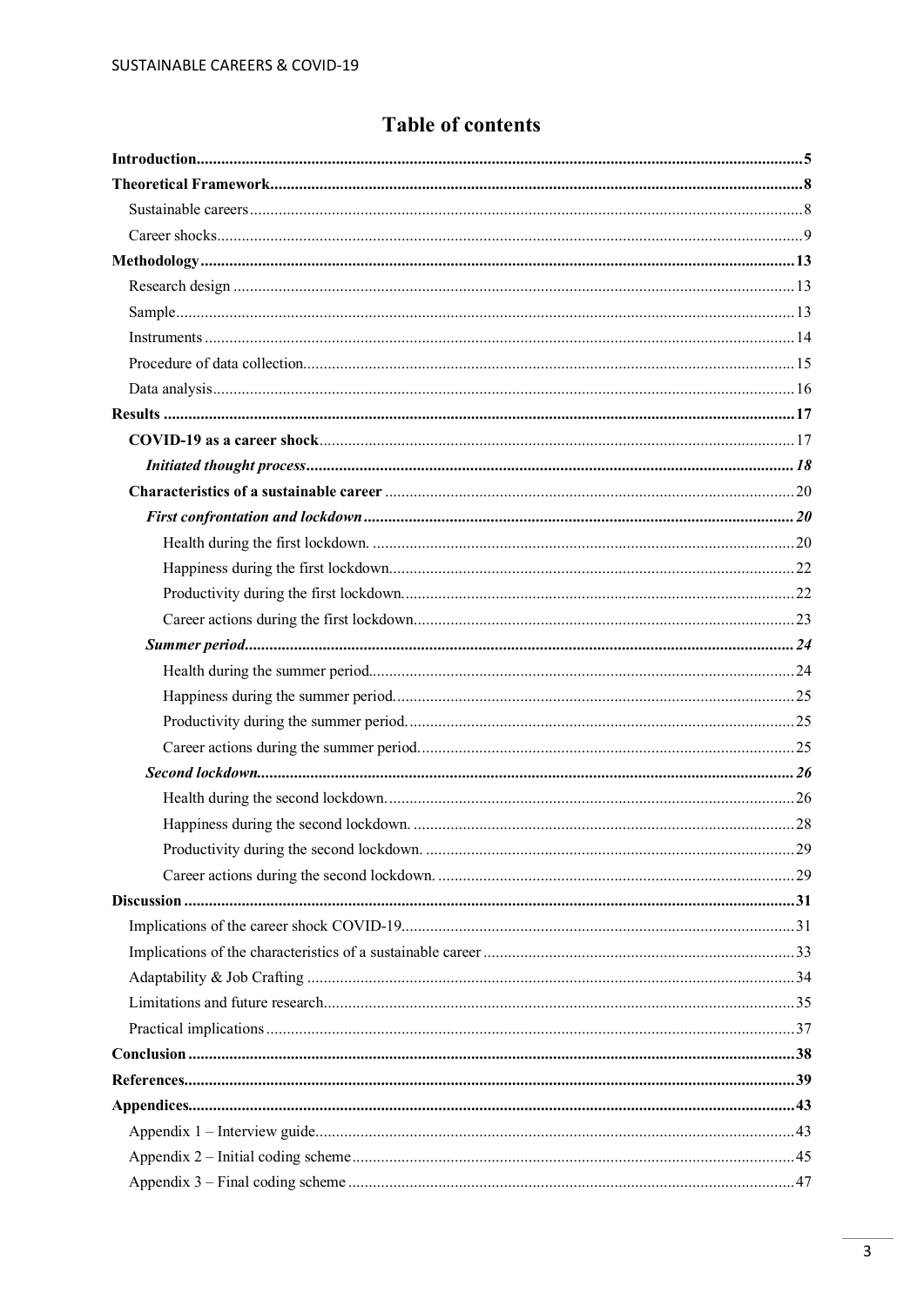# Table of contents

**Introduction** ..... 5

**Theoretical Framework** ..... 8

- Sustainable careers ..... 8
- Career shocks ..... 9

**Methodology** ..... 13

- Research design ..... 13
- Sample ..... 13
- Instruments ..... 14
- Procedure of data collection ..... 15
- Data analysis ..... 16

**Results** ..... 17

- **COVID-19 as a career shock** ..... 17
  - ***Initiated thought process*** ..... 18
- **Characteristics of a sustainable career** ..... 20
  - ***First confrontation and lockdown*** ..... 20
    - Health during the first lockdown. ..... 20
    - Happiness during the first lockdown. ..... 22
    - Productivity during the first lockdown. ..... 22
    - Career actions during the first lockdown. ..... 23
  - ***Summer period*** ..... 24
    - Health during the summer period. ..... 24
    - Happiness during the summer period. ..... 25
    - Productivity during the summer period. ..... 25
    - Career actions during the summer period. ..... 25
  - ***Second lockdown*** ..... 26
    - Health during the second lockdown. ..... 26
    - Happiness during the second lockdown. ..... 28
    - Productivity during the second lockdown. ..... 29
    - Career actions during the second lockdown. ..... 29

**Discussion** ..... 31

- Implications of the career shock COVID-19 ..... 31
- Implications of the characteristics of a sustainable career ..... 33
- Adaptability & Job Crafting ..... 34
- Limitations and future research ..... 35
- Practical implications ..... 37

**Conclusion** ..... 38

**References** ..... 39

**Appendices** ..... 43

- Appendix 1 – Interview guide ..... 43
- Appendix 2 – Initial coding scheme ..... 45
- Appendix 3 – Final coding scheme ..... 47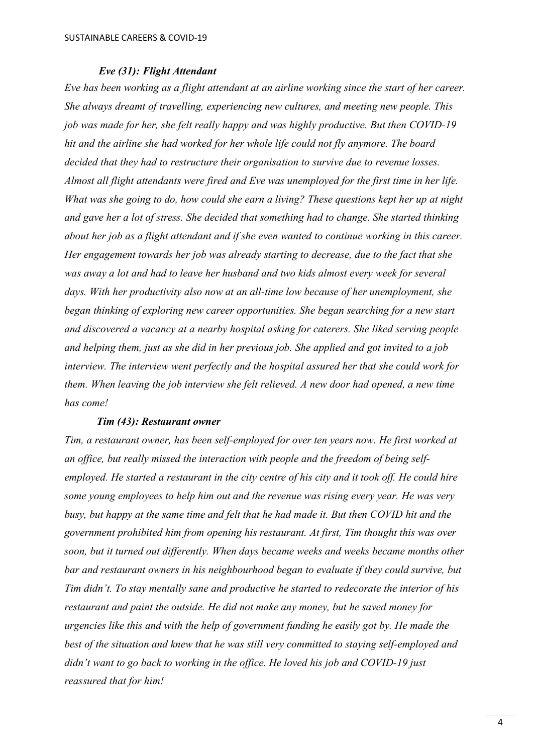***Eve (31): Flight Attendant***

*Eve has been working as a flight attendant at an airline working since the start of her career. She always dreamt of travelling, experiencing new cultures, and meeting new people. This job was made for her, she felt really happy and was highly productive. But then COVID-19 hit and the airline she had worked for her whole life could not fly anymore. The board decided that they had to restructure their organisation to survive due to revenue losses. Almost all flight attendants were fired and Eve was unemployed for the first time in her life. What was she going to do, how could she earn a living? These questions kept her up at night and gave her a lot of stress. She decided that something had to change. She started thinking about her job as a flight attendant and if she even wanted to continue working in this career. Her engagement towards her job was already starting to decrease, due to the fact that she was away a lot and had to leave her husband and two kids almost every week for several days. With her productivity also now at an all-time low because of her unemployment, she began thinking of exploring new career opportunities. She began searching for a new start and discovered a vacancy at a nearby hospital asking for caterers. She liked serving people and helping them, just as she did in her previous job. She applied and got invited to a job interview. The interview went perfectly and the hospital assured her that she could work for them. When leaving the job interview she felt relieved. A new door had opened, a new time has come!*

***Tim (43): Restaurant owner***

*Tim, a restaurant owner, has been self-employed for over ten years now. He first worked at an office, but really missed the interaction with people and the freedom of being self-employed. He started a restaurant in the city centre of his city and it took off. He could hire some young employees to help him out and the revenue was rising every year. He was very busy, but happy at the same time and felt that he had made it. But then COVID hit and the government prohibited him from opening his restaurant. At first, Tim thought this was over soon, but it turned out differently. When days became weeks and weeks became months other bar and restaurant owners in his neighbourhood began to evaluate if they could survive, but Tim didn't. To stay mentally sane and productive he started to redecorate the interior of his restaurant and paint the outside. He did not make any money, but he saved money for urgencies like this and with the help of government funding he easily got by. He made the best of the situation and knew that he was still very committed to staying self-employed and didn't want to go back to working in the office. He loved his job and COVID-19 just reassured that for him!*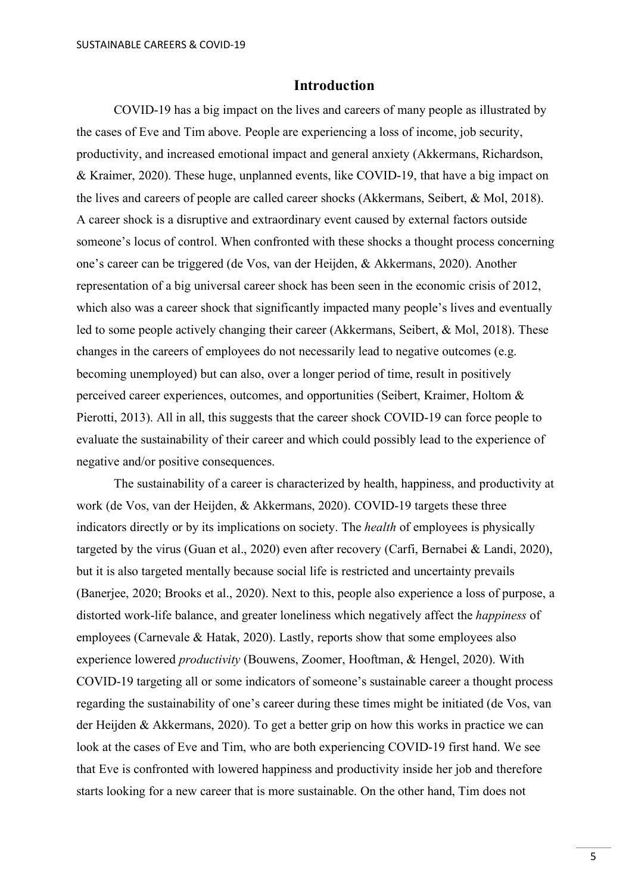# Introduction

COVID-19 has a big impact on the lives and careers of many people as illustrated by the cases of Eve and Tim above. People are experiencing a loss of income, job security, productivity, and increased emotional impact and general anxiety (Akkermans, Richardson, & Kraimer, 2020). These huge, unplanned events, like COVID-19, that have a big impact on the lives and careers of people are called career shocks (Akkermans, Seibert, & Mol, 2018). A career shock is a disruptive and extraordinary event caused by external factors outside someone's locus of control. When confronted with these shocks a thought process concerning one's career can be triggered (de Vos, van der Heijden, & Akkermans, 2020). Another representation of a big universal career shock has been seen in the economic crisis of 2012, which also was a career shock that significantly impacted many people's lives and eventually led to some people actively changing their career (Akkermans, Seibert, & Mol, 2018). These changes in the careers of employees do not necessarily lead to negative outcomes (e.g. becoming unemployed) but can also, over a longer period of time, result in positively perceived career experiences, outcomes, and opportunities (Seibert, Kraimer, Holtom & Pierotti, 2013). All in all, this suggests that the career shock COVID-19 can force people to evaluate the sustainability of their career and which could possibly lead to the experience of negative and/or positive consequences.

The sustainability of a career is characterized by health, happiness, and productivity at work (de Vos, van der Heijden, & Akkermans, 2020). COVID-19 targets these three indicators directly or by its implications on society. The *health* of employees is physically targeted by the virus (Guan et al., 2020) even after recovery (Carfi, Bernabei & Landi, 2020), but it is also targeted mentally because social life is restricted and uncertainty prevails (Banerjee, 2020; Brooks et al., 2020). Next to this, people also experience a loss of purpose, a distorted work-life balance, and greater loneliness which negatively affect the *happiness* of employees (Carnevale & Hatak, 2020). Lastly, reports show that some employees also experience lowered *productivity* (Bouwens, Zoomer, Hooftman, & Hengel, 2020). With COVID-19 targeting all or some indicators of someone's sustainable career a thought process regarding the sustainability of one's career during these times might be initiated (de Vos, van der Heijden & Akkermans, 2020). To get a better grip on how this works in practice we can look at the cases of Eve and Tim, who are both experiencing COVID-19 first hand. We see that Eve is confronted with lowered happiness and productivity inside her job and therefore starts looking for a new career that is more sustainable. On the other hand, Tim does not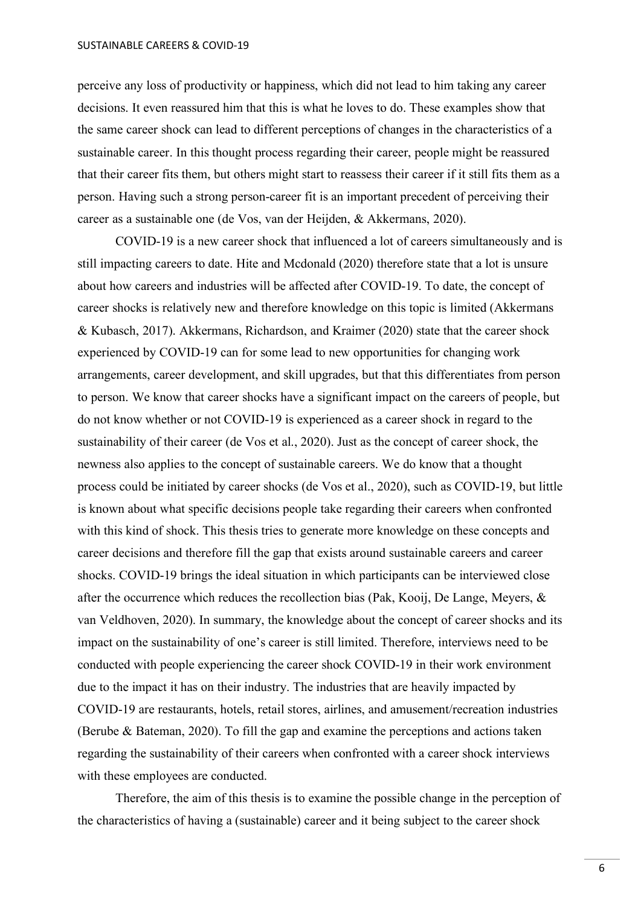perceive any loss of productivity or happiness, which did not lead to him taking any career decisions. It even reassured him that this is what he loves to do. These examples show that the same career shock can lead to different perceptions of changes in the characteristics of a sustainable career. In this thought process regarding their career, people might be reassured that their career fits them, but others might start to reassess their career if it still fits them as a person. Having such a strong person-career fit is an important precedent of perceiving their career as a sustainable one (de Vos, van der Heijden, & Akkermans, 2020).

COVID-19 is a new career shock that influenced a lot of careers simultaneously and is still impacting careers to date. Hite and Mcdonald (2020) therefore state that a lot is unsure about how careers and industries will be affected after COVID-19. To date, the concept of career shocks is relatively new and therefore knowledge on this topic is limited (Akkermans & Kubasch, 2017). Akkermans, Richardson, and Kraimer (2020) state that the career shock experienced by COVID-19 can for some lead to new opportunities for changing work arrangements, career development, and skill upgrades, but that this differentiates from person to person. We know that career shocks have a significant impact on the careers of people, but do not know whether or not COVID-19 is experienced as a career shock in regard to the sustainability of their career (de Vos et al., 2020). Just as the concept of career shock, the newness also applies to the concept of sustainable careers. We do know that a thought process could be initiated by career shocks (de Vos et al., 2020), such as COVID-19, but little is known about what specific decisions people take regarding their careers when confronted with this kind of shock. This thesis tries to generate more knowledge on these concepts and career decisions and therefore fill the gap that exists around sustainable careers and career shocks. COVID-19 brings the ideal situation in which participants can be interviewed close after the occurrence which reduces the recollection bias (Pak, Kooij, De Lange, Meyers, & van Veldhoven, 2020). In summary, the knowledge about the concept of career shocks and its impact on the sustainability of one's career is still limited. Therefore, interviews need to be conducted with people experiencing the career shock COVID-19 in their work environment due to the impact it has on their industry. The industries that are heavily impacted by COVID-19 are restaurants, hotels, retail stores, airlines, and amusement/recreation industries (Berube & Bateman, 2020). To fill the gap and examine the perceptions and actions taken regarding the sustainability of their careers when confronted with a career shock interviews with these employees are conducted.

Therefore, the aim of this thesis is to examine the possible change in the perception of the characteristics of having a (sustainable) career and it being subject to the career shock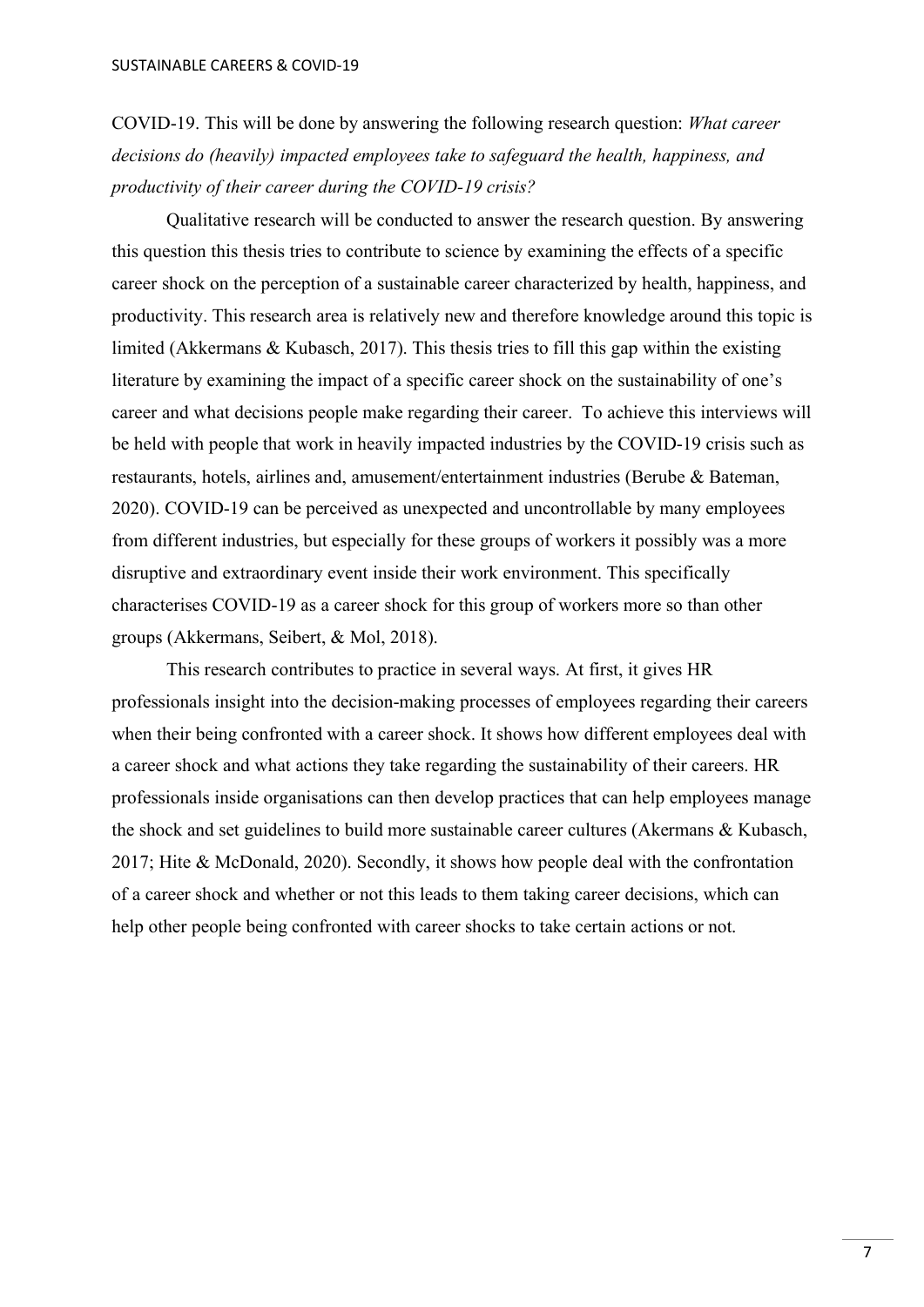COVID-19. This will be done by answering the following research question: *What career decisions do (heavily) impacted employees take to safeguard the health, happiness, and productivity of their career during the COVID-19 crisis?*

Qualitative research will be conducted to answer the research question. By answering this question this thesis tries to contribute to science by examining the effects of a specific career shock on the perception of a sustainable career characterized by health, happiness, and productivity. This research area is relatively new and therefore knowledge around this topic is limited (Akkermans & Kubasch, 2017). This thesis tries to fill this gap within the existing literature by examining the impact of a specific career shock on the sustainability of one's career and what decisions people make regarding their career. To achieve this interviews will be held with people that work in heavily impacted industries by the COVID-19 crisis such as restaurants, hotels, airlines and, amusement/entertainment industries (Berube & Bateman, 2020). COVID-19 can be perceived as unexpected and uncontrollable by many employees from different industries, but especially for these groups of workers it possibly was a more disruptive and extraordinary event inside their work environment. This specifically characterises COVID-19 as a career shock for this group of workers more so than other groups (Akkermans, Seibert, & Mol, 2018).

This research contributes to practice in several ways. At first, it gives HR professionals insight into the decision-making processes of employees regarding their careers when their being confronted with a career shock. It shows how different employees deal with a career shock and what actions they take regarding the sustainability of their careers. HR professionals inside organisations can then develop practices that can help employees manage the shock and set guidelines to build more sustainable career cultures (Akermans & Kubasch, 2017; Hite & McDonald, 2020). Secondly, it shows how people deal with the confrontation of a career shock and whether or not this leads to them taking career decisions, which can help other people being confronted with career shocks to take certain actions or not.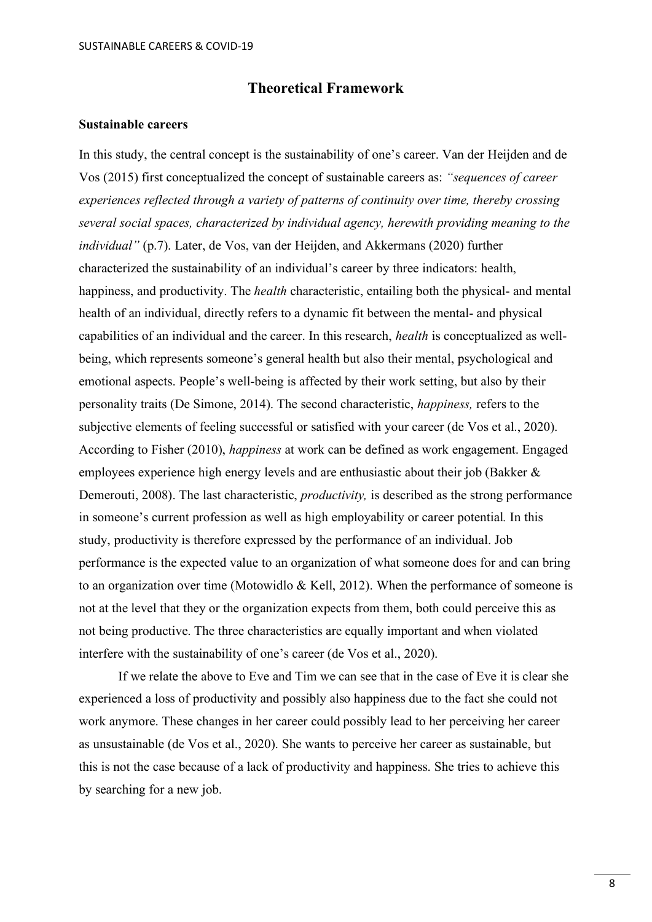# Theoretical Framework

## Sustainable careers

In this study, the central concept is the sustainability of one's career. Van der Heijden and de Vos (2015) first conceptualized the concept of sustainable careers as: *"sequences of career experiences reflected through a variety of patterns of continuity over time, thereby crossing several social spaces, characterized by individual agency, herewith providing meaning to the individual"* (p.7). Later, de Vos, van der Heijden, and Akkermans (2020) further characterized the sustainability of an individual's career by three indicators: health, happiness, and productivity. The *health* characteristic, entailing both the physical- and mental health of an individual, directly refers to a dynamic fit between the mental- and physical capabilities of an individual and the career. In this research, *health* is conceptualized as well-being, which represents someone's general health but also their mental, psychological and emotional aspects. People's well-being is affected by their work setting, but also by their personality traits (De Simone, 2014). The second characteristic, *happiness,* refers to the subjective elements of feeling successful or satisfied with your career (de Vos et al., 2020). According to Fisher (2010), *happiness* at work can be defined as work engagement. Engaged employees experience high energy levels and are enthusiastic about their job (Bakker & Demerouti, 2008). The last characteristic, *productivity,* is described as the strong performance in someone's current profession as well as high employability or career potential*.* In this study, productivity is therefore expressed by the performance of an individual. Job performance is the expected value to an organization of what someone does for and can bring to an organization over time (Motowidlo & Kell, 2012). When the performance of someone is not at the level that they or the organization expects from them, both could perceive this as not being productive. The three characteristics are equally important and when violated interfere with the sustainability of one's career (de Vos et al., 2020).

If we relate the above to Eve and Tim we can see that in the case of Eve it is clear she experienced a loss of productivity and possibly also happiness due to the fact she could not work anymore. These changes in her career could possibly lead to her perceiving her career as unsustainable (de Vos et al., 2020). She wants to perceive her career as sustainable, but this is not the case because of a lack of productivity and happiness. She tries to achieve this by searching for a new job.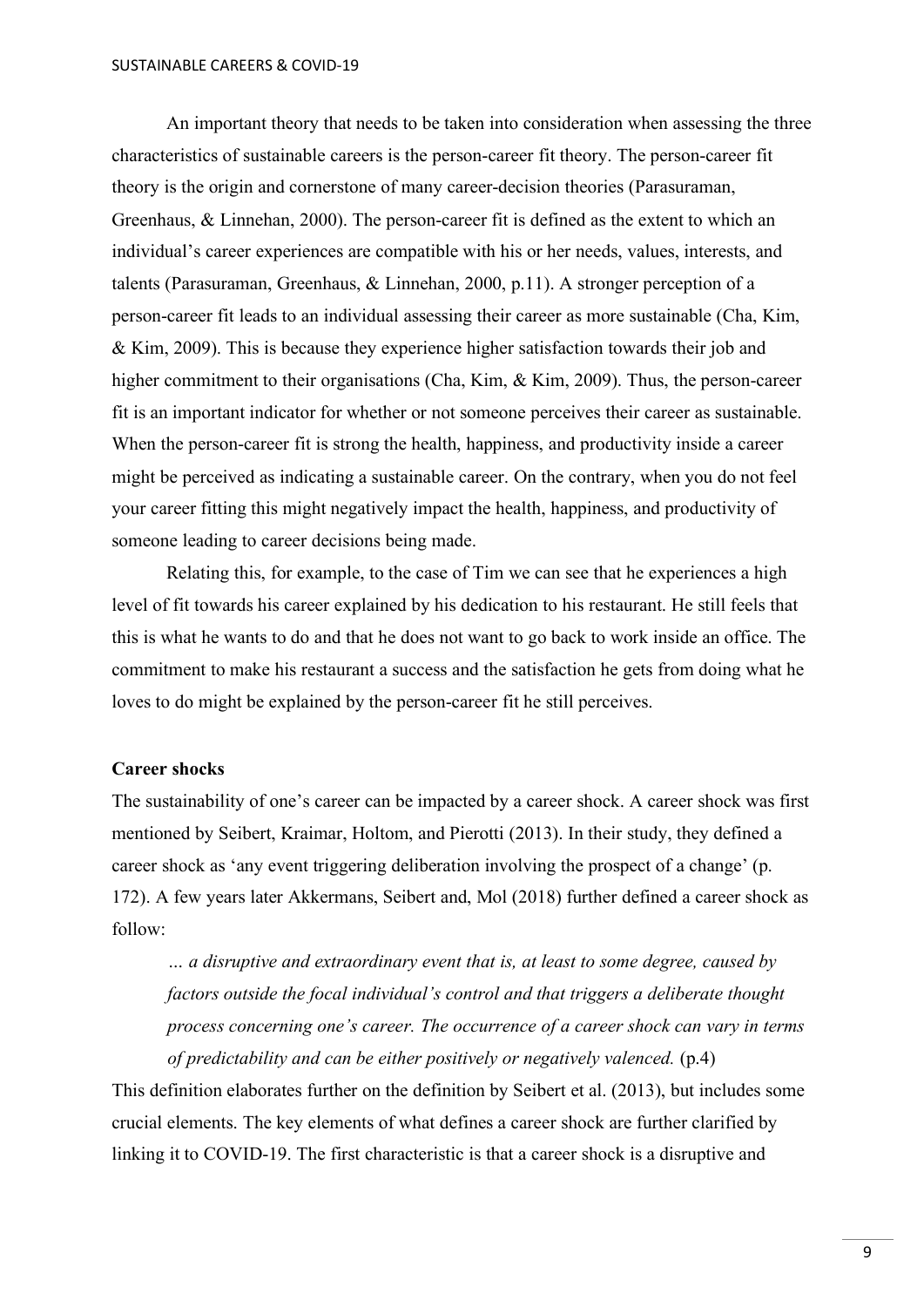An important theory that needs to be taken into consideration when assessing the three characteristics of sustainable careers is the person-career fit theory. The person-career fit theory is the origin and cornerstone of many career-decision theories (Parasuraman, Greenhaus, & Linnehan, 2000). The person-career fit is defined as the extent to which an individual's career experiences are compatible with his or her needs, values, interests, and talents (Parasuraman, Greenhaus, & Linnehan, 2000, p.11). A stronger perception of a person-career fit leads to an individual assessing their career as more sustainable (Cha, Kim, & Kim, 2009). This is because they experience higher satisfaction towards their job and higher commitment to their organisations (Cha, Kim, & Kim, 2009). Thus, the person-career fit is an important indicator for whether or not someone perceives their career as sustainable. When the person-career fit is strong the health, happiness, and productivity inside a career might be perceived as indicating a sustainable career. On the contrary, when you do not feel your career fitting this might negatively impact the health, happiness, and productivity of someone leading to career decisions being made.

Relating this, for example, to the case of Tim we can see that he experiences a high level of fit towards his career explained by his dedication to his restaurant. He still feels that this is what he wants to do and that he does not want to go back to work inside an office. The commitment to make his restaurant a success and the satisfaction he gets from doing what he loves to do might be explained by the person-career fit he still perceives.

**Career shocks**

The sustainability of one's career can be impacted by a career shock. A career shock was first mentioned by Seibert, Kraimar, Holtom, and Pierotti (2013). In their study, they defined a career shock as 'any event triggering deliberation involving the prospect of a change' (p. 172). A few years later Akkermans, Seibert and, Mol (2018) further defined a career shock as follow:

> *… a disruptive and extraordinary event that is, at least to some degree, caused by factors outside the focal individual's control and that triggers a deliberate thought process concerning one's career. The occurrence of a career shock can vary in terms of predictability and can be either positively or negatively valenced.* (p.4)

This definition elaborates further on the definition by Seibert et al. (2013), but includes some crucial elements. The key elements of what defines a career shock are further clarified by linking it to COVID-19. The first characteristic is that a career shock is a disruptive and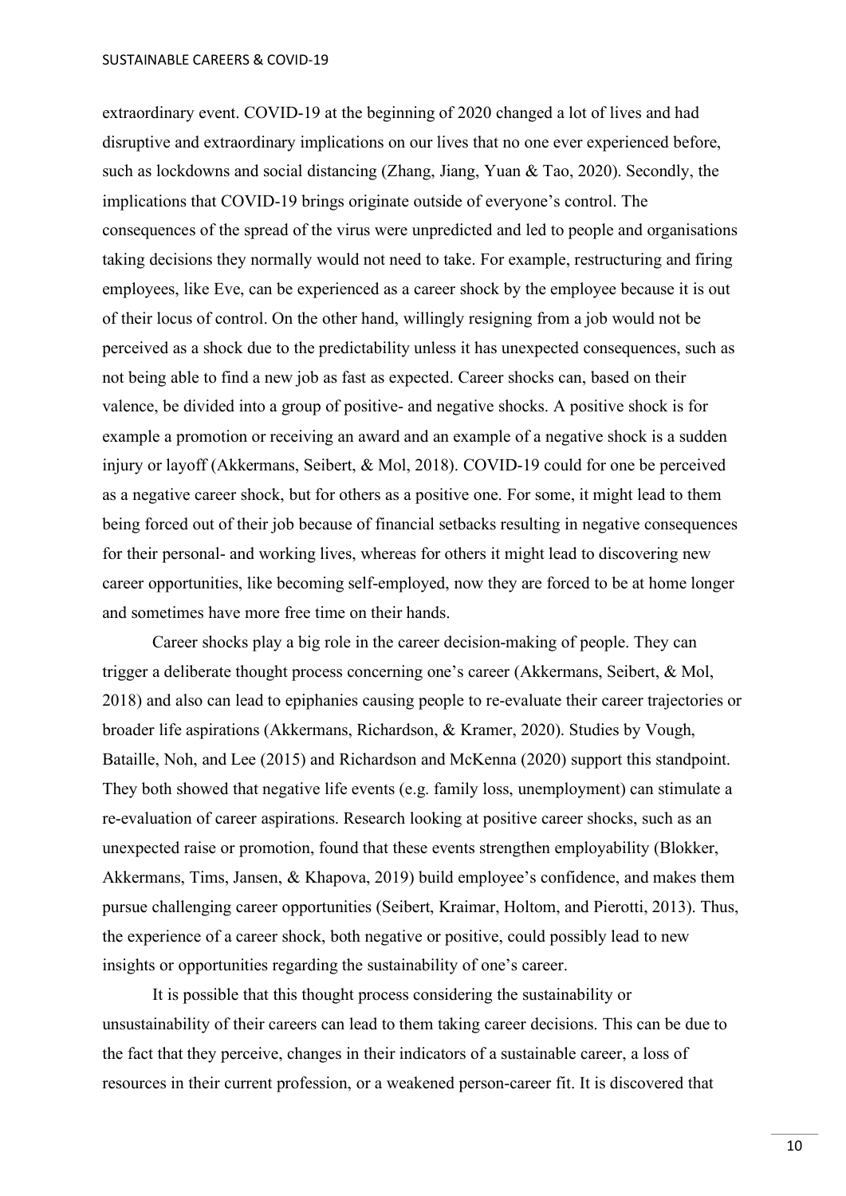extraordinary event. COVID-19 at the beginning of 2020 changed a lot of lives and had disruptive and extraordinary implications on our lives that no one ever experienced before, such as lockdowns and social distancing (Zhang, Jiang, Yuan & Tao, 2020). Secondly, the implications that COVID-19 brings originate outside of everyone's control. The consequences of the spread of the virus were unpredicted and led to people and organisations taking decisions they normally would not need to take. For example, restructuring and firing employees, like Eve, can be experienced as a career shock by the employee because it is out of their locus of control. On the other hand, willingly resigning from a job would not be perceived as a shock due to the predictability unless it has unexpected consequences, such as not being able to find a new job as fast as expected. Career shocks can, based on their valence, be divided into a group of positive- and negative shocks. A positive shock is for example a promotion or receiving an award and an example of a negative shock is a sudden injury or layoff (Akkermans, Seibert, & Mol, 2018). COVID-19 could for one be perceived as a negative career shock, but for others as a positive one. For some, it might lead to them being forced out of their job because of financial setbacks resulting in negative consequences for their personal- and working lives, whereas for others it might lead to discovering new career opportunities, like becoming self-employed, now they are forced to be at home longer and sometimes have more free time on their hands.

Career shocks play a big role in the career decision-making of people. They can trigger a deliberate thought process concerning one's career (Akkermans, Seibert, & Mol, 2018) and also can lead to epiphanies causing people to re-evaluate their career trajectories or broader life aspirations (Akkermans, Richardson, & Kramer, 2020). Studies by Vough, Bataille, Noh, and Lee (2015) and Richardson and McKenna (2020) support this standpoint. They both showed that negative life events (e.g. family loss, unemployment) can stimulate a re-evaluation of career aspirations. Research looking at positive career shocks, such as an unexpected raise or promotion, found that these events strengthen employability (Blokker, Akkermans, Tims, Jansen, & Khapova, 2019) build employee's confidence, and makes them pursue challenging career opportunities (Seibert, Kraimar, Holtom, and Pierotti, 2013). Thus, the experience of a career shock, both negative or positive, could possibly lead to new insights or opportunities regarding the sustainability of one's career.

It is possible that this thought process considering the sustainability or unsustainability of their careers can lead to them taking career decisions. This can be due to the fact that they perceive, changes in their indicators of a sustainable career, a loss of resources in their current profession, or a weakened person-career fit. It is discovered that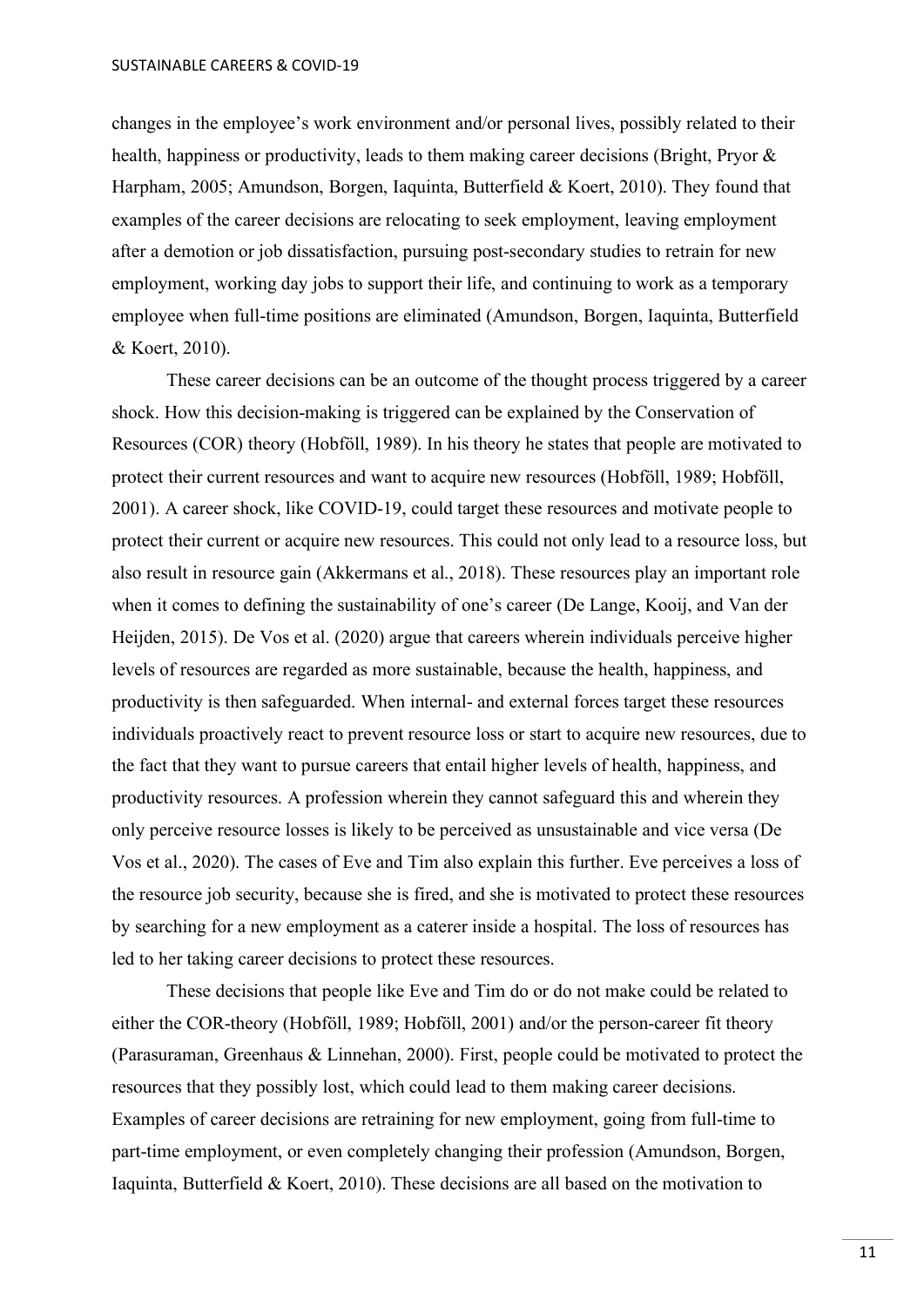changes in the employee's work environment and/or personal lives, possibly related to their health, happiness or productivity, leads to them making career decisions (Bright, Pryor & Harpham, 2005; Amundson, Borgen, Iaquinta, Butterfield & Koert, 2010). They found that examples of the career decisions are relocating to seek employment, leaving employment after a demotion or job dissatisfaction, pursuing post-secondary studies to retrain for new employment, working day jobs to support their life, and continuing to work as a temporary employee when full-time positions are eliminated (Amundson, Borgen, Iaquinta, Butterfield & Koert, 2010).

These career decisions can be an outcome of the thought process triggered by a career shock. How this decision-making is triggered can be explained by the Conservation of Resources (COR) theory (Hobföll, 1989). In his theory he states that people are motivated to protect their current resources and want to acquire new resources (Hobföll, 1989; Hobföll, 2001). A career shock, like COVID-19, could target these resources and motivate people to protect their current or acquire new resources. This could not only lead to a resource loss, but also result in resource gain (Akkermans et al., 2018). These resources play an important role when it comes to defining the sustainability of one's career (De Lange, Kooij, and Van der Heijden, 2015). De Vos et al. (2020) argue that careers wherein individuals perceive higher levels of resources are regarded as more sustainable, because the health, happiness, and productivity is then safeguarded. When internal- and external forces target these resources individuals proactively react to prevent resource loss or start to acquire new resources, due to the fact that they want to pursue careers that entail higher levels of health, happiness, and productivity resources. A profession wherein they cannot safeguard this and wherein they only perceive resource losses is likely to be perceived as unsustainable and vice versa (De Vos et al., 2020). The cases of Eve and Tim also explain this further. Eve perceives a loss of the resource job security, because she is fired, and she is motivated to protect these resources by searching for a new employment as a caterer inside a hospital. The loss of resources has led to her taking career decisions to protect these resources.

These decisions that people like Eve and Tim do or do not make could be related to either the COR-theory (Hobföll, 1989; Hobföll, 2001) and/or the person-career fit theory (Parasuraman, Greenhaus & Linnehan, 2000). First, people could be motivated to protect the resources that they possibly lost, which could lead to them making career decisions. Examples of career decisions are retraining for new employment, going from full-time to part-time employment, or even completely changing their profession (Amundson, Borgen, Iaquinta, Butterfield & Koert, 2010). These decisions are all based on the motivation to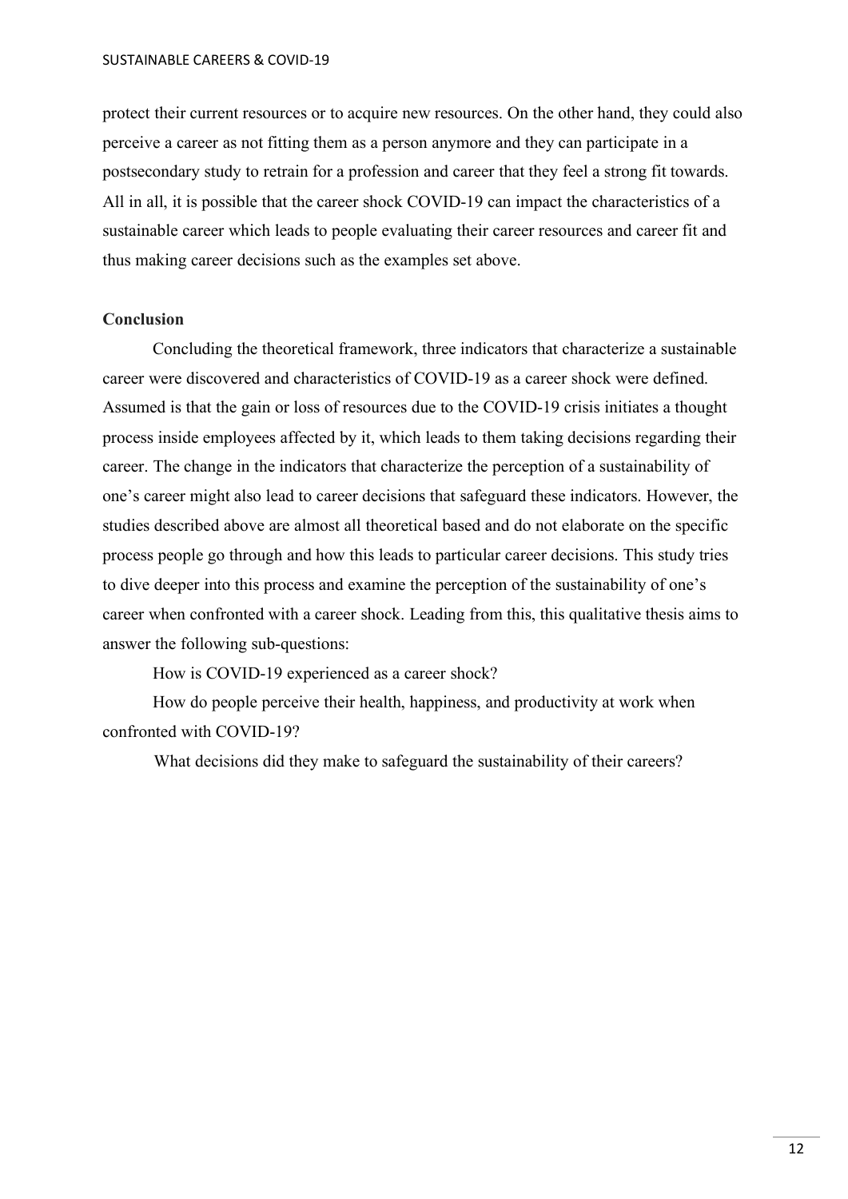protect their current resources or to acquire new resources. On the other hand, they could also perceive a career as not fitting them as a person anymore and they can participate in a postsecondary study to retrain for a profession and career that they feel a strong fit towards. All in all, it is possible that the career shock COVID-19 can impact the characteristics of a sustainable career which leads to people evaluating their career resources and career fit and thus making career decisions such as the examples set above.

### Conclusion

Concluding the theoretical framework, three indicators that characterize a sustainable career were discovered and characteristics of COVID-19 as a career shock were defined. Assumed is that the gain or loss of resources due to the COVID-19 crisis initiates a thought process inside employees affected by it, which leads to them taking decisions regarding their career. The change in the indicators that characterize the perception of a sustainability of one's career might also lead to career decisions that safeguard these indicators. However, the studies described above are almost all theoretical based and do not elaborate on the specific process people go through and how this leads to particular career decisions. This study tries to dive deeper into this process and examine the perception of the sustainability of one's career when confronted with a career shock. Leading from this, this qualitative thesis aims to answer the following sub-questions:

How is COVID-19 experienced as a career shock?

How do people perceive their health, happiness, and productivity at work when confronted with COVID-19?

What decisions did they make to safeguard the sustainability of their careers?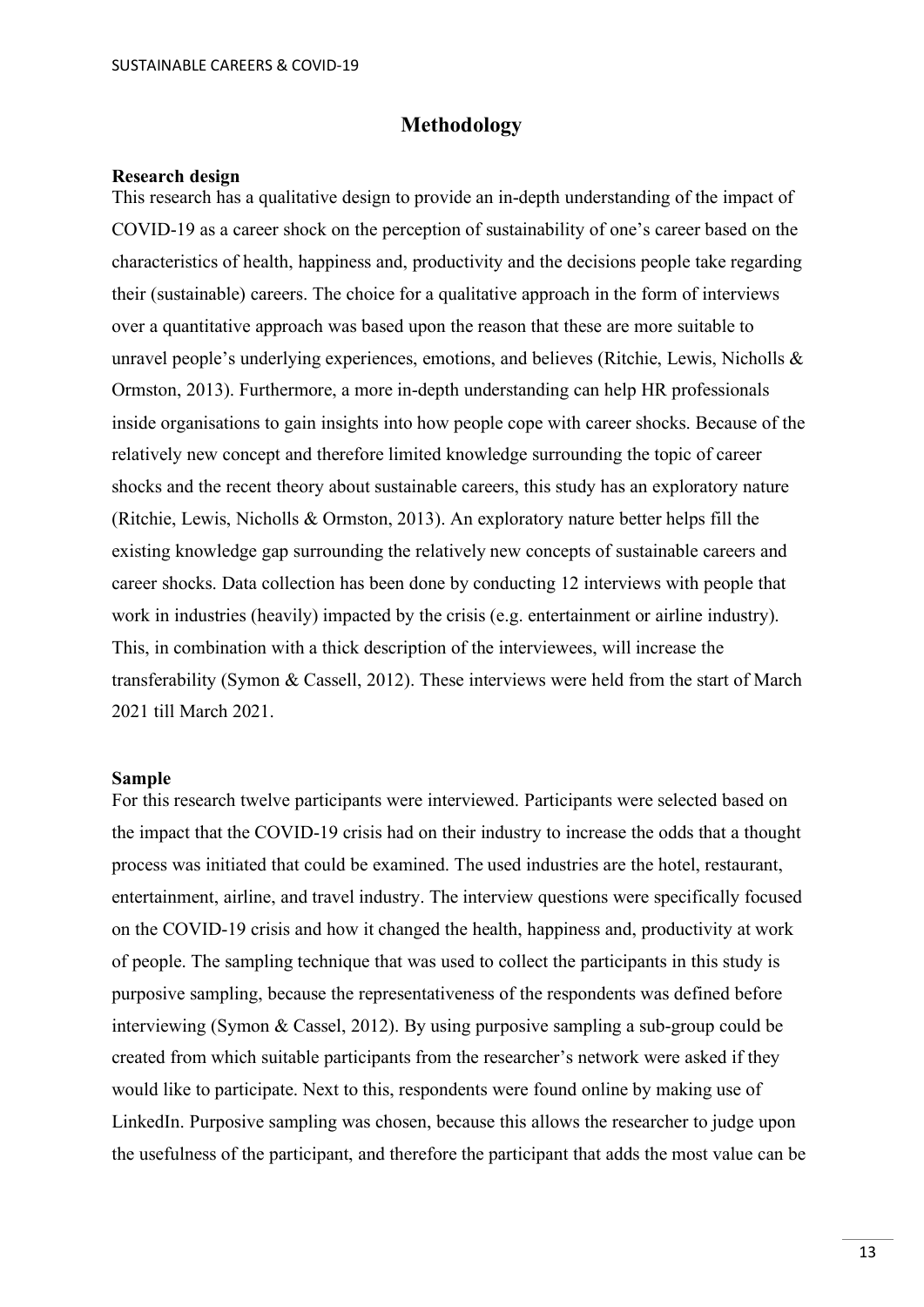# Methodology

### Research design

This research has a qualitative design to provide an in-depth understanding of the impact of COVID-19 as a career shock on the perception of sustainability of one's career based on the characteristics of health, happiness and, productivity and the decisions people take regarding their (sustainable) careers. The choice for a qualitative approach in the form of interviews over a quantitative approach was based upon the reason that these are more suitable to unravel people's underlying experiences, emotions, and believes (Ritchie, Lewis, Nicholls & Ormston, 2013). Furthermore, a more in-depth understanding can help HR professionals inside organisations to gain insights into how people cope with career shocks. Because of the relatively new concept and therefore limited knowledge surrounding the topic of career shocks and the recent theory about sustainable careers, this study has an exploratory nature (Ritchie, Lewis, Nicholls & Ormston, 2013). An exploratory nature better helps fill the existing knowledge gap surrounding the relatively new concepts of sustainable careers and career shocks. Data collection has been done by conducting 12 interviews with people that work in industries (heavily) impacted by the crisis (e.g. entertainment or airline industry). This, in combination with a thick description of the interviewees, will increase the transferability (Symon & Cassell, 2012). These interviews were held from the start of March 2021 till March 2021.

### Sample

For this research twelve participants were interviewed. Participants were selected based on the impact that the COVID-19 crisis had on their industry to increase the odds that a thought process was initiated that could be examined. The used industries are the hotel, restaurant, entertainment, airline, and travel industry. The interview questions were specifically focused on the COVID-19 crisis and how it changed the health, happiness and, productivity at work of people. The sampling technique that was used to collect the participants in this study is purposive sampling, because the representativeness of the respondents was defined before interviewing (Symon & Cassel, 2012). By using purposive sampling a sub-group could be created from which suitable participants from the researcher's network were asked if they would like to participate. Next to this, respondents were found online by making use of LinkedIn. Purposive sampling was chosen, because this allows the researcher to judge upon the usefulness of the participant, and therefore the participant that adds the most value can be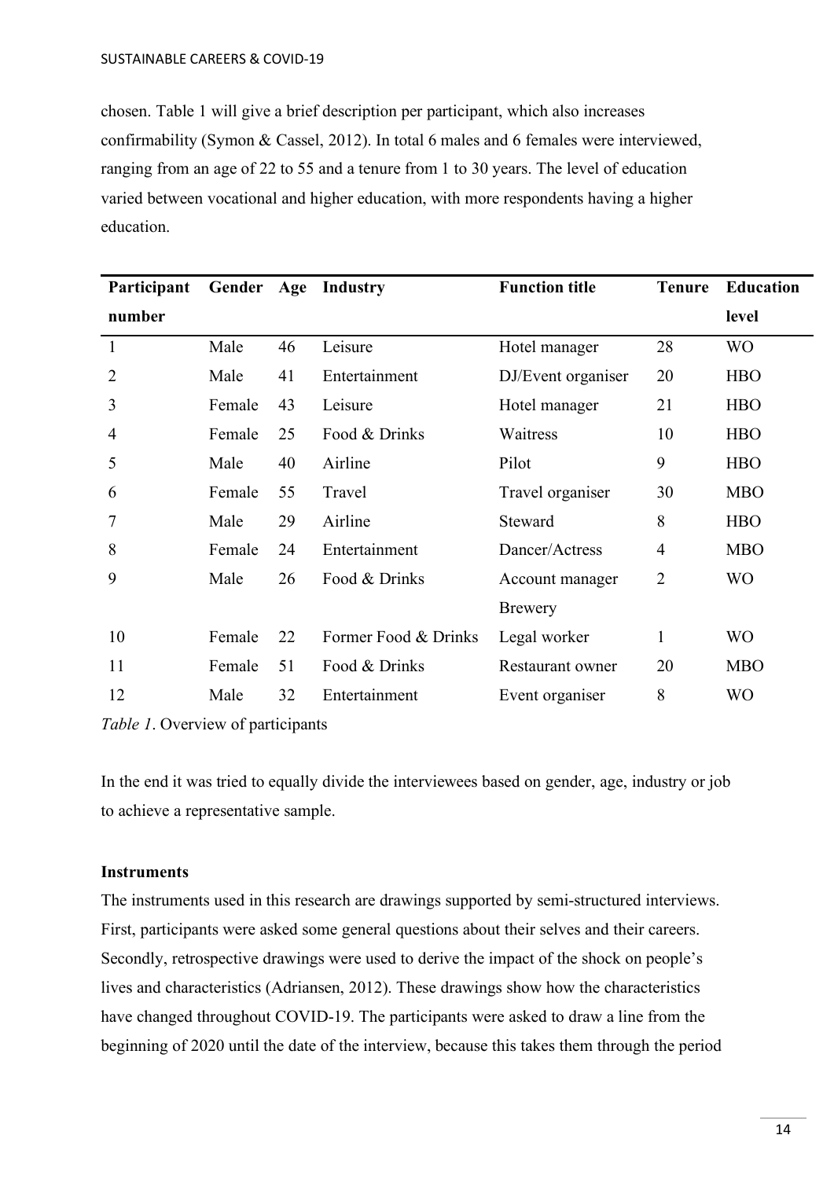chosen. Table 1 will give a brief description per participant, which also increases confirmability (Symon & Cassel, 2012). In total 6 males and 6 females were interviewed, ranging from an age of 22 to 55 and a tenure from 1 to 30 years. The level of education varied between vocational and higher education, with more respondents having a higher education.

| Participant number | Gender | Age | Industry | Function title | Tenure | Education level |
|---|---|---|---|---|---|---|
| 1 | Male | 46 | Leisure | Hotel manager | 28 | WO |
| 2 | Male | 41 | Entertainment | DJ/Event organiser | 20 | HBO |
| 3 | Female | 43 | Leisure | Hotel manager | 21 | HBO |
| 4 | Female | 25 | Food & Drinks | Waitress | 10 | HBO |
| 5 | Male | 40 | Airline | Pilot | 9 | HBO |
| 6 | Female | 55 | Travel | Travel organiser | 30 | MBO |
| 7 | Male | 29 | Airline | Steward | 8 | HBO |
| 8 | Female | 24 | Entertainment | Dancer/Actress | 4 | MBO |
| 9 | Male | 26 | Food & Drinks | Account manager Brewery | 2 | WO |
| 10 | Female | 22 | Former Food & Drinks | Legal worker | 1 | WO |
| 11 | Female | 51 | Food & Drinks | Restaurant owner | 20 | MBO |
| 12 | Male | 32 | Entertainment | Event organiser | 8 | WO |

*Table 1*. Overview of participants

In the end it was tried to equally divide the interviewees based on gender, age, industry or job to achieve a representative sample.

**Instruments**

The instruments used in this research are drawings supported by semi-structured interviews. First, participants were asked some general questions about their selves and their careers. Secondly, retrospective drawings were used to derive the impact of the shock on people's lives and characteristics (Adriansen, 2012). These drawings show how the characteristics have changed throughout COVID-19. The participants were asked to draw a line from the beginning of 2020 until the date of the interview, because this takes them through the period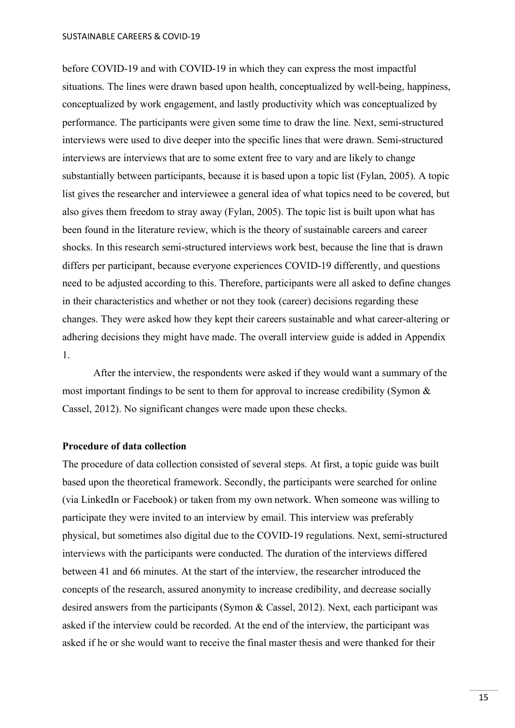before COVID-19 and with COVID-19 in which they can express the most impactful situations. The lines were drawn based upon health, conceptualized by well-being, happiness, conceptualized by work engagement, and lastly productivity which was conceptualized by performance. The participants were given some time to draw the line. Next, semi-structured interviews were used to dive deeper into the specific lines that were drawn. Semi-structured interviews are interviews that are to some extent free to vary and are likely to change substantially between participants, because it is based upon a topic list (Fylan, 2005). A topic list gives the researcher and interviewee a general idea of what topics need to be covered, but also gives them freedom to stray away (Fylan, 2005). The topic list is built upon what has been found in the literature review, which is the theory of sustainable careers and career shocks. In this research semi-structured interviews work best, because the line that is drawn differs per participant, because everyone experiences COVID-19 differently, and questions need to be adjusted according to this. Therefore, participants were all asked to define changes in their characteristics and whether or not they took (career) decisions regarding these changes. They were asked how they kept their careers sustainable and what career-altering or adhering decisions they might have made. The overall interview guide is added in Appendix 1.

After the interview, the respondents were asked if they would want a summary of the most important findings to be sent to them for approval to increase credibility (Symon & Cassel, 2012). No significant changes were made upon these checks.

**Procedure of data collection**

The procedure of data collection consisted of several steps. At first, a topic guide was built based upon the theoretical framework. Secondly, the participants were searched for online (via LinkedIn or Facebook) or taken from my own network. When someone was willing to participate they were invited to an interview by email. This interview was preferably physical, but sometimes also digital due to the COVID-19 regulations. Next, semi-structured interviews with the participants were conducted. The duration of the interviews differed between 41 and 66 minutes. At the start of the interview, the researcher introduced the concepts of the research, assured anonymity to increase credibility, and decrease socially desired answers from the participants (Symon & Cassel, 2012). Next, each participant was asked if the interview could be recorded. At the end of the interview, the participant was asked if he or she would want to receive the final master thesis and were thanked for their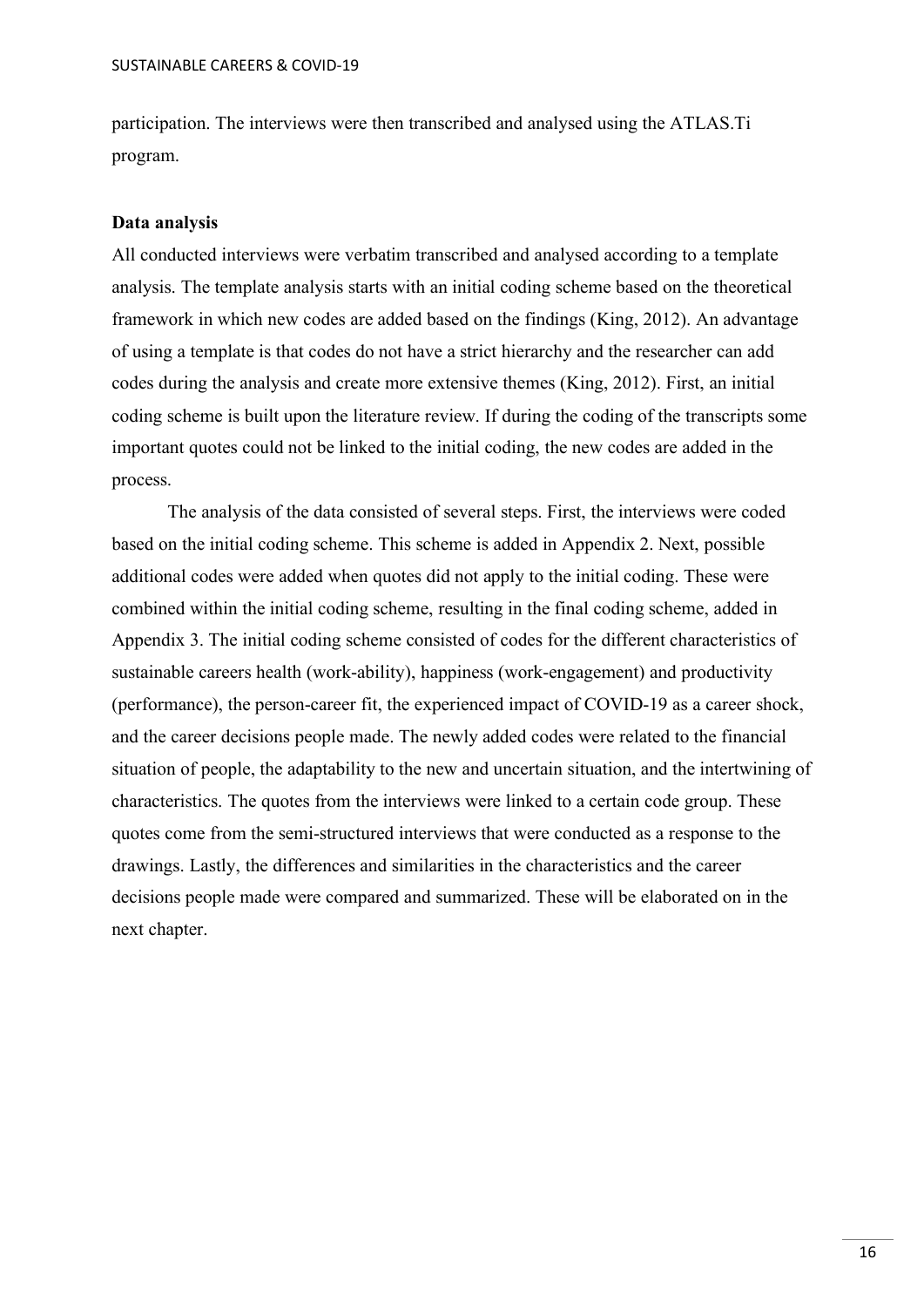participation. The interviews were then transcribed and analysed using the ATLAS.Ti program.

**Data analysis**

All conducted interviews were verbatim transcribed and analysed according to a template analysis. The template analysis starts with an initial coding scheme based on the theoretical framework in which new codes are added based on the findings (King, 2012). An advantage of using a template is that codes do not have a strict hierarchy and the researcher can add codes during the analysis and create more extensive themes (King, 2012). First, an initial coding scheme is built upon the literature review. If during the coding of the transcripts some important quotes could not be linked to the initial coding, the new codes are added in the process.

The analysis of the data consisted of several steps. First, the interviews were coded based on the initial coding scheme. This scheme is added in Appendix 2. Next, possible additional codes were added when quotes did not apply to the initial coding. These were combined within the initial coding scheme, resulting in the final coding scheme, added in Appendix 3. The initial coding scheme consisted of codes for the different characteristics of sustainable careers health (work-ability), happiness (work-engagement) and productivity (performance), the person-career fit, the experienced impact of COVID-19 as a career shock, and the career decisions people made. The newly added codes were related to the financial situation of people, the adaptability to the new and uncertain situation, and the intertwining of characteristics. The quotes from the interviews were linked to a certain code group. These quotes come from the semi-structured interviews that were conducted as a response to the drawings. Lastly, the differences and similarities in the characteristics and the career decisions people made were compared and summarized. These will be elaborated on in the next chapter.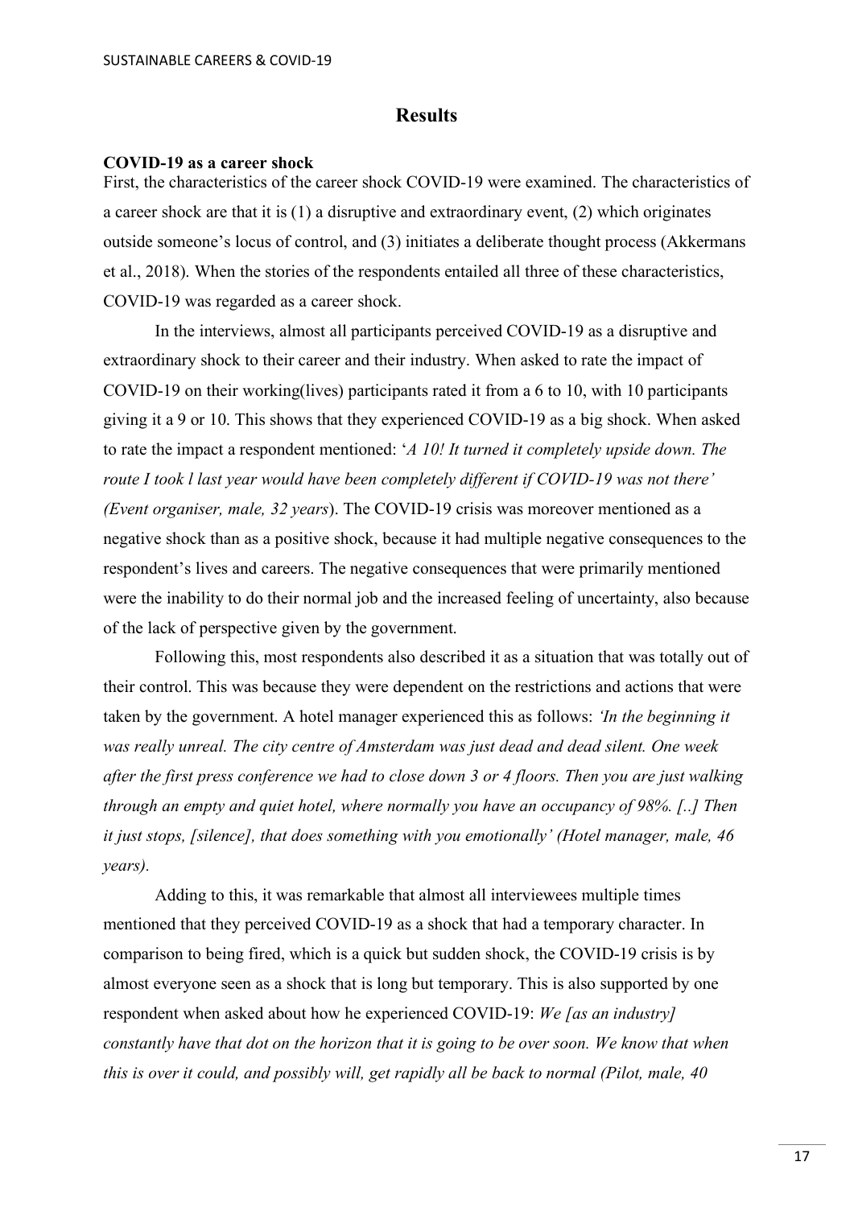# Results

### COVID-19 as a career shock

First, the characteristics of the career shock COVID-19 were examined. The characteristics of a career shock are that it is (1) a disruptive and extraordinary event, (2) which originates outside someone's locus of control, and (3) initiates a deliberate thought process (Akkermans et al., 2018). When the stories of the respondents entailed all three of these characteristics, COVID-19 was regarded as a career shock.

In the interviews, almost all participants perceived COVID-19 as a disruptive and extraordinary shock to their career and their industry. When asked to rate the impact of COVID-19 on their working(lives) participants rated it from a 6 to 10, with 10 participants giving it a 9 or 10. This shows that they experienced COVID-19 as a big shock. When asked to rate the impact a respondent mentioned: '*A 10! It turned it completely upside down. The route I took l last year would have been completely different if COVID-19 was not there' (Event organiser, male, 32 years*). The COVID-19 crisis was moreover mentioned as a negative shock than as a positive shock, because it had multiple negative consequences to the respondent's lives and careers. The negative consequences that were primarily mentioned were the inability to do their normal job and the increased feeling of uncertainty, also because of the lack of perspective given by the government.

Following this, most respondents also described it as a situation that was totally out of their control. This was because they were dependent on the restrictions and actions that were taken by the government. A hotel manager experienced this as follows: *'In the beginning it was really unreal. The city centre of Amsterdam was just dead and dead silent. One week after the first press conference we had to close down 3 or 4 floors. Then you are just walking through an empty and quiet hotel, where normally you have an occupancy of 98%. [..] Then it just stops, [silence], that does something with you emotionally' (Hotel manager, male, 46 years).*

Adding to this, it was remarkable that almost all interviewees multiple times mentioned that they perceived COVID-19 as a shock that had a temporary character. In comparison to being fired, which is a quick but sudden shock, the COVID-19 crisis is by almost everyone seen as a shock that is long but temporary. This is also supported by one respondent when asked about how he experienced COVID-19: *We [as an industry] constantly have that dot on the horizon that it is going to be over soon. We know that when this is over it could, and possibly will, get rapidly all be back to normal (Pilot, male, 40*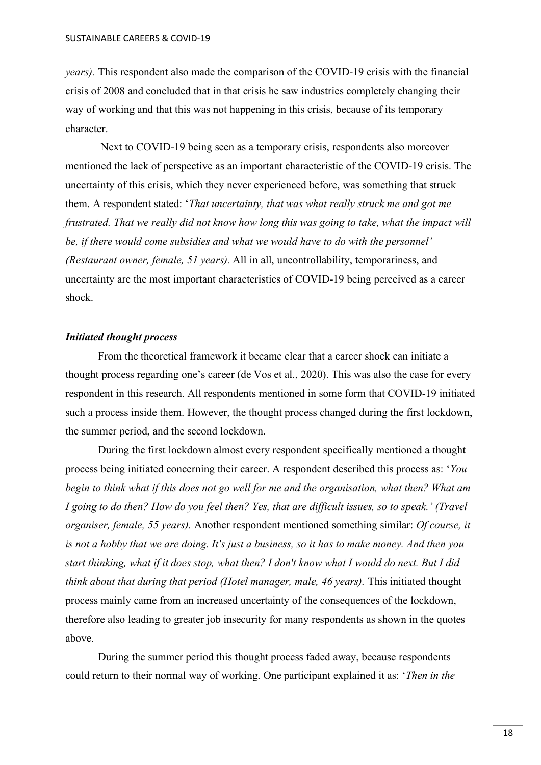*years).* This respondent also made the comparison of the COVID-19 crisis with the financial crisis of 2008 and concluded that in that crisis he saw industries completely changing their way of working and that this was not happening in this crisis, because of its temporary character.

Next to COVID-19 being seen as a temporary crisis, respondents also moreover mentioned the lack of perspective as an important characteristic of the COVID-19 crisis. The uncertainty of this crisis, which they never experienced before, was something that struck them. A respondent stated: '*That uncertainty, that was what really struck me and got me frustrated. That we really did not know how long this was going to take, what the impact will be, if there would come subsidies and what we would have to do with the personnel' (Restaurant owner, female, 51 years).* All in all, uncontrollability, temporariness, and uncertainty are the most important characteristics of COVID-19 being perceived as a career shock.

### *Initiated thought process*

From the theoretical framework it became clear that a career shock can initiate a thought process regarding one's career (de Vos et al., 2020). This was also the case for every respondent in this research. All respondents mentioned in some form that COVID-19 initiated such a process inside them. However, the thought process changed during the first lockdown, the summer period, and the second lockdown.

During the first lockdown almost every respondent specifically mentioned a thought process being initiated concerning their career. A respondent described this process as: '*You begin to think what if this does not go well for me and the organisation, what then? What am I going to do then? How do you feel then? Yes, that are difficult issues, so to speak.' (Travel organiser, female, 55 years).* Another respondent mentioned something similar: *Of course, it is not a hobby that we are doing. It's just a business, so it has to make money. And then you start thinking, what if it does stop, what then? I don't know what I would do next. But I did think about that during that period (Hotel manager, male, 46 years).* This initiated thought process mainly came from an increased uncertainty of the consequences of the lockdown, therefore also leading to greater job insecurity for many respondents as shown in the quotes above.

During the summer period this thought process faded away, because respondents could return to their normal way of working. One participant explained it as: '*Then in the*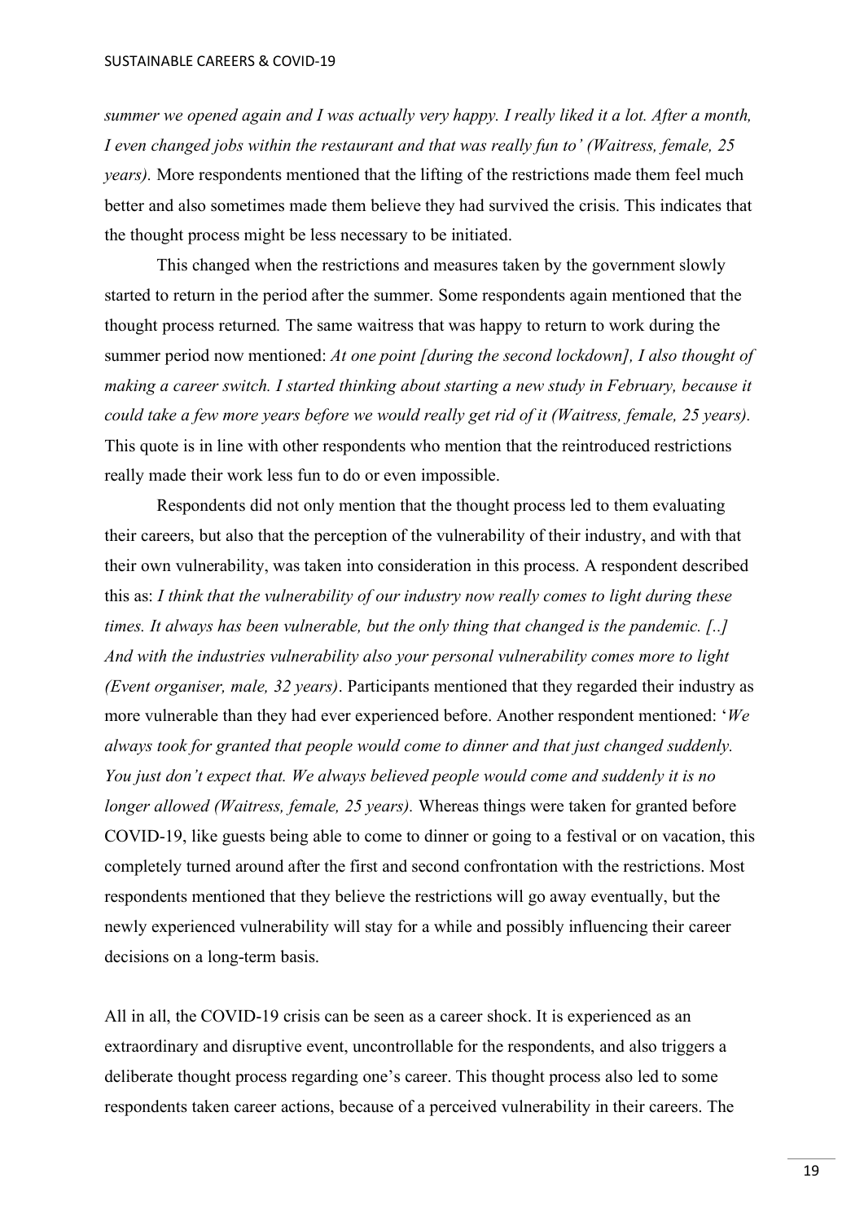*summer we opened again and I was actually very happy. I really liked it a lot. After a month, I even changed jobs within the restaurant and that was really fun to' (Waitress, female, 25 years).* More respondents mentioned that the lifting of the restrictions made them feel much better and also sometimes made them believe they had survived the crisis. This indicates that the thought process might be less necessary to be initiated.

This changed when the restrictions and measures taken by the government slowly started to return in the period after the summer. Some respondents again mentioned that the thought process returned. The same waitress that was happy to return to work during the summer period now mentioned: *At one point [during the second lockdown], I also thought of making a career switch. I started thinking about starting a new study in February, because it could take a few more years before we would really get rid of it (Waitress, female, 25 years).* This quote is in line with other respondents who mention that the reintroduced restrictions really made their work less fun to do or even impossible.

Respondents did not only mention that the thought process led to them evaluating their careers, but also that the perception of the vulnerability of their industry, and with that their own vulnerability, was taken into consideration in this process. A respondent described this as: *I think that the vulnerability of our industry now really comes to light during these times. It always has been vulnerable, but the only thing that changed is the pandemic. [..] And with the industries vulnerability also your personal vulnerability comes more to light (Event organiser, male, 32 years)*. Participants mentioned that they regarded their industry as more vulnerable than they had ever experienced before. Another respondent mentioned: '*We always took for granted that people would come to dinner and that just changed suddenly. You just don't expect that. We always believed people would come and suddenly it is no longer allowed (Waitress, female, 25 years).* Whereas things were taken for granted before COVID-19, like guests being able to come to dinner or going to a festival or on vacation, this completely turned around after the first and second confrontation with the restrictions. Most respondents mentioned that they believe the restrictions will go away eventually, but the newly experienced vulnerability will stay for a while and possibly influencing their career decisions on a long-term basis.

All in all, the COVID-19 crisis can be seen as a career shock. It is experienced as an extraordinary and disruptive event, uncontrollable for the respondents, and also triggers a deliberate thought process regarding one's career. This thought process also led to some respondents taken career actions, because of a perceived vulnerability in their careers. The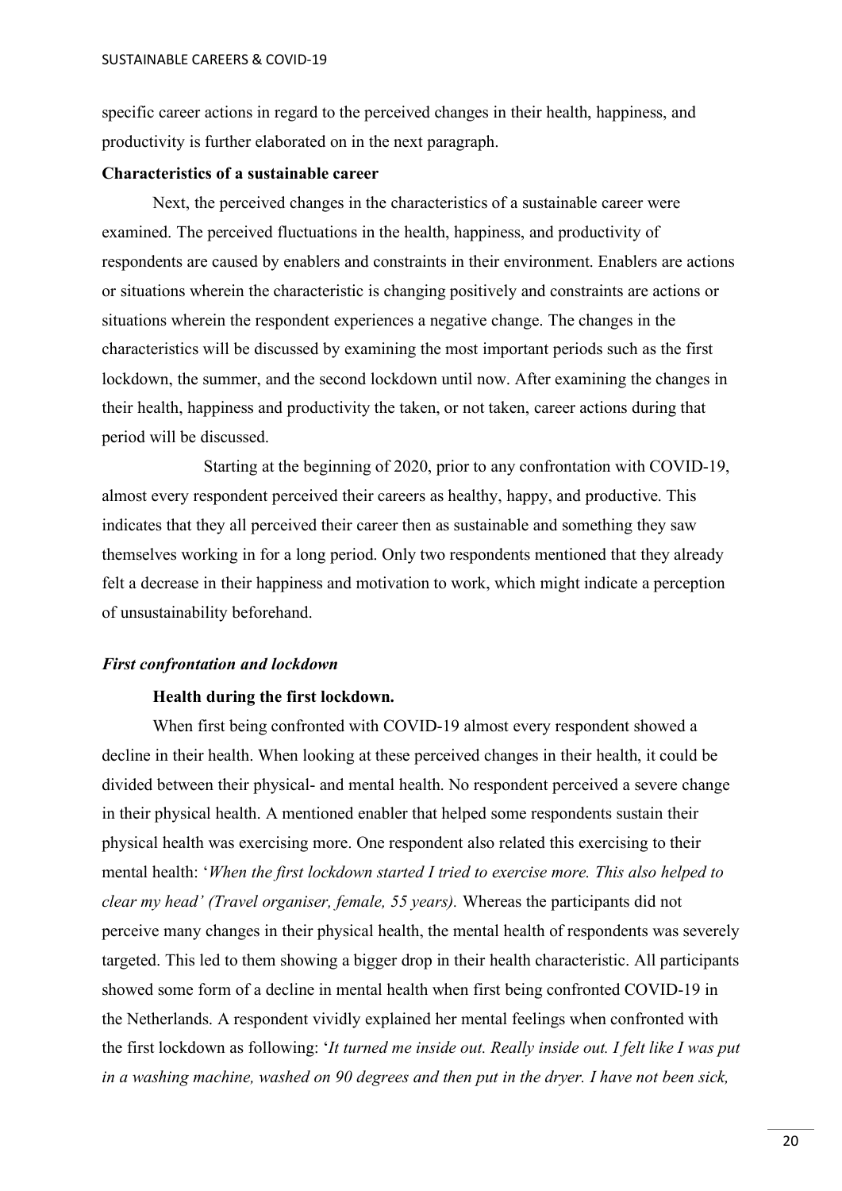specific career actions in regard to the perceived changes in their health, happiness, and productivity is further elaborated on in the next paragraph.

**Characteristics of a sustainable career**

Next, the perceived changes in the characteristics of a sustainable career were examined. The perceived fluctuations in the health, happiness, and productivity of respondents are caused by enablers and constraints in their environment. Enablers are actions or situations wherein the characteristic is changing positively and constraints are actions or situations wherein the respondent experiences a negative change. The changes in the characteristics will be discussed by examining the most important periods such as the first lockdown, the summer, and the second lockdown until now. After examining the changes in their health, happiness and productivity the taken, or not taken, career actions during that period will be discussed.

Starting at the beginning of 2020, prior to any confrontation with COVID-19, almost every respondent perceived their careers as healthy, happy, and productive. This indicates that they all perceived their career then as sustainable and something they saw themselves working in for a long period. Only two respondents mentioned that they already felt a decrease in their happiness and motivation to work, which might indicate a perception of unsustainability beforehand.

***First confrontation and lockdown***

**Health during the first lockdown.**

When first being confronted with COVID-19 almost every respondent showed a decline in their health. When looking at these perceived changes in their health, it could be divided between their physical- and mental health. No respondent perceived a severe change in their physical health. A mentioned enabler that helped some respondents sustain their physical health was exercising more. One respondent also related this exercising to their mental health: '*When the first lockdown started I tried to exercise more. This also helped to clear my head' (Travel organiser, female, 55 years).* Whereas the participants did not perceive many changes in their physical health, the mental health of respondents was severely targeted. This led to them showing a bigger drop in their health characteristic. All participants showed some form of a decline in mental health when first being confronted COVID-19 in the Netherlands. A respondent vividly explained her mental feelings when confronted with the first lockdown as following: '*It turned me inside out. Really inside out. I felt like I was put in a washing machine, washed on 90 degrees and then put in the dryer. I have not been sick,*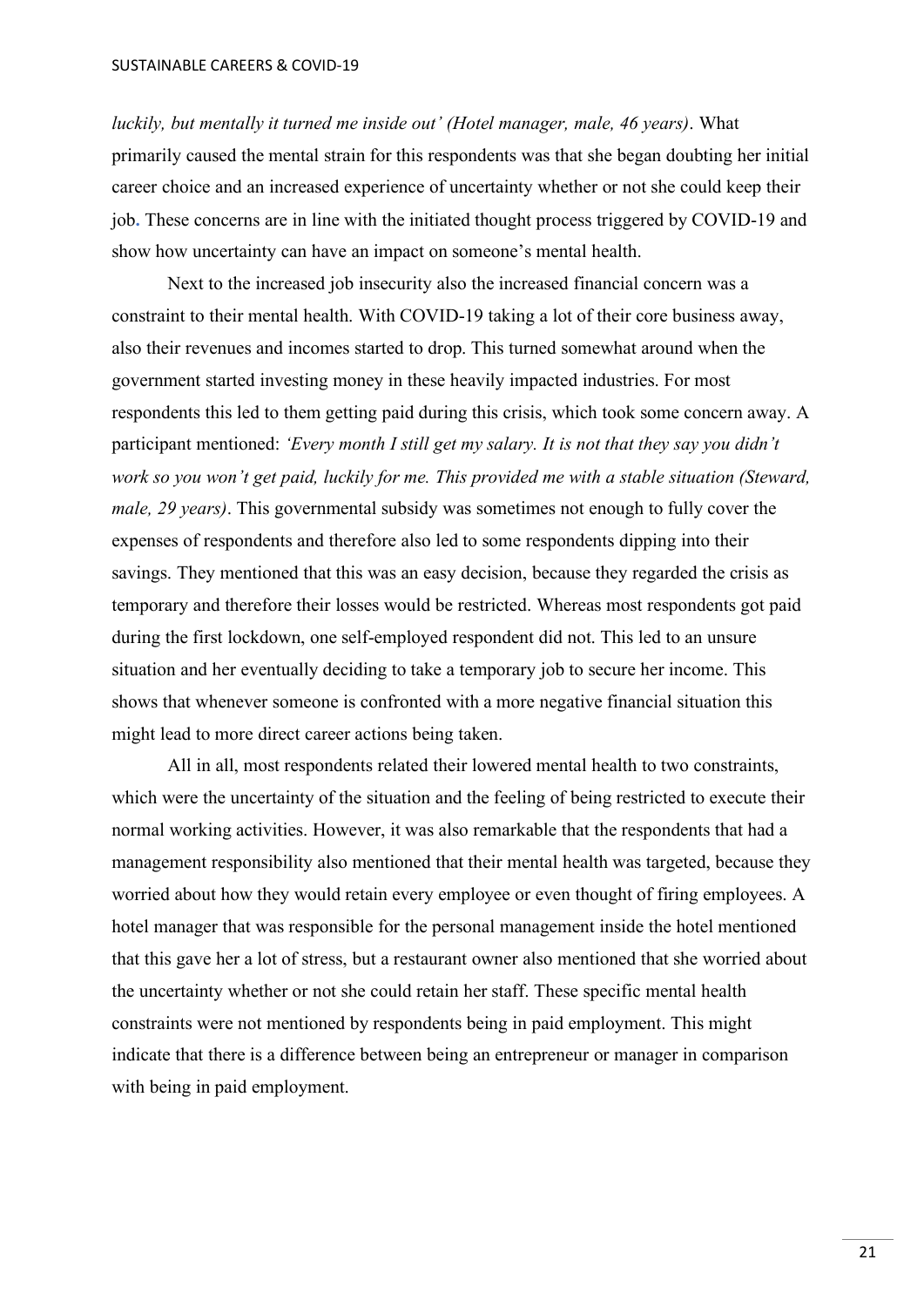*luckily, but mentally it turned me inside out' (Hotel manager, male, 46 years)*. What primarily caused the mental strain for this respondents was that she began doubting her initial career choice and an increased experience of uncertainty whether or not she could keep their job. These concerns are in line with the initiated thought process triggered by COVID-19 and show how uncertainty can have an impact on someone's mental health.

Next to the increased job insecurity also the increased financial concern was a constraint to their mental health. With COVID-19 taking a lot of their core business away, also their revenues and incomes started to drop. This turned somewhat around when the government started investing money in these heavily impacted industries. For most respondents this led to them getting paid during this crisis, which took some concern away. A participant mentioned: *'Every month I still get my salary. It is not that they say you didn't work so you won't get paid, luckily for me. This provided me with a stable situation (Steward, male, 29 years)*. This governmental subsidy was sometimes not enough to fully cover the expenses of respondents and therefore also led to some respondents dipping into their savings. They mentioned that this was an easy decision, because they regarded the crisis as temporary and therefore their losses would be restricted. Whereas most respondents got paid during the first lockdown, one self-employed respondent did not. This led to an unsure situation and her eventually deciding to take a temporary job to secure her income. This shows that whenever someone is confronted with a more negative financial situation this might lead to more direct career actions being taken.

All in all, most respondents related their lowered mental health to two constraints, which were the uncertainty of the situation and the feeling of being restricted to execute their normal working activities. However, it was also remarkable that the respondents that had a management responsibility also mentioned that their mental health was targeted, because they worried about how they would retain every employee or even thought of firing employees. A hotel manager that was responsible for the personal management inside the hotel mentioned that this gave her a lot of stress, but a restaurant owner also mentioned that she worried about the uncertainty whether or not she could retain her staff. These specific mental health constraints were not mentioned by respondents being in paid employment. This might indicate that there is a difference between being an entrepreneur or manager in comparison with being in paid employment.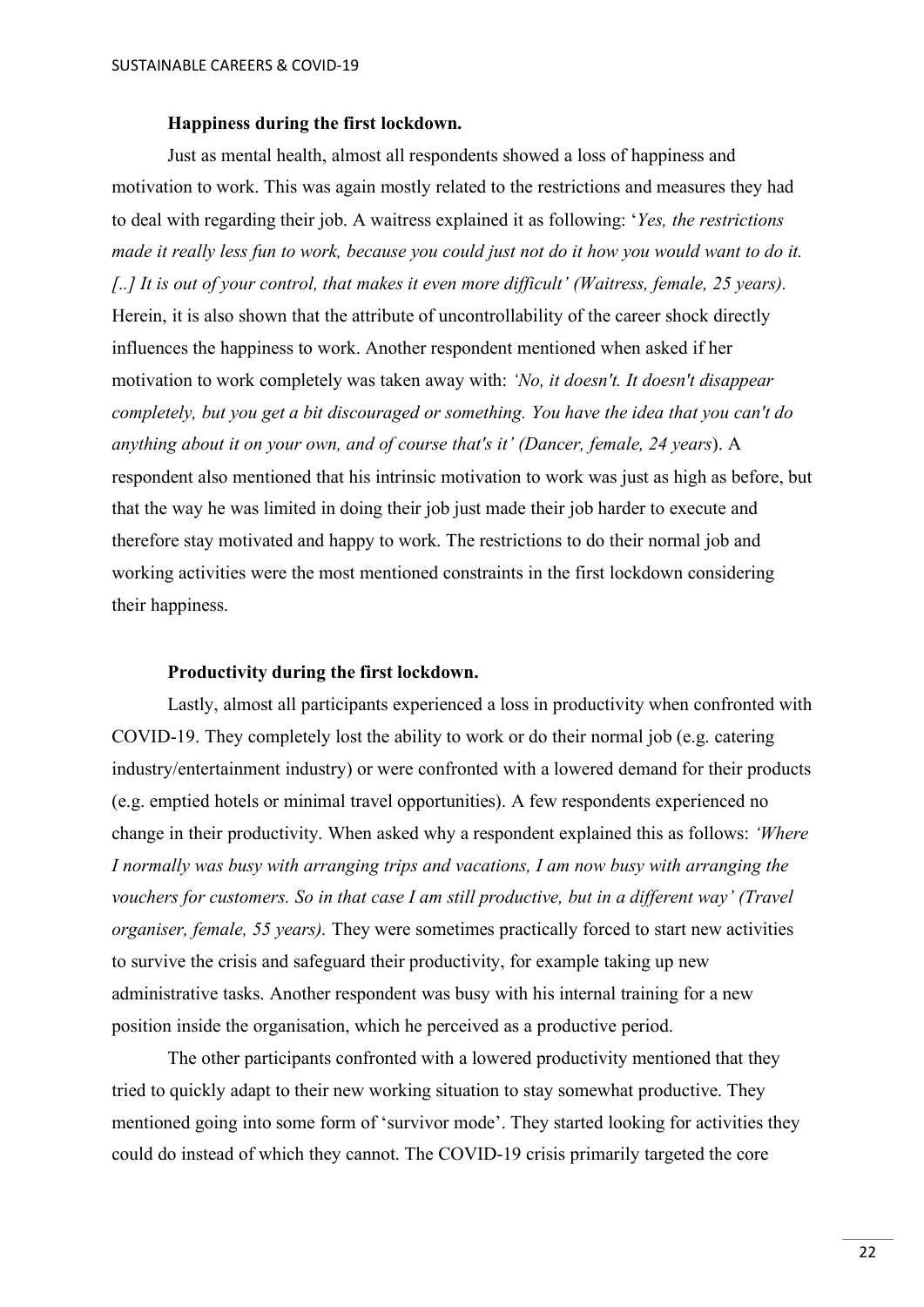### Happiness during the first lockdown.

Just as mental health, almost all respondents showed a loss of happiness and motivation to work. This was again mostly related to the restrictions and measures they had to deal with regarding their job. A waitress explained it as following: '*Yes, the restrictions made it really less fun to work, because you could just not do it how you would want to do it. [..] It is out of your control, that makes it even more difficult' (Waitress, female, 25 years).* Herein, it is also shown that the attribute of uncontrollability of the career shock directly influences the happiness to work. Another respondent mentioned when asked if her motivation to work completely was taken away with: *'No, it doesn't. It doesn't disappear completely, but you get a bit discouraged or something. You have the idea that you can't do anything about it on your own, and of course that's it' (Dancer, female, 24 years*). A respondent also mentioned that his intrinsic motivation to work was just as high as before, but that the way he was limited in doing their job just made their job harder to execute and therefore stay motivated and happy to work. The restrictions to do their normal job and working activities were the most mentioned constraints in the first lockdown considering their happiness.

### Productivity during the first lockdown.

Lastly, almost all participants experienced a loss in productivity when confronted with COVID-19. They completely lost the ability to work or do their normal job (e.g. catering industry/entertainment industry) or were confronted with a lowered demand for their products (e.g. emptied hotels or minimal travel opportunities). A few respondents experienced no change in their productivity. When asked why a respondent explained this as follows: *'Where I normally was busy with arranging trips and vacations, I am now busy with arranging the vouchers for customers. So in that case I am still productive, but in a different way' (Travel organiser, female, 55 years).* They were sometimes practically forced to start new activities to survive the crisis and safeguard their productivity, for example taking up new administrative tasks. Another respondent was busy with his internal training for a new position inside the organisation, which he perceived as a productive period.

The other participants confronted with a lowered productivity mentioned that they tried to quickly adapt to their new working situation to stay somewhat productive. They mentioned going into some form of 'survivor mode'. They started looking for activities they could do instead of which they cannot. The COVID-19 crisis primarily targeted the core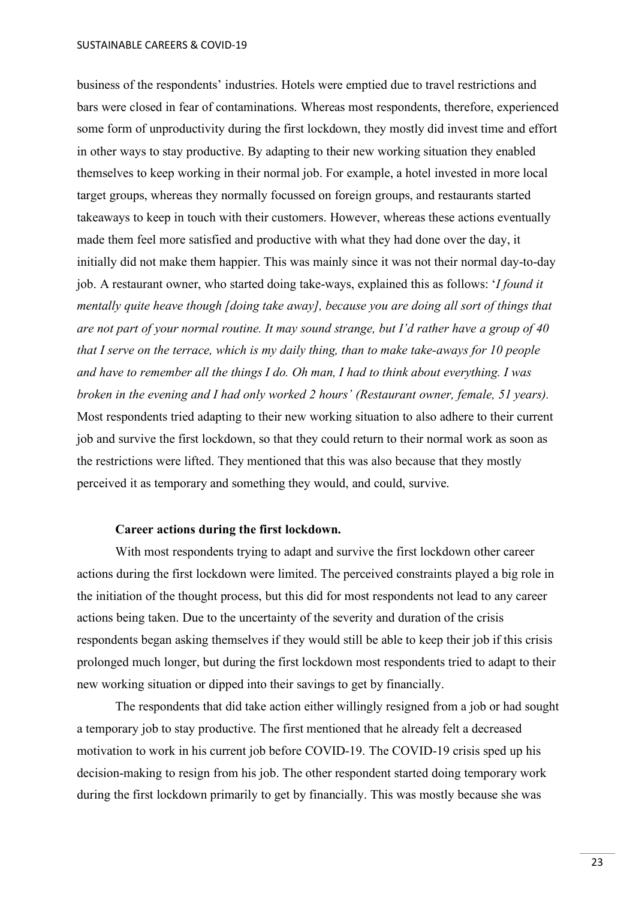business of the respondents' industries. Hotels were emptied due to travel restrictions and bars were closed in fear of contaminations. Whereas most respondents, therefore, experienced some form of unproductivity during the first lockdown, they mostly did invest time and effort in other ways to stay productive. By adapting to their new working situation they enabled themselves to keep working in their normal job. For example, a hotel invested in more local target groups, whereas they normally focussed on foreign groups, and restaurants started takeaways to keep in touch with their customers. However, whereas these actions eventually made them feel more satisfied and productive with what they had done over the day, it initially did not make them happier. This was mainly since it was not their normal day-to-day job. A restaurant owner, who started doing take-ways, explained this as follows: '*I found it mentally quite heave though [doing take away], because you are doing all sort of things that are not part of your normal routine. It may sound strange, but I'd rather have a group of 40 that I serve on the terrace, which is my daily thing, than to make take-aways for 10 people and have to remember all the things I do. Oh man, I had to think about everything. I was broken in the evening and I had only worked 2 hours' (Restaurant owner, female, 51 years).* Most respondents tried adapting to their new working situation to also adhere to their current job and survive the first lockdown, so that they could return to their normal work as soon as the restrictions were lifted. They mentioned that this was also because that they mostly perceived it as temporary and something they would, and could, survive.

**Career actions during the first lockdown.**

With most respondents trying to adapt and survive the first lockdown other career actions during the first lockdown were limited. The perceived constraints played a big role in the initiation of the thought process, but this did for most respondents not lead to any career actions being taken. Due to the uncertainty of the severity and duration of the crisis respondents began asking themselves if they would still be able to keep their job if this crisis prolonged much longer, but during the first lockdown most respondents tried to adapt to their new working situation or dipped into their savings to get by financially.

The respondents that did take action either willingly resigned from a job or had sought a temporary job to stay productive. The first mentioned that he already felt a decreased motivation to work in his current job before COVID-19. The COVID-19 crisis sped up his decision-making to resign from his job. The other respondent started doing temporary work during the first lockdown primarily to get by financially. This was mostly because she was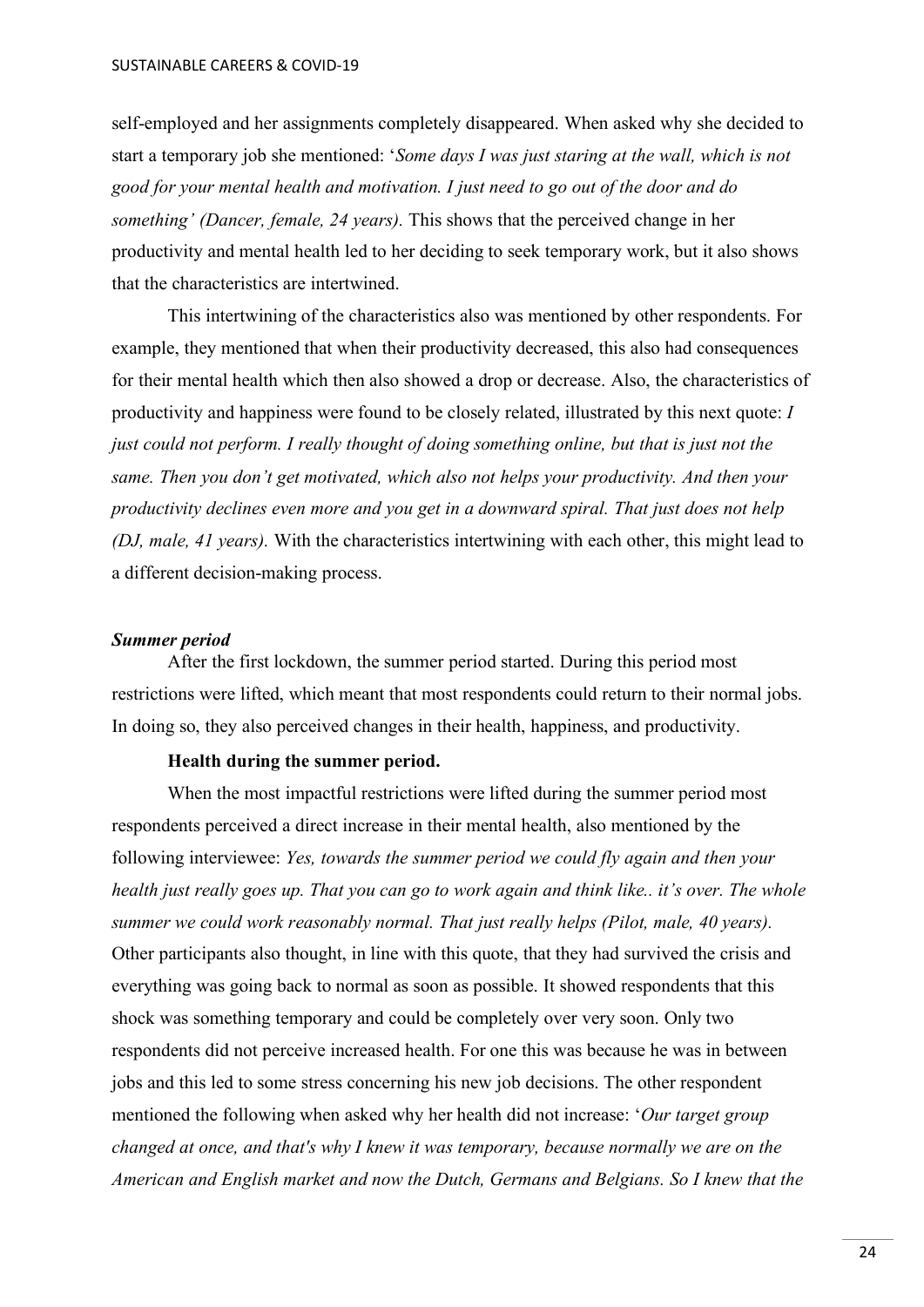self-employed and her assignments completely disappeared. When asked why she decided to start a temporary job she mentioned: '*Some days I was just staring at the wall, which is not good for your mental health and motivation. I just need to go out of the door and do something' (Dancer, female, 24 years).* This shows that the perceived change in her productivity and mental health led to her deciding to seek temporary work, but it also shows that the characteristics are intertwined.

This intertwining of the characteristics also was mentioned by other respondents. For example, they mentioned that when their productivity decreased, this also had consequences for their mental health which then also showed a drop or decrease. Also, the characteristics of productivity and happiness were found to be closely related, illustrated by this next quote: *I just could not perform. I really thought of doing something online, but that is just not the same. Then you don't get motivated, which also not helps your productivity. And then your productivity declines even more and you get in a downward spiral. That just does not help (DJ, male, 41 years).* With the characteristics intertwining with each other, this might lead to a different decision-making process.

### *Summer period*

After the first lockdown, the summer period started. During this period most restrictions were lifted, which meant that most respondents could return to their normal jobs. In doing so, they also perceived changes in their health, happiness, and productivity.

#### Health during the summer period.

When the most impactful restrictions were lifted during the summer period most respondents perceived a direct increase in their mental health, also mentioned by the following interviewee: *Yes, towards the summer period we could fly again and then your health just really goes up. That you can go to work again and think like.. it's over. The whole summer we could work reasonably normal. That just really helps (Pilot, male, 40 years).* Other participants also thought, in line with this quote, that they had survived the crisis and everything was going back to normal as soon as possible. It showed respondents that this shock was something temporary and could be completely over very soon. Only two respondents did not perceive increased health. For one this was because he was in between jobs and this led to some stress concerning his new job decisions. The other respondent mentioned the following when asked why her health did not increase: '*Our target group changed at once, and that's why I knew it was temporary, because normally we are on the American and English market and now the Dutch, Germans and Belgians. So I knew that the*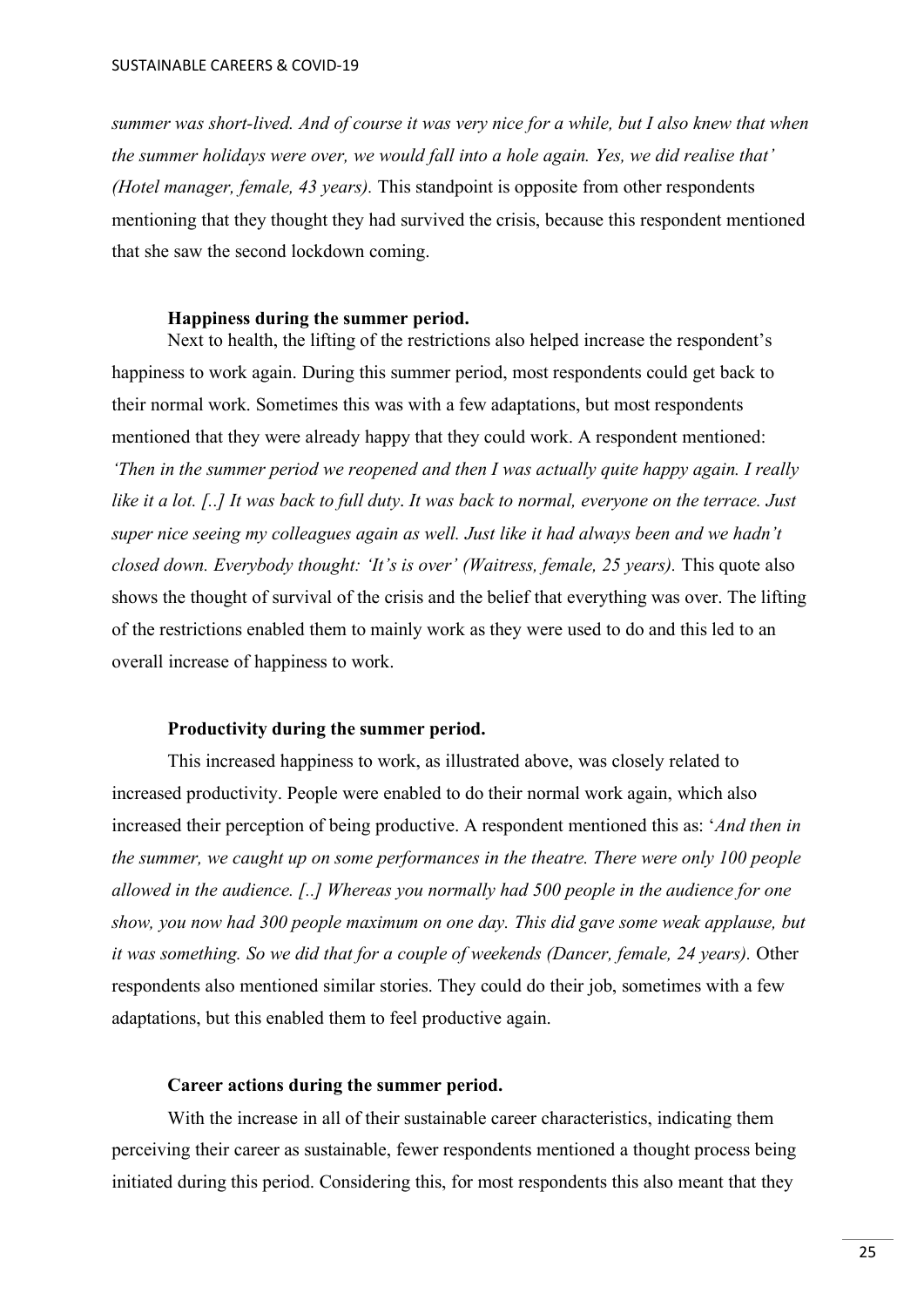*summer was short-lived. And of course it was very nice for a while, but I also knew that when the summer holidays were over, we would fall into a hole again. Yes, we did realise that' (Hotel manager, female, 43 years).* This standpoint is opposite from other respondents mentioning that they thought they had survived the crisis, because this respondent mentioned that she saw the second lockdown coming.

**Happiness during the summer period.**

Next to health, the lifting of the restrictions also helped increase the respondent's happiness to work again. During this summer period, most respondents could get back to their normal work. Sometimes this was with a few adaptations, but most respondents mentioned that they were already happy that they could work. A respondent mentioned: *'Then in the summer period we reopened and then I was actually quite happy again. I really like it a lot. [..] It was back to full duty. It was back to normal, everyone on the terrace. Just super nice seeing my colleagues again as well. Just like it had always been and we hadn't closed down. Everybody thought: 'It's is over' (Waitress, female, 25 years).* This quote also shows the thought of survival of the crisis and the belief that everything was over. The lifting of the restrictions enabled them to mainly work as they were used to do and this led to an overall increase of happiness to work.

**Productivity during the summer period.**

This increased happiness to work, as illustrated above, was closely related to increased productivity. People were enabled to do their normal work again, which also increased their perception of being productive. A respondent mentioned this as: '*And then in the summer, we caught up on some performances in the theatre. There were only 100 people allowed in the audience. [..] Whereas you normally had 500 people in the audience for one show, you now had 300 people maximum on one day. This did gave some weak applause, but it was something. So we did that for a couple of weekends (Dancer, female, 24 years).* Other respondents also mentioned similar stories. They could do their job, sometimes with a few adaptations, but this enabled them to feel productive again.

**Career actions during the summer period.**

With the increase in all of their sustainable career characteristics, indicating them perceiving their career as sustainable, fewer respondents mentioned a thought process being initiated during this period. Considering this, for most respondents this also meant that they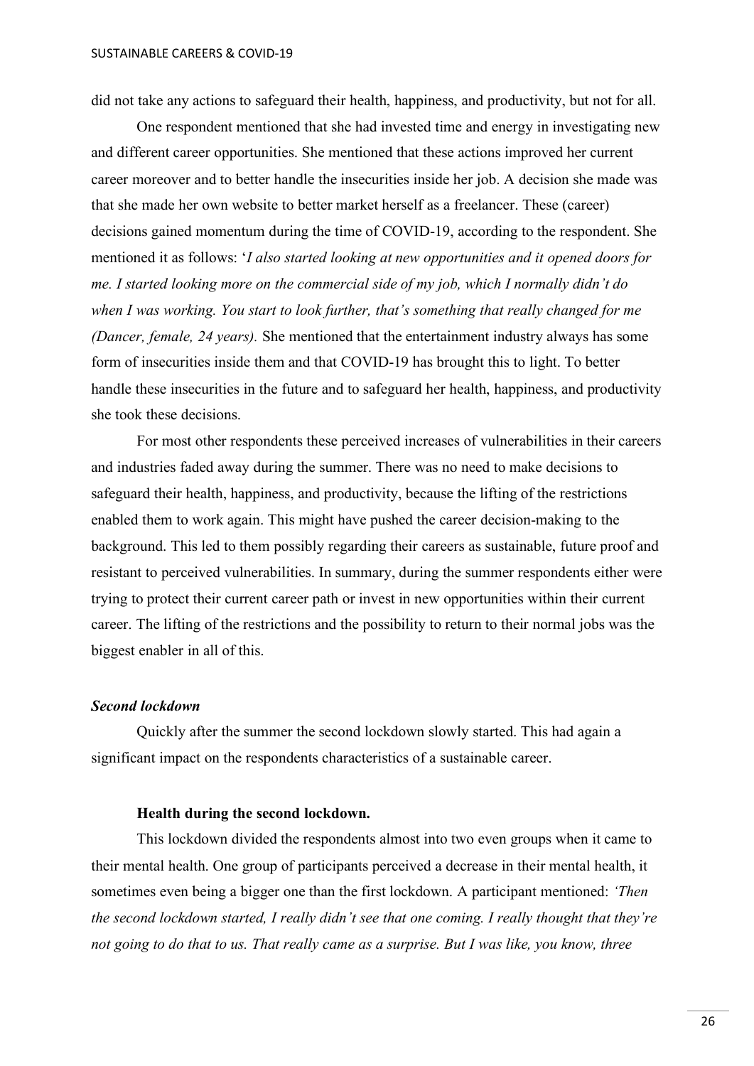did not take any actions to safeguard their health, happiness, and productivity, but not for all.

One respondent mentioned that she had invested time and energy in investigating new and different career opportunities. She mentioned that these actions improved her current career moreover and to better handle the insecurities inside her job. A decision she made was that she made her own website to better market herself as a freelancer. These (career) decisions gained momentum during the time of COVID-19, according to the respondent. She mentioned it as follows: '*I also started looking at new opportunities and it opened doors for me. I started looking more on the commercial side of my job, which I normally didn't do when I was working. You start to look further, that's something that really changed for me (Dancer, female, 24 years).* She mentioned that the entertainment industry always has some form of insecurities inside them and that COVID-19 has brought this to light. To better handle these insecurities in the future and to safeguard her health, happiness, and productivity she took these decisions.

For most other respondents these perceived increases of vulnerabilities in their careers and industries faded away during the summer. There was no need to make decisions to safeguard their health, happiness, and productivity, because the lifting of the restrictions enabled them to work again. This might have pushed the career decision-making to the background. This led to them possibly regarding their careers as sustainable, future proof and resistant to perceived vulnerabilities. In summary, during the summer respondents either were trying to protect their current career path or invest in new opportunities within their current career. The lifting of the restrictions and the possibility to return to their normal jobs was the biggest enabler in all of this.

### *Second lockdown*

Quickly after the summer the second lockdown slowly started. This had again a significant impact on the respondents characteristics of a sustainable career.

#### **Health during the second lockdown.**

This lockdown divided the respondents almost into two even groups when it came to their mental health. One group of participants perceived a decrease in their mental health, it sometimes even being a bigger one than the first lockdown. A participant mentioned: *'Then the second lockdown started, I really didn't see that one coming. I really thought that they're not going to do that to us. That really came as a surprise. But I was like, you know, three*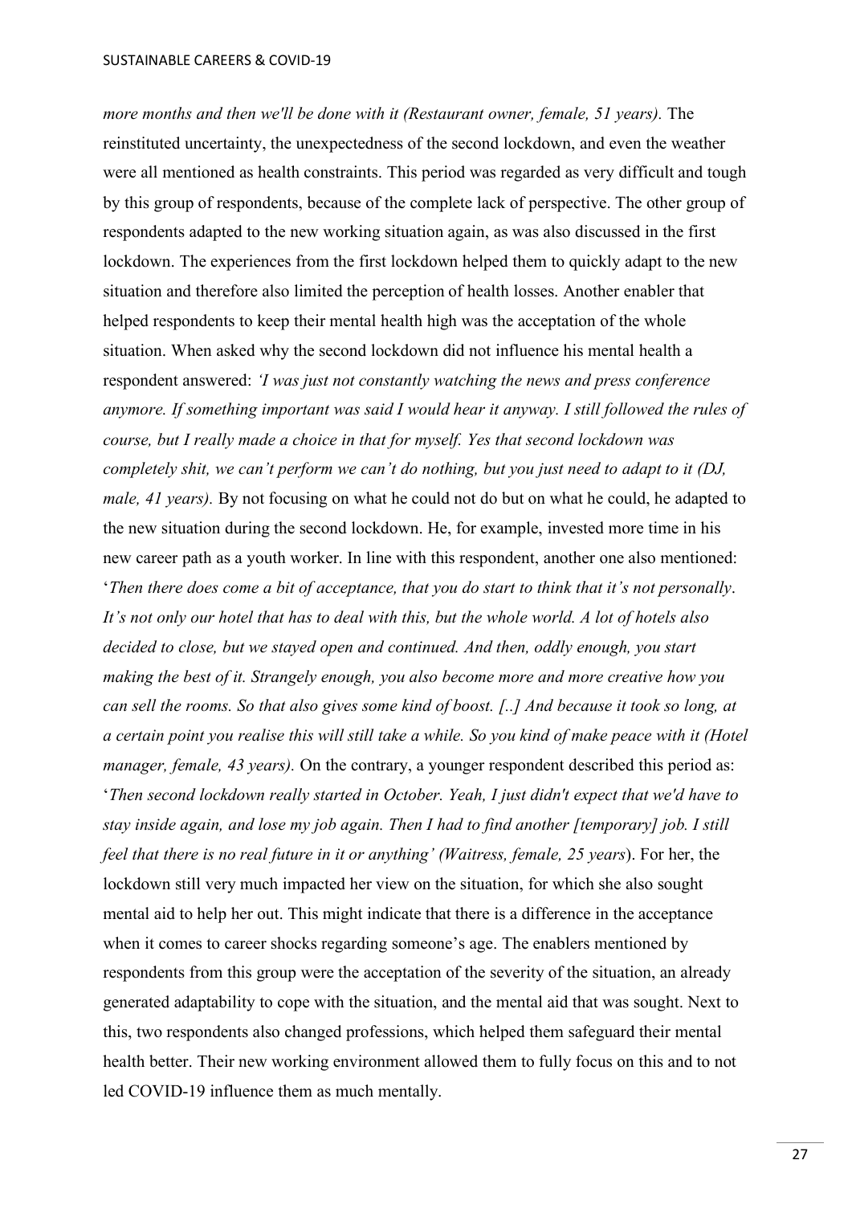*more months and then we'll be done with it (Restaurant owner, female, 51 years).* The reinstituted uncertainty, the unexpectedness of the second lockdown, and even the weather were all mentioned as health constraints. This period was regarded as very difficult and tough by this group of respondents, because of the complete lack of perspective. The other group of respondents adapted to the new working situation again, as was also discussed in the first lockdown. The experiences from the first lockdown helped them to quickly adapt to the new situation and therefore also limited the perception of health losses. Another enabler that helped respondents to keep their mental health high was the acceptation of the whole situation. When asked why the second lockdown did not influence his mental health a respondent answered: *'I was just not constantly watching the news and press conference anymore. If something important was said I would hear it anyway. I still followed the rules of course, but I really made a choice in that for myself. Yes that second lockdown was completely shit, we can't perform we can't do nothing, but you just need to adapt to it (DJ, male, 41 years).* By not focusing on what he could not do but on what he could, he adapted to the new situation during the second lockdown. He, for example, invested more time in his new career path as a youth worker. In line with this respondent, another one also mentioned: '*Then there does come a bit of acceptance, that you do start to think that it's not personally. It's not only our hotel that has to deal with this, but the whole world. A lot of hotels also decided to close, but we stayed open and continued. And then, oddly enough, you start making the best of it. Strangely enough, you also become more and more creative how you can sell the rooms. So that also gives some kind of boost. [..] And because it took so long, at a certain point you realise this will still take a while. So you kind of make peace with it (Hotel manager, female, 43 years).* On the contrary, a younger respondent described this period as: '*Then second lockdown really started in October. Yeah, I just didn't expect that we'd have to stay inside again, and lose my job again. Then I had to find another [temporary] job. I still feel that there is no real future in it or anything' (Waitress, female, 25 years*). For her, the lockdown still very much impacted her view on the situation, for which she also sought mental aid to help her out. This might indicate that there is a difference in the acceptance when it comes to career shocks regarding someone's age. The enablers mentioned by respondents from this group were the acceptation of the severity of the situation, an already generated adaptability to cope with the situation, and the mental aid that was sought. Next to this, two respondents also changed professions, which helped them safeguard their mental health better. Their new working environment allowed them to fully focus on this and to not led COVID-19 influence them as much mentally.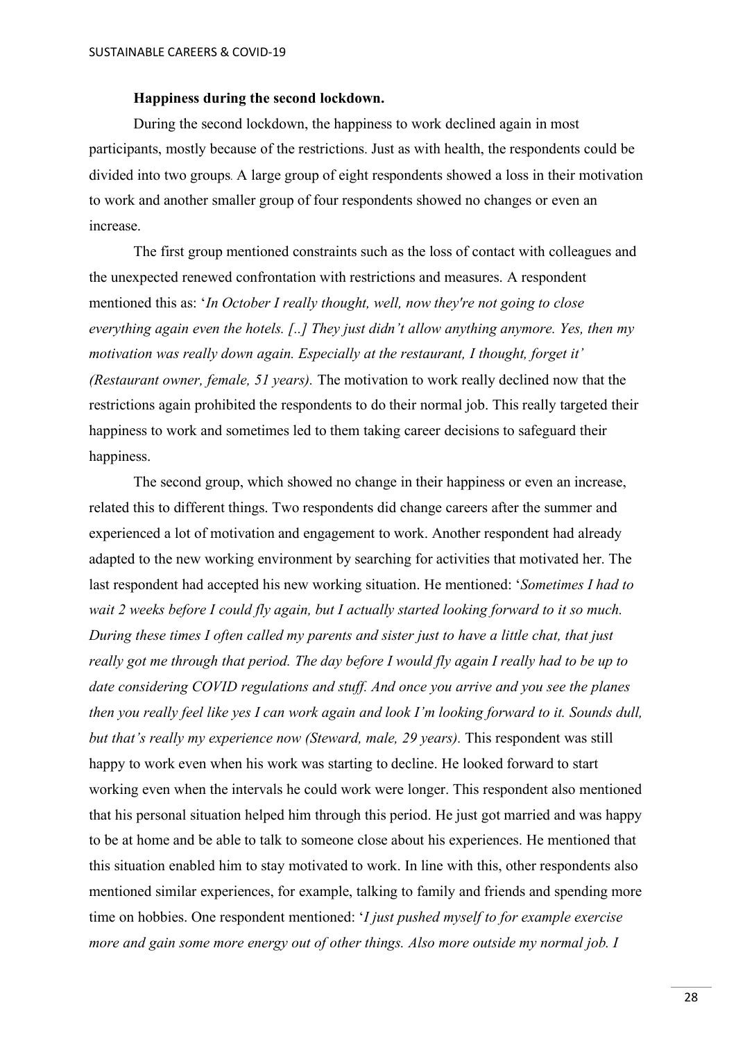**Happiness during the second lockdown.**

During the second lockdown, the happiness to work declined again in most participants, mostly because of the restrictions. Just as with health, the respondents could be divided into two groups. A large group of eight respondents showed a loss in their motivation to work and another smaller group of four respondents showed no changes or even an increase.

The first group mentioned constraints such as the loss of contact with colleagues and the unexpected renewed confrontation with restrictions and measures. A respondent mentioned this as: '*In October I really thought, well, now they're not going to close everything again even the hotels. [..] They just didn't allow anything anymore. Yes, then my motivation was really down again. Especially at the restaurant, I thought, forget it' (Restaurant owner, female, 51 years).* The motivation to work really declined now that the restrictions again prohibited the respondents to do their normal job. This really targeted their happiness to work and sometimes led to them taking career decisions to safeguard their happiness.

The second group, which showed no change in their happiness or even an increase, related this to different things. Two respondents did change careers after the summer and experienced a lot of motivation and engagement to work. Another respondent had already adapted to the new working environment by searching for activities that motivated her. The last respondent had accepted his new working situation. He mentioned: '*Sometimes I had to wait 2 weeks before I could fly again, but I actually started looking forward to it so much. During these times I often called my parents and sister just to have a little chat, that just really got me through that period. The day before I would fly again I really had to be up to date considering COVID regulations and stuff. And once you arrive and you see the planes then you really feel like yes I can work again and look I'm looking forward to it. Sounds dull, but that's really my experience now (Steward, male, 29 years).* This respondent was still happy to work even when his work was starting to decline. He looked forward to start working even when the intervals he could work were longer. This respondent also mentioned that his personal situation helped him through this period. He just got married and was happy to be at home and be able to talk to someone close about his experiences. He mentioned that this situation enabled him to stay motivated to work. In line with this, other respondents also mentioned similar experiences, for example, talking to family and friends and spending more time on hobbies. One respondent mentioned: '*I just pushed myself to for example exercise more and gain some more energy out of other things. Also more outside my normal job. I*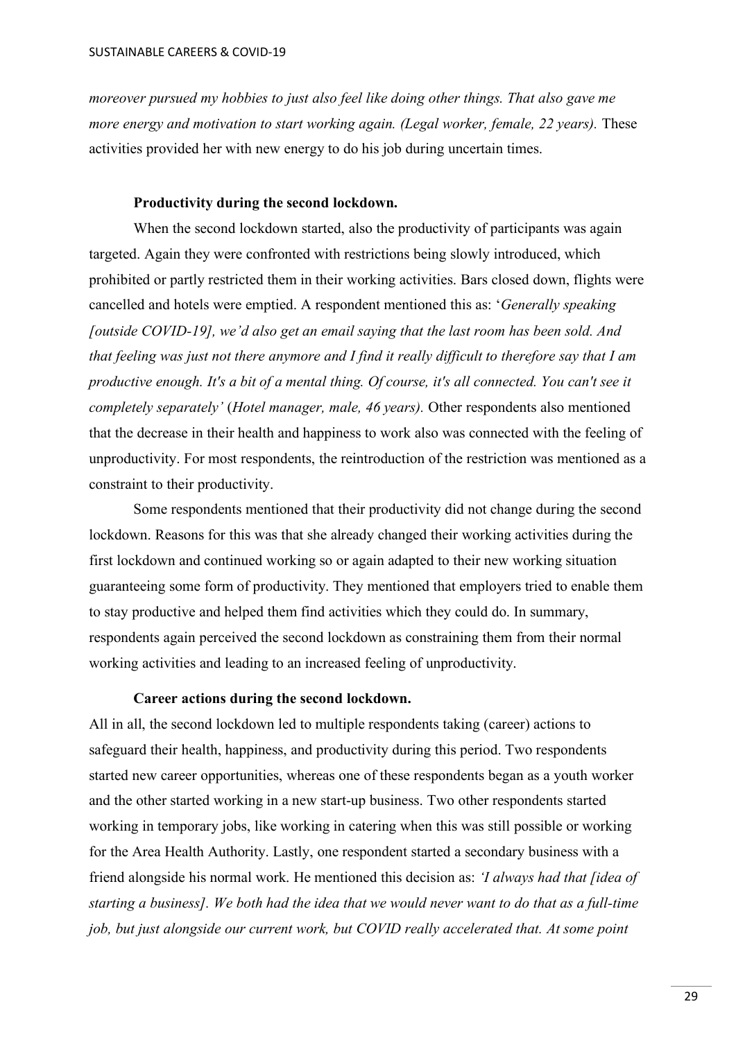*moreover pursued my hobbies to just also feel like doing other things. That also gave me more energy and motivation to start working again. (Legal worker, female, 22 years).* These activities provided her with new energy to do his job during uncertain times.

**Productivity during the second lockdown.**

When the second lockdown started, also the productivity of participants was again targeted. Again they were confronted with restrictions being slowly introduced, which prohibited or partly restricted them in their working activities. Bars closed down, flights were cancelled and hotels were emptied. A respondent mentioned this as: '*Generally speaking [outside COVID-19], we'd also get an email saying that the last room has been sold. And that feeling was just not there anymore and I find it really difficult to therefore say that I am productive enough. It's a bit of a mental thing. Of course, it's all connected. You can't see it completely separately'* (*Hotel manager, male, 46 years).* Other respondents also mentioned that the decrease in their health and happiness to work also was connected with the feeling of unproductivity. For most respondents, the reintroduction of the restriction was mentioned as a constraint to their productivity.

Some respondents mentioned that their productivity did not change during the second lockdown. Reasons for this was that she already changed their working activities during the first lockdown and continued working so or again adapted to their new working situation guaranteeing some form of productivity. They mentioned that employers tried to enable them to stay productive and helped them find activities which they could do. In summary, respondents again perceived the second lockdown as constraining them from their normal working activities and leading to an increased feeling of unproductivity.

**Career actions during the second lockdown.**

All in all, the second lockdown led to multiple respondents taking (career) actions to safeguard their health, happiness, and productivity during this period. Two respondents started new career opportunities, whereas one of these respondents began as a youth worker and the other started working in a new start-up business. Two other respondents started working in temporary jobs, like working in catering when this was still possible or working for the Area Health Authority. Lastly, one respondent started a secondary business with a friend alongside his normal work. He mentioned this decision as: *'I always had that [idea of starting a business]. We both had the idea that we would never want to do that as a full-time job, but just alongside our current work, but COVID really accelerated that. At some point*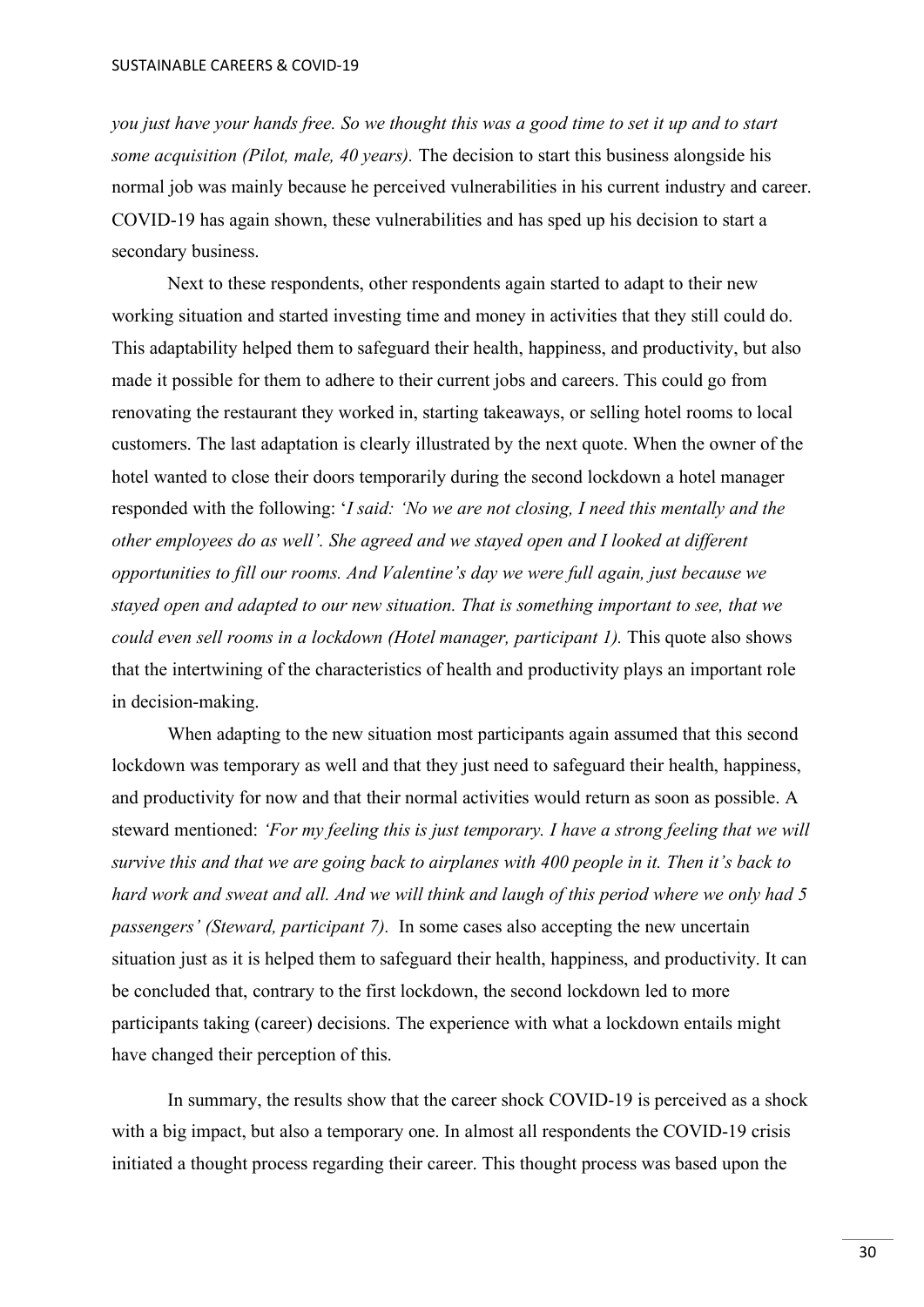*you just have your hands free. So we thought this was a good time to set it up and to start some acquisition (Pilot, male, 40 years).* The decision to start this business alongside his normal job was mainly because he perceived vulnerabilities in his current industry and career. COVID-19 has again shown, these vulnerabilities and has sped up his decision to start a secondary business.

Next to these respondents, other respondents again started to adapt to their new working situation and started investing time and money in activities that they still could do. This adaptability helped them to safeguard their health, happiness, and productivity, but also made it possible for them to adhere to their current jobs and careers. This could go from renovating the restaurant they worked in, starting takeaways, or selling hotel rooms to local customers. The last adaptation is clearly illustrated by the next quote. When the owner of the hotel wanted to close their doors temporarily during the second lockdown a hotel manager responded with the following: '*I said: 'No we are not closing, I need this mentally and the other employees do as well'. She agreed and we stayed open and I looked at different opportunities to fill our rooms. And Valentine's day we were full again, just because we stayed open and adapted to our new situation. That is something important to see, that we could even sell rooms in a lockdown (Hotel manager, participant 1).* This quote also shows that the intertwining of the characteristics of health and productivity plays an important role in decision-making.

When adapting to the new situation most participants again assumed that this second lockdown was temporary as well and that they just need to safeguard their health, happiness, and productivity for now and that their normal activities would return as soon as possible. A steward mentioned: *'For my feeling this is just temporary. I have a strong feeling that we will survive this and that we are going back to airplanes with 400 people in it. Then it's back to hard work and sweat and all. And we will think and laugh of this period where we only had 5 passengers' (Steward, participant 7).* In some cases also accepting the new uncertain situation just as it is helped them to safeguard their health, happiness, and productivity. It can be concluded that, contrary to the first lockdown, the second lockdown led to more participants taking (career) decisions. The experience with what a lockdown entails might have changed their perception of this.

In summary, the results show that the career shock COVID-19 is perceived as a shock with a big impact, but also a temporary one. In almost all respondents the COVID-19 crisis initiated a thought process regarding their career. This thought process was based upon the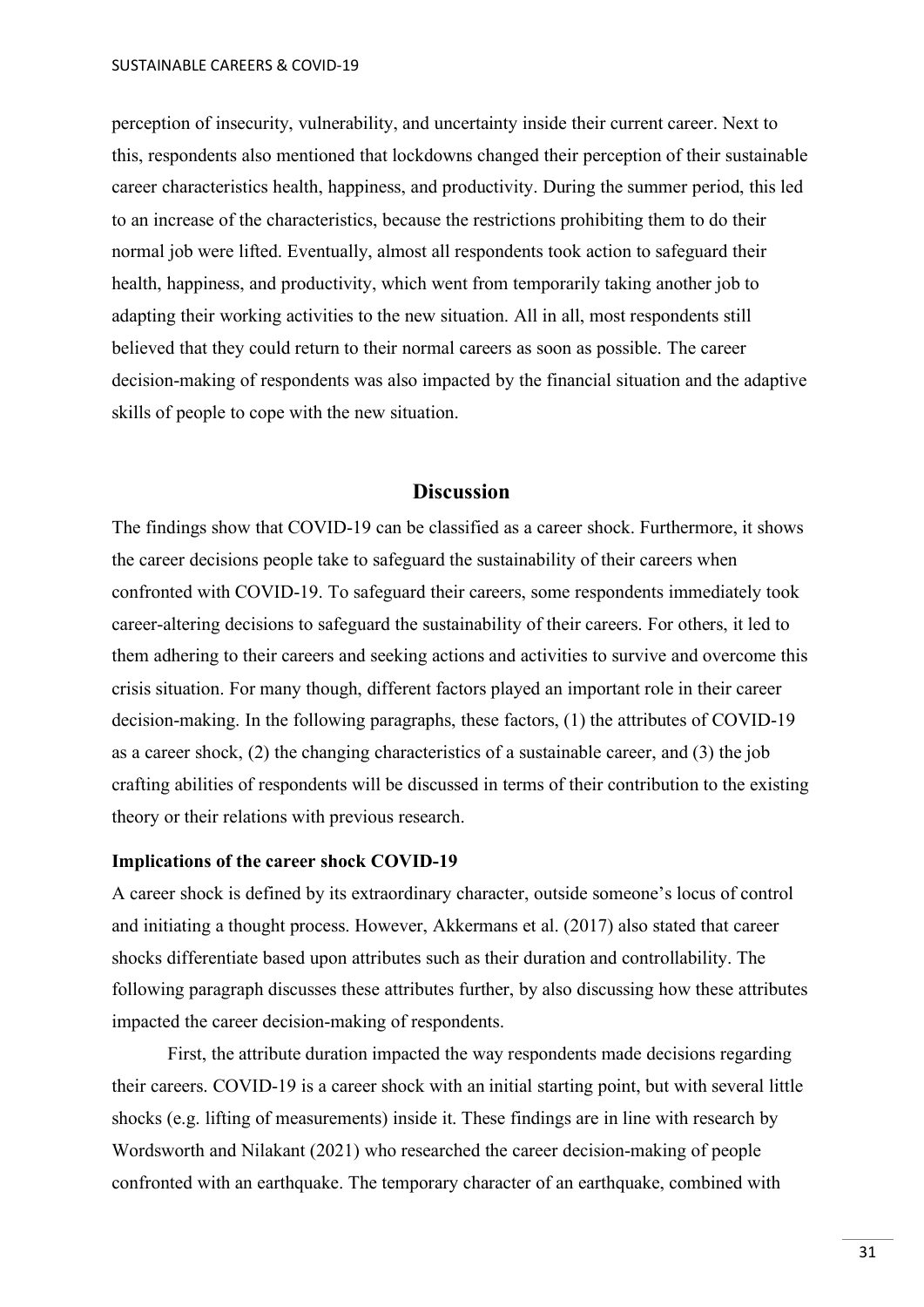perception of insecurity, vulnerability, and uncertainty inside their current career. Next to this, respondents also mentioned that lockdowns changed their perception of their sustainable career characteristics health, happiness, and productivity. During the summer period, this led to an increase of the characteristics, because the restrictions prohibiting them to do their normal job were lifted. Eventually, almost all respondents took action to safeguard their health, happiness, and productivity, which went from temporarily taking another job to adapting their working activities to the new situation. All in all, most respondents still believed that they could return to their normal careers as soon as possible. The career decision-making of respondents was also impacted by the financial situation and the adaptive skills of people to cope with the new situation.

## Discussion

The findings show that COVID-19 can be classified as a career shock. Furthermore, it shows the career decisions people take to safeguard the sustainability of their careers when confronted with COVID-19. To safeguard their careers, some respondents immediately took career-altering decisions to safeguard the sustainability of their careers. For others, it led to them adhering to their careers and seeking actions and activities to survive and overcome this crisis situation. For many though, different factors played an important role in their career decision-making. In the following paragraphs, these factors, (1) the attributes of COVID-19 as a career shock, (2) the changing characteristics of a sustainable career, and (3) the job crafting abilities of respondents will be discussed in terms of their contribution to the existing theory or their relations with previous research.

### Implications of the career shock COVID-19

A career shock is defined by its extraordinary character, outside someone's locus of control and initiating a thought process. However, Akkermans et al. (2017) also stated that career shocks differentiate based upon attributes such as their duration and controllability. The following paragraph discusses these attributes further, by also discussing how these attributes impacted the career decision-making of respondents.

First, the attribute duration impacted the way respondents made decisions regarding their careers. COVID-19 is a career shock with an initial starting point, but with several little shocks (e.g. lifting of measurements) inside it. These findings are in line with research by Wordsworth and Nilakant (2021) who researched the career decision-making of people confronted with an earthquake. The temporary character of an earthquake, combined with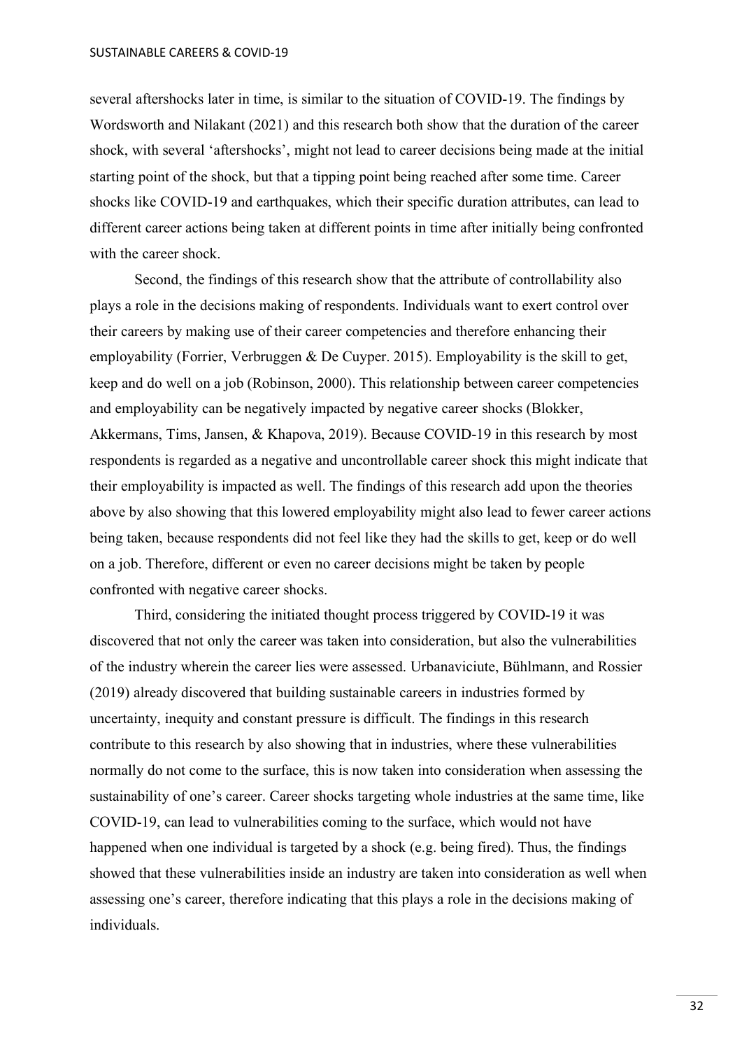several aftershocks later in time, is similar to the situation of COVID-19. The findings by Wordsworth and Nilakant (2021) and this research both show that the duration of the career shock, with several 'aftershocks', might not lead to career decisions being made at the initial starting point of the shock, but that a tipping point being reached after some time. Career shocks like COVID-19 and earthquakes, which their specific duration attributes, can lead to different career actions being taken at different points in time after initially being confronted with the career shock.

Second, the findings of this research show that the attribute of controllability also plays a role in the decisions making of respondents. Individuals want to exert control over their careers by making use of their career competencies and therefore enhancing their employability (Forrier, Verbruggen & De Cuyper. 2015). Employability is the skill to get, keep and do well on a job (Robinson, 2000). This relationship between career competencies and employability can be negatively impacted by negative career shocks (Blokker, Akkermans, Tims, Jansen, & Khapova, 2019). Because COVID-19 in this research by most respondents is regarded as a negative and uncontrollable career shock this might indicate that their employability is impacted as well. The findings of this research add upon the theories above by also showing that this lowered employability might also lead to fewer career actions being taken, because respondents did not feel like they had the skills to get, keep or do well on a job. Therefore, different or even no career decisions might be taken by people confronted with negative career shocks.

Third, considering the initiated thought process triggered by COVID-19 it was discovered that not only the career was taken into consideration, but also the vulnerabilities of the industry wherein the career lies were assessed. Urbanaviciute, Bühlmann, and Rossier (2019) already discovered that building sustainable careers in industries formed by uncertainty, inequity and constant pressure is difficult. The findings in this research contribute to this research by also showing that in industries, where these vulnerabilities normally do not come to the surface, this is now taken into consideration when assessing the sustainability of one's career. Career shocks targeting whole industries at the same time, like COVID-19, can lead to vulnerabilities coming to the surface, which would not have happened when one individual is targeted by a shock (e.g. being fired). Thus, the findings showed that these vulnerabilities inside an industry are taken into consideration as well when assessing one's career, therefore indicating that this plays a role in the decisions making of individuals.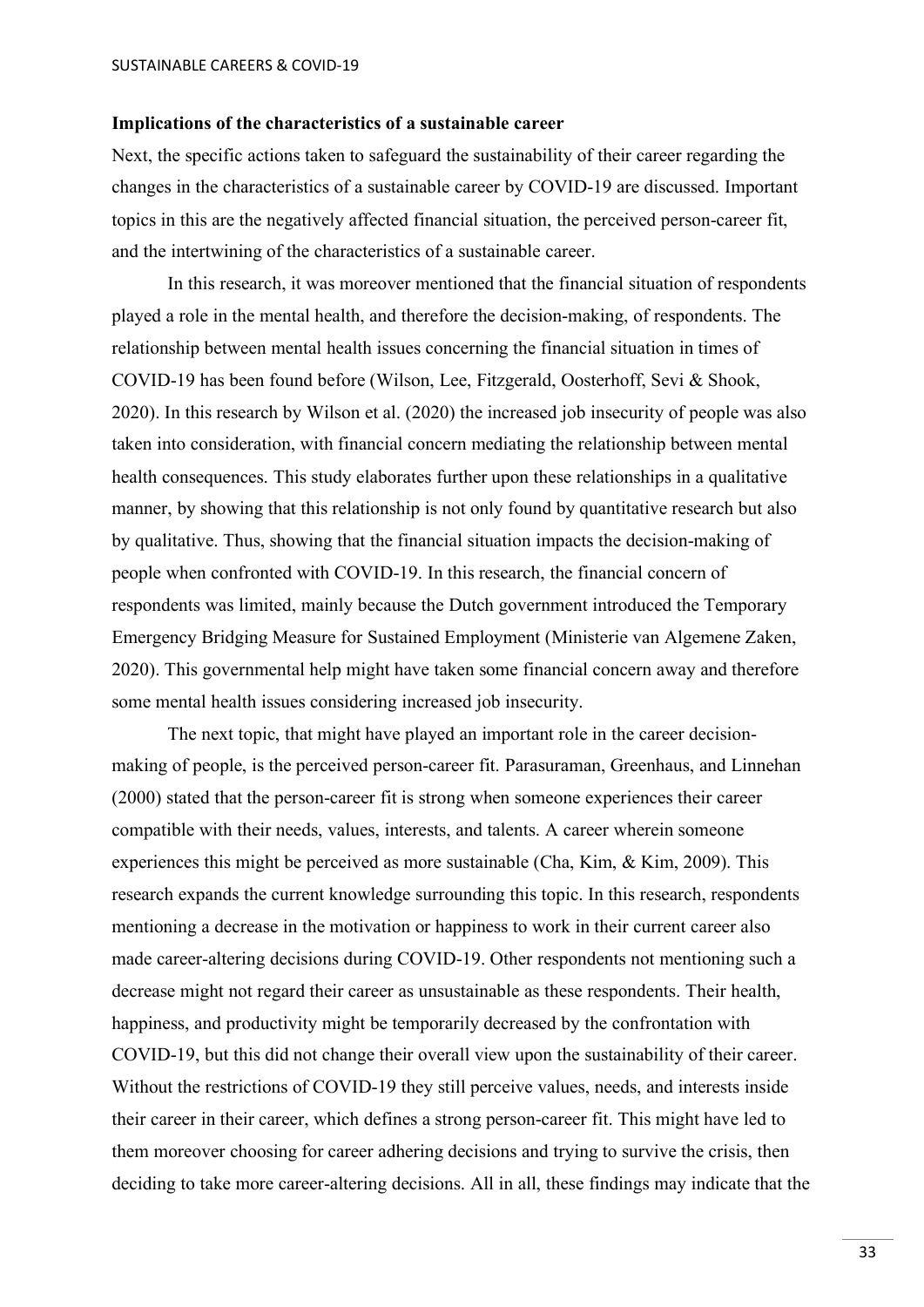**Implications of the characteristics of a sustainable career**

Next, the specific actions taken to safeguard the sustainability of their career regarding the changes in the characteristics of a sustainable career by COVID-19 are discussed. Important topics in this are the negatively affected financial situation, the perceived person-career fit, and the intertwining of the characteristics of a sustainable career.

In this research, it was moreover mentioned that the financial situation of respondents played a role in the mental health, and therefore the decision-making, of respondents. The relationship between mental health issues concerning the financial situation in times of COVID-19 has been found before (Wilson, Lee, Fitzgerald, Oosterhoff, Sevi & Shook, 2020). In this research by Wilson et al. (2020) the increased job insecurity of people was also taken into consideration, with financial concern mediating the relationship between mental health consequences. This study elaborates further upon these relationships in a qualitative manner, by showing that this relationship is not only found by quantitative research but also by qualitative. Thus, showing that the financial situation impacts the decision-making of people when confronted with COVID-19. In this research, the financial concern of respondents was limited, mainly because the Dutch government introduced the Temporary Emergency Bridging Measure for Sustained Employment (Ministerie van Algemene Zaken, 2020). This governmental help might have taken some financial concern away and therefore some mental health issues considering increased job insecurity.

The next topic, that might have played an important role in the career decision-making of people, is the perceived person-career fit. Parasuraman, Greenhaus, and Linnehan (2000) stated that the person-career fit is strong when someone experiences their career compatible with their needs, values, interests, and talents. A career wherein someone experiences this might be perceived as more sustainable (Cha, Kim, & Kim, 2009). This research expands the current knowledge surrounding this topic. In this research, respondents mentioning a decrease in the motivation or happiness to work in their current career also made career-altering decisions during COVID-19. Other respondents not mentioning such a decrease might not regard their career as unsustainable as these respondents. Their health, happiness, and productivity might be temporarily decreased by the confrontation with COVID-19, but this did not change their overall view upon the sustainability of their career. Without the restrictions of COVID-19 they still perceive values, needs, and interests inside their career in their career, which defines a strong person-career fit. This might have led to them moreover choosing for career adhering decisions and trying to survive the crisis, then deciding to take more career-altering decisions. All in all, these findings may indicate that the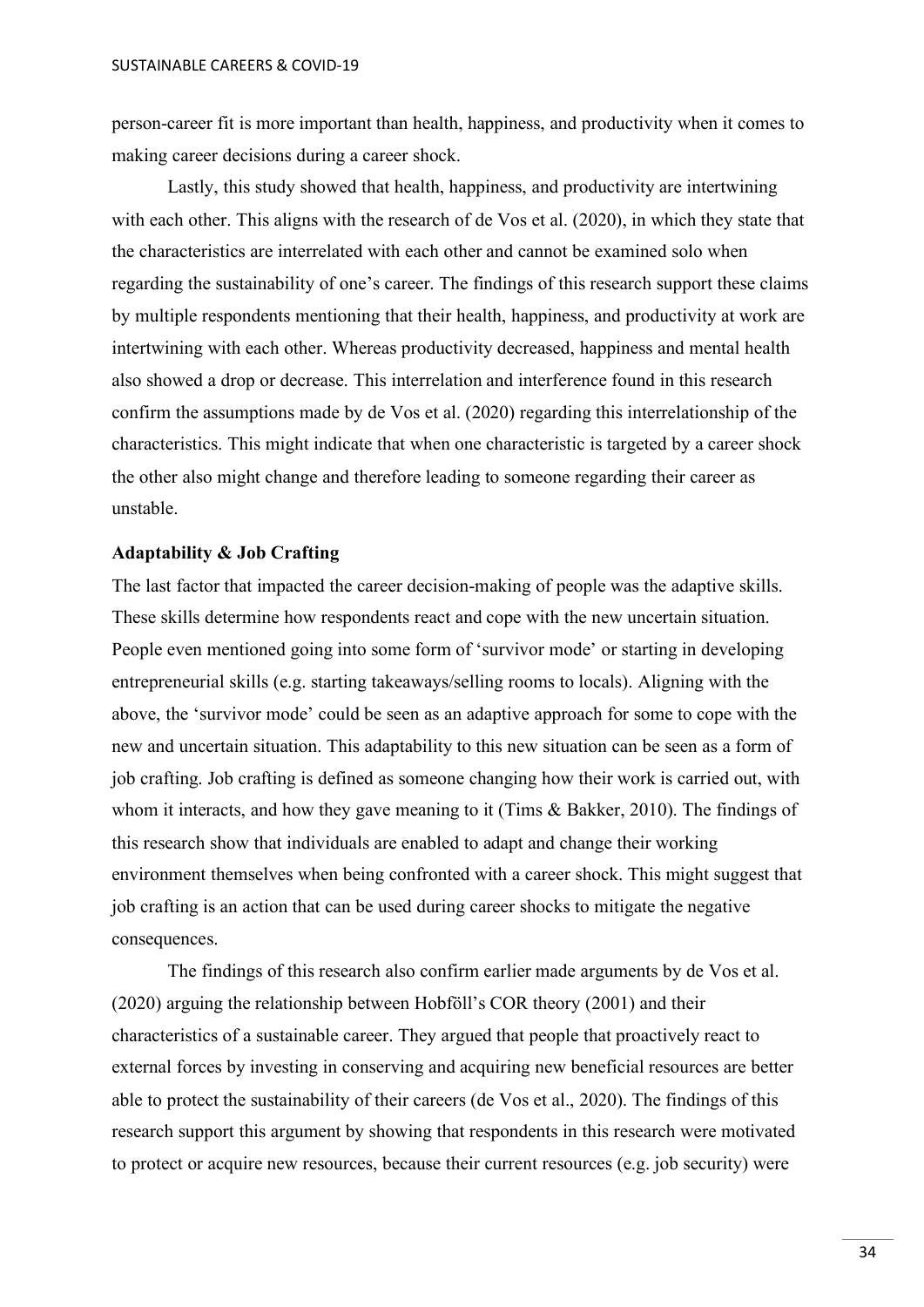person-career fit is more important than health, happiness, and productivity when it comes to making career decisions during a career shock.

Lastly, this study showed that health, happiness, and productivity are intertwining with each other. This aligns with the research of de Vos et al. (2020), in which they state that the characteristics are interrelated with each other and cannot be examined solo when regarding the sustainability of one's career. The findings of this research support these claims by multiple respondents mentioning that their health, happiness, and productivity at work are intertwining with each other. Whereas productivity decreased, happiness and mental health also showed a drop or decrease. This interrelation and interference found in this research confirm the assumptions made by de Vos et al. (2020) regarding this interrelationship of the characteristics. This might indicate that when one characteristic is targeted by a career shock the other also might change and therefore leading to someone regarding their career as unstable.

**Adaptability & Job Crafting**

The last factor that impacted the career decision-making of people was the adaptive skills. These skills determine how respondents react and cope with the new uncertain situation. People even mentioned going into some form of 'survivor mode' or starting in developing entrepreneurial skills (e.g. starting takeaways/selling rooms to locals). Aligning with the above, the 'survivor mode' could be seen as an adaptive approach for some to cope with the new and uncertain situation. This adaptability to this new situation can be seen as a form of job crafting. Job crafting is defined as someone changing how their work is carried out, with whom it interacts, and how they gave meaning to it (Tims & Bakker, 2010). The findings of this research show that individuals are enabled to adapt and change their working environment themselves when being confronted with a career shock. This might suggest that job crafting is an action that can be used during career shocks to mitigate the negative consequences.

The findings of this research also confirm earlier made arguments by de Vos et al. (2020) arguing the relationship between Hobföll's COR theory (2001) and their characteristics of a sustainable career. They argued that people that proactively react to external forces by investing in conserving and acquiring new beneficial resources are better able to protect the sustainability of their careers (de Vos et al., 2020). The findings of this research support this argument by showing that respondents in this research were motivated to protect or acquire new resources, because their current resources (e.g. job security) were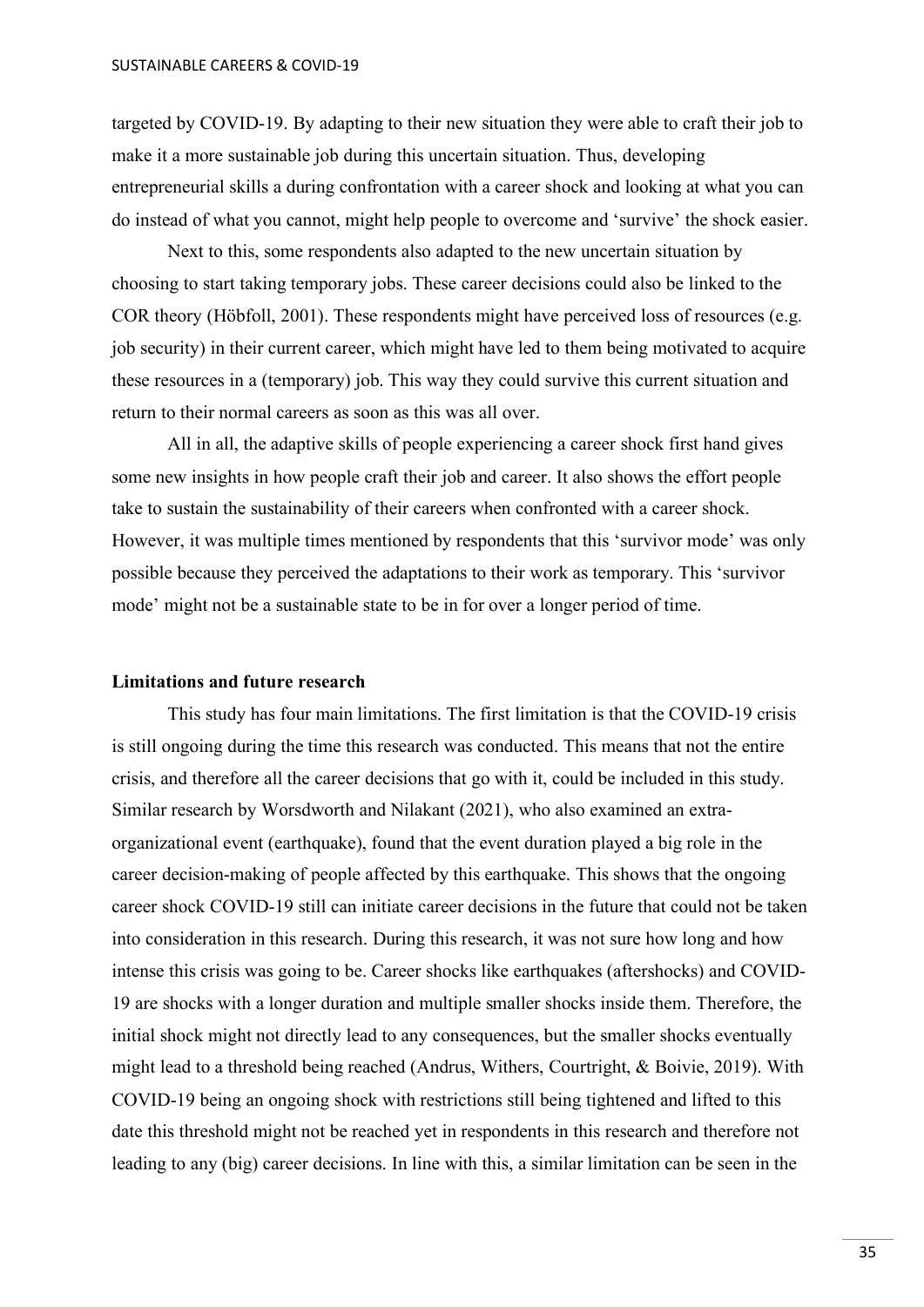targeted by COVID-19. By adapting to their new situation they were able to craft their job to make it a more sustainable job during this uncertain situation. Thus, developing entrepreneurial skills a during confrontation with a career shock and looking at what you can do instead of what you cannot, might help people to overcome and 'survive' the shock easier.

Next to this, some respondents also adapted to the new uncertain situation by choosing to start taking temporary jobs. These career decisions could also be linked to the COR theory (Höbfoll, 2001). These respondents might have perceived loss of resources (e.g. job security) in their current career, which might have led to them being motivated to acquire these resources in a (temporary) job. This way they could survive this current situation and return to their normal careers as soon as this was all over.

All in all, the adaptive skills of people experiencing a career shock first hand gives some new insights in how people craft their job and career. It also shows the effort people take to sustain the sustainability of their careers when confronted with a career shock. However, it was multiple times mentioned by respondents that this 'survivor mode' was only possible because they perceived the adaptations to their work as temporary. This 'survivor mode' might not be a sustainable state to be in for over a longer period of time.

**Limitations and future research**

This study has four main limitations. The first limitation is that the COVID-19 crisis is still ongoing during the time this research was conducted. This means that not the entire crisis, and therefore all the career decisions that go with it, could be included in this study. Similar research by Worsdworth and Nilakant (2021), who also examined an extra-organizational event (earthquake), found that the event duration played a big role in the career decision-making of people affected by this earthquake. This shows that the ongoing career shock COVID-19 still can initiate career decisions in the future that could not be taken into consideration in this research. During this research, it was not sure how long and how intense this crisis was going to be. Career shocks like earthquakes (aftershocks) and COVID-19 are shocks with a longer duration and multiple smaller shocks inside them. Therefore, the initial shock might not directly lead to any consequences, but the smaller shocks eventually might lead to a threshold being reached (Andrus, Withers, Courtright, & Boivie, 2019). With COVID-19 being an ongoing shock with restrictions still being tightened and lifted to this date this threshold might not be reached yet in respondents in this research and therefore not leading to any (big) career decisions. In line with this, a similar limitation can be seen in the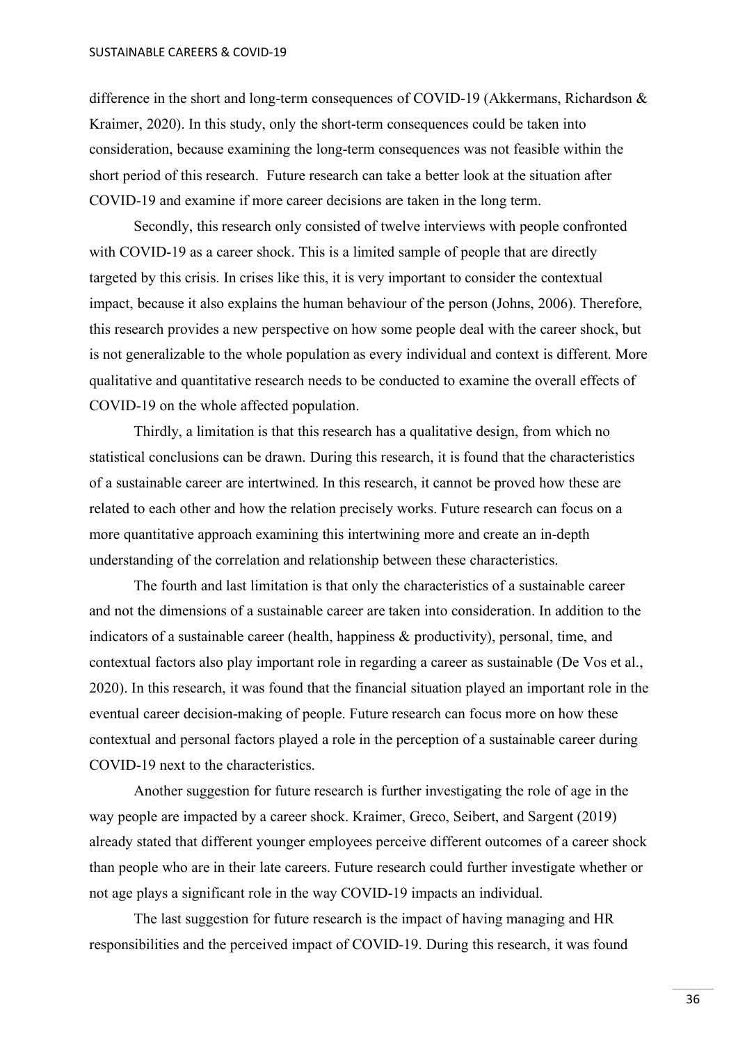difference in the short and long-term consequences of COVID-19 (Akkermans, Richardson & Kraimer, 2020). In this study, only the short-term consequences could be taken into consideration, because examining the long-term consequences was not feasible within the short period of this research. Future research can take a better look at the situation after COVID-19 and examine if more career decisions are taken in the long term.

Secondly, this research only consisted of twelve interviews with people confronted with COVID-19 as a career shock. This is a limited sample of people that are directly targeted by this crisis. In crises like this, it is very important to consider the contextual impact, because it also explains the human behaviour of the person (Johns, 2006). Therefore, this research provides a new perspective on how some people deal with the career shock, but is not generalizable to the whole population as every individual and context is different. More qualitative and quantitative research needs to be conducted to examine the overall effects of COVID-19 on the whole affected population.

Thirdly, a limitation is that this research has a qualitative design, from which no statistical conclusions can be drawn. During this research, it is found that the characteristics of a sustainable career are intertwined. In this research, it cannot be proved how these are related to each other and how the relation precisely works. Future research can focus on a more quantitative approach examining this intertwining more and create an in-depth understanding of the correlation and relationship between these characteristics.

The fourth and last limitation is that only the characteristics of a sustainable career and not the dimensions of a sustainable career are taken into consideration. In addition to the indicators of a sustainable career (health, happiness & productivity), personal, time, and contextual factors also play important role in regarding a career as sustainable (De Vos et al., 2020). In this research, it was found that the financial situation played an important role in the eventual career decision-making of people. Future research can focus more on how these contextual and personal factors played a role in the perception of a sustainable career during COVID-19 next to the characteristics.

Another suggestion for future research is further investigating the role of age in the way people are impacted by a career shock. Kraimer, Greco, Seibert, and Sargent (2019) already stated that different younger employees perceive different outcomes of a career shock than people who are in their late careers. Future research could further investigate whether or not age plays a significant role in the way COVID-19 impacts an individual.

The last suggestion for future research is the impact of having managing and HR responsibilities and the perceived impact of COVID-19. During this research, it was found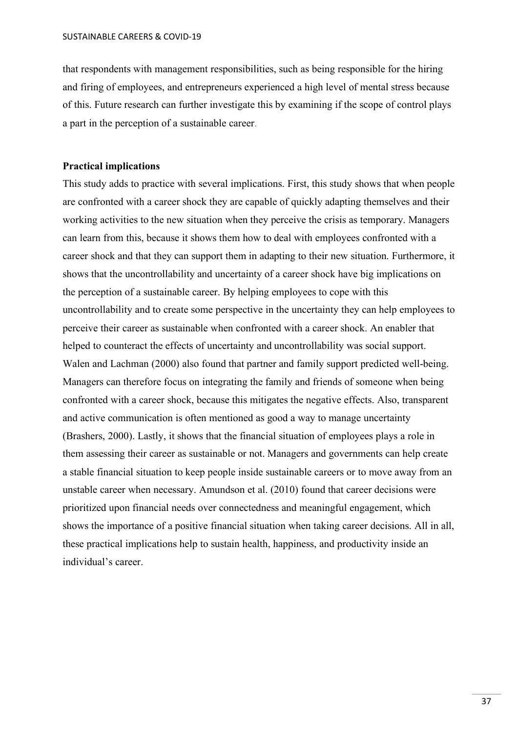that respondents with management responsibilities, such as being responsible for the hiring and firing of employees, and entrepreneurs experienced a high level of mental stress because of this. Future research can further investigate this by examining if the scope of control plays a part in the perception of a sustainable career.

**Practical implications**

This study adds to practice with several implications. First, this study shows that when people are confronted with a career shock they are capable of quickly adapting themselves and their working activities to the new situation when they perceive the crisis as temporary. Managers can learn from this, because it shows them how to deal with employees confronted with a career shock and that they can support them in adapting to their new situation. Furthermore, it shows that the uncontrollability and uncertainty of a career shock have big implications on the perception of a sustainable career. By helping employees to cope with this uncontrollability and to create some perspective in the uncertainty they can help employees to perceive their career as sustainable when confronted with a career shock. An enabler that helped to counteract the effects of uncertainty and uncontrollability was social support. Walen and Lachman (2000) also found that partner and family support predicted well-being. Managers can therefore focus on integrating the family and friends of someone when being confronted with a career shock, because this mitigates the negative effects. Also, transparent and active communication is often mentioned as good a way to manage uncertainty (Brashers, 2000). Lastly, it shows that the financial situation of employees plays a role in them assessing their career as sustainable or not. Managers and governments can help create a stable financial situation to keep people inside sustainable careers or to move away from an unstable career when necessary. Amundson et al. (2010) found that career decisions were prioritized upon financial needs over connectedness and meaningful engagement, which shows the importance of a positive financial situation when taking career decisions. All in all, these practical implications help to sustain health, happiness, and productivity inside an individual's career.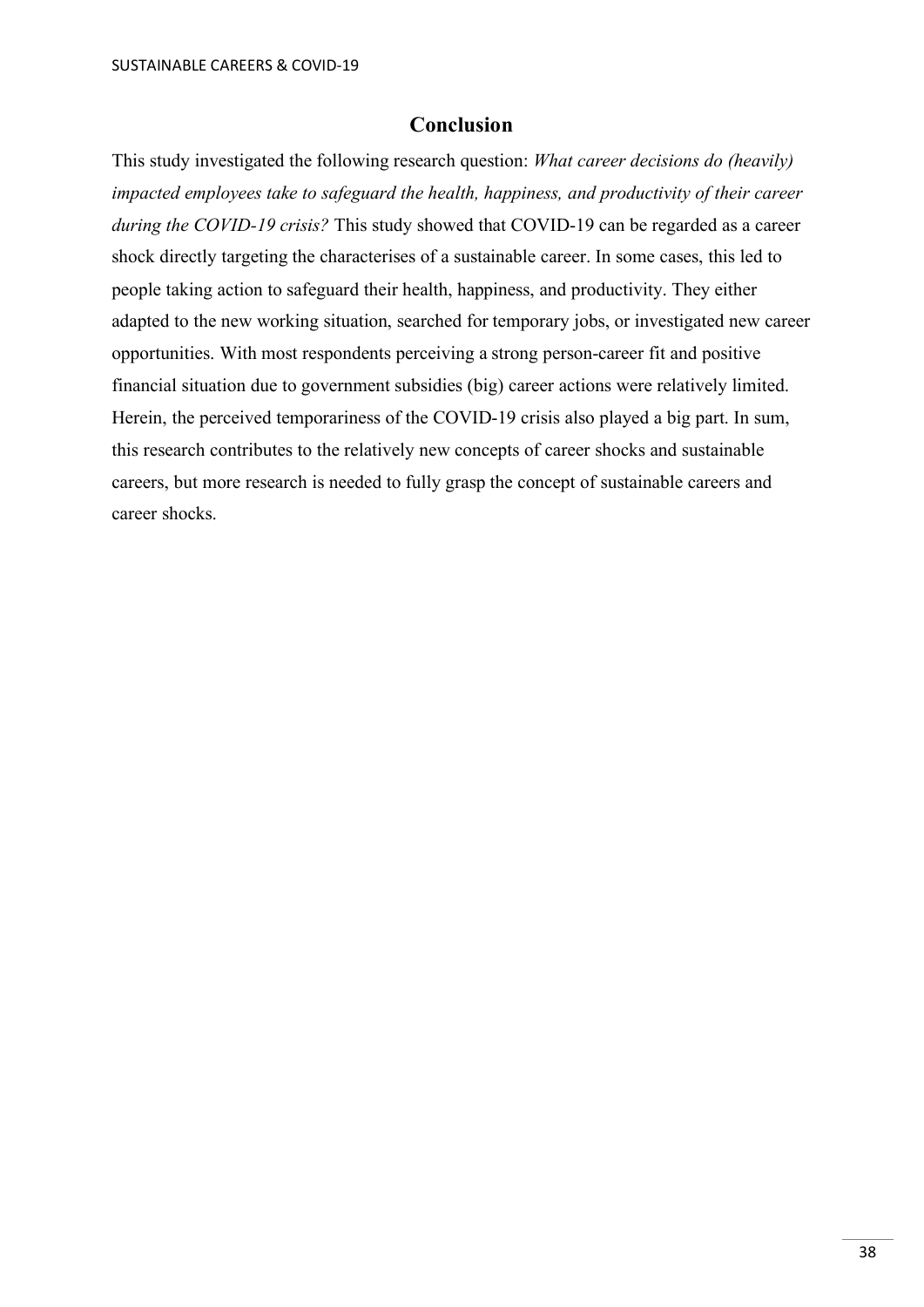# Conclusion

This study investigated the following research question: *What career decisions do (heavily) impacted employees take to safeguard the health, happiness, and productivity of their career during the COVID-19 crisis?* This study showed that COVID-19 can be regarded as a career shock directly targeting the characterises of a sustainable career. In some cases, this led to people taking action to safeguard their health, happiness, and productivity. They either adapted to the new working situation, searched for temporary jobs, or investigated new career opportunities. With most respondents perceiving a strong person-career fit and positive financial situation due to government subsidies (big) career actions were relatively limited. Herein, the perceived temporariness of the COVID-19 crisis also played a big part. In sum, this research contributes to the relatively new concepts of career shocks and sustainable careers, but more research is needed to fully grasp the concept of sustainable careers and career shocks.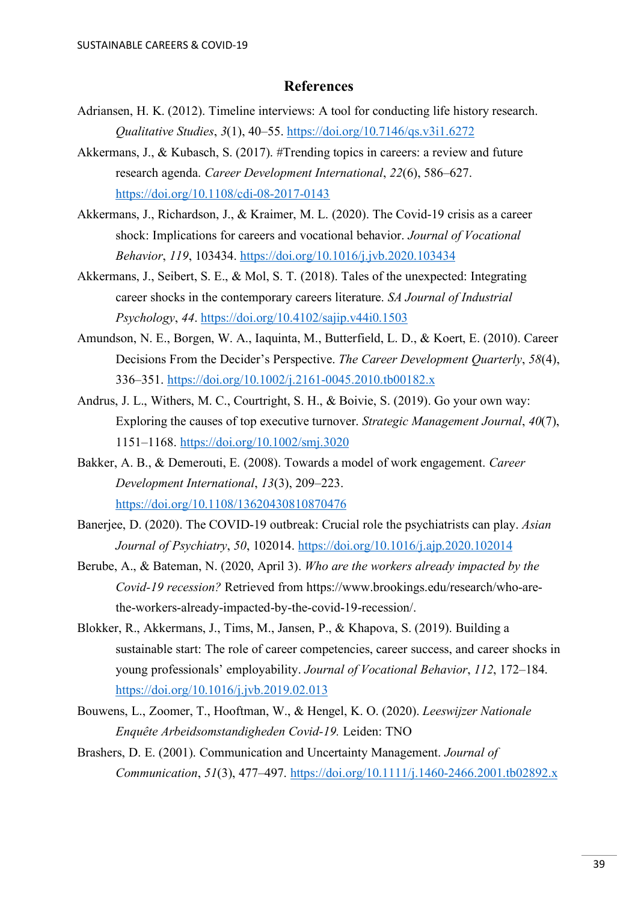## References

Adriansen, H. K. (2012). Timeline interviews: A tool for conducting life history research. *Qualitative Studies*, *3*(1), 40–55. https://doi.org/10.7146/qs.v3i1.6272

Akkermans, J., & Kubasch, S. (2017). #Trending topics in careers: a review and future research agenda. *Career Development International*, *22*(6), 586–627. https://doi.org/10.1108/cdi-08-2017-0143

Akkermans, J., Richardson, J., & Kraimer, M. L. (2020). The Covid-19 crisis as a career shock: Implications for careers and vocational behavior. *Journal of Vocational Behavior*, *119*, 103434. https://doi.org/10.1016/j.jvb.2020.103434

Akkermans, J., Seibert, S. E., & Mol, S. T. (2018). Tales of the unexpected: Integrating career shocks in the contemporary careers literature. *SA Journal of Industrial Psychology*, *44*. https://doi.org/10.4102/sajip.v44i0.1503

Amundson, N. E., Borgen, W. A., Iaquinta, M., Butterfield, L. D., & Koert, E. (2010). Career Decisions From the Decider's Perspective. *The Career Development Quarterly*, *58*(4), 336–351. https://doi.org/10.1002/j.2161-0045.2010.tb00182.x

Andrus, J. L., Withers, M. C., Courtright, S. H., & Boivie, S. (2019). Go your own way: Exploring the causes of top executive turnover. *Strategic Management Journal*, *40*(7), 1151–1168. https://doi.org/10.1002/smj.3020

Bakker, A. B., & Demerouti, E. (2008). Towards a model of work engagement. *Career Development International*, *13*(3), 209–223. https://doi.org/10.1108/13620430810870476

Banerjee, D. (2020). The COVID-19 outbreak: Crucial role the psychiatrists can play. *Asian Journal of Psychiatry*, *50*, 102014. https://doi.org/10.1016/j.ajp.2020.102014

Berube, A., & Bateman, N. (2020, April 3). *Who are the workers already impacted by the Covid-19 recession?* Retrieved from https://www.brookings.edu/research/who-are-the-workers-already-impacted-by-the-covid-19-recession/.

Blokker, R., Akkermans, J., Tims, M., Jansen, P., & Khapova, S. (2019). Building a sustainable start: The role of career competencies, career success, and career shocks in young professionals' employability. *Journal of Vocational Behavior*, *112*, 172–184. https://doi.org/10.1016/j.jvb.2019.02.013

Bouwens, L., Zoomer, T., Hooftman, W., & Hengel, K. O. (2020). *Leeswijzer Nationale Enquête Arbeidsomstandigheden Covid-19.* Leiden: TNO

Brashers, D. E. (2001). Communication and Uncertainty Management. *Journal of Communication*, *51*(3), 477–497. https://doi.org/10.1111/j.1460-2466.2001.tb02892.x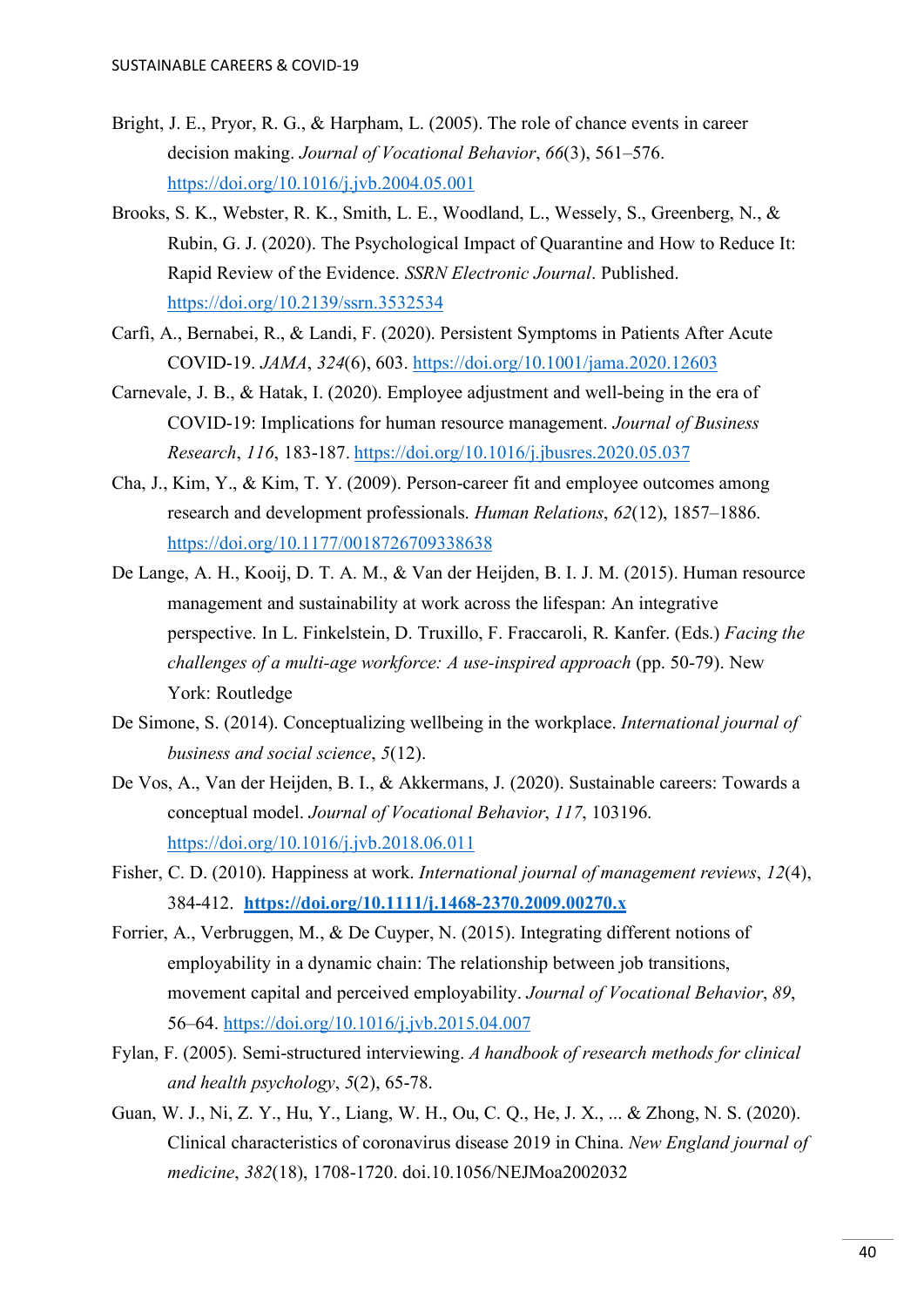Bright, J. E., Pryor, R. G., & Harpham, L. (2005). The role of chance events in career decision making. *Journal of Vocational Behavior*, *66*(3), 561–576. https://doi.org/10.1016/j.jvb.2004.05.001

Brooks, S. K., Webster, R. K., Smith, L. E., Woodland, L., Wessely, S., Greenberg, N., & Rubin, G. J. (2020). The Psychological Impact of Quarantine and How to Reduce It: Rapid Review of the Evidence. *SSRN Electronic Journal*. Published. https://doi.org/10.2139/ssrn.3532534

Carfì, A., Bernabei, R., & Landi, F. (2020). Persistent Symptoms in Patients After Acute COVID-19. *JAMA*, *324*(6), 603. https://doi.org/10.1001/jama.2020.12603

Carnevale, J. B., & Hatak, I. (2020). Employee adjustment and well-being in the era of COVID-19: Implications for human resource management. *Journal of Business Research*, *116*, 183-187. https://doi.org/10.1016/j.jbusres.2020.05.037

Cha, J., Kim, Y., & Kim, T. Y. (2009). Person-career fit and employee outcomes among research and development professionals. *Human Relations*, *62*(12), 1857–1886. https://doi.org/10.1177/0018726709338638

De Lange, A. H., Kooij, D. T. A. M., & Van der Heijden, B. I. J. M. (2015). Human resource management and sustainability at work across the lifespan: An integrative perspective. In L. Finkelstein, D. Truxillo, F. Fraccaroli, R. Kanfer. (Eds.) *Facing the challenges of a multi-age workforce: A use-inspired approach* (pp. 50-79). New York: Routledge

De Simone, S. (2014). Conceptualizing wellbeing in the workplace. *International journal of business and social science*, *5*(12).

De Vos, A., Van der Heijden, B. I., & Akkermans, J. (2020). Sustainable careers: Towards a conceptual model. *Journal of Vocational Behavior*, *117*, 103196. https://doi.org/10.1016/j.jvb.2018.06.011

Fisher, C. D. (2010). Happiness at work. *International journal of management reviews*, *12*(4), 384-412. **https://doi.org/10.1111/j.1468-2370.2009.00270.x**

Forrier, A., Verbruggen, M., & De Cuyper, N. (2015). Integrating different notions of employability in a dynamic chain: The relationship between job transitions, movement capital and perceived employability. *Journal of Vocational Behavior*, *89*, 56–64. https://doi.org/10.1016/j.jvb.2015.04.007

Fylan, F. (2005). Semi-structured interviewing. *A handbook of research methods for clinical and health psychology*, *5*(2), 65-78.

Guan, W. J., Ni, Z. Y., Hu, Y., Liang, W. H., Ou, C. Q., He, J. X., ... & Zhong, N. S. (2020). Clinical characteristics of coronavirus disease 2019 in China. *New England journal of medicine*, *382*(18), 1708-1720. doi.10.1056/NEJMoa2002032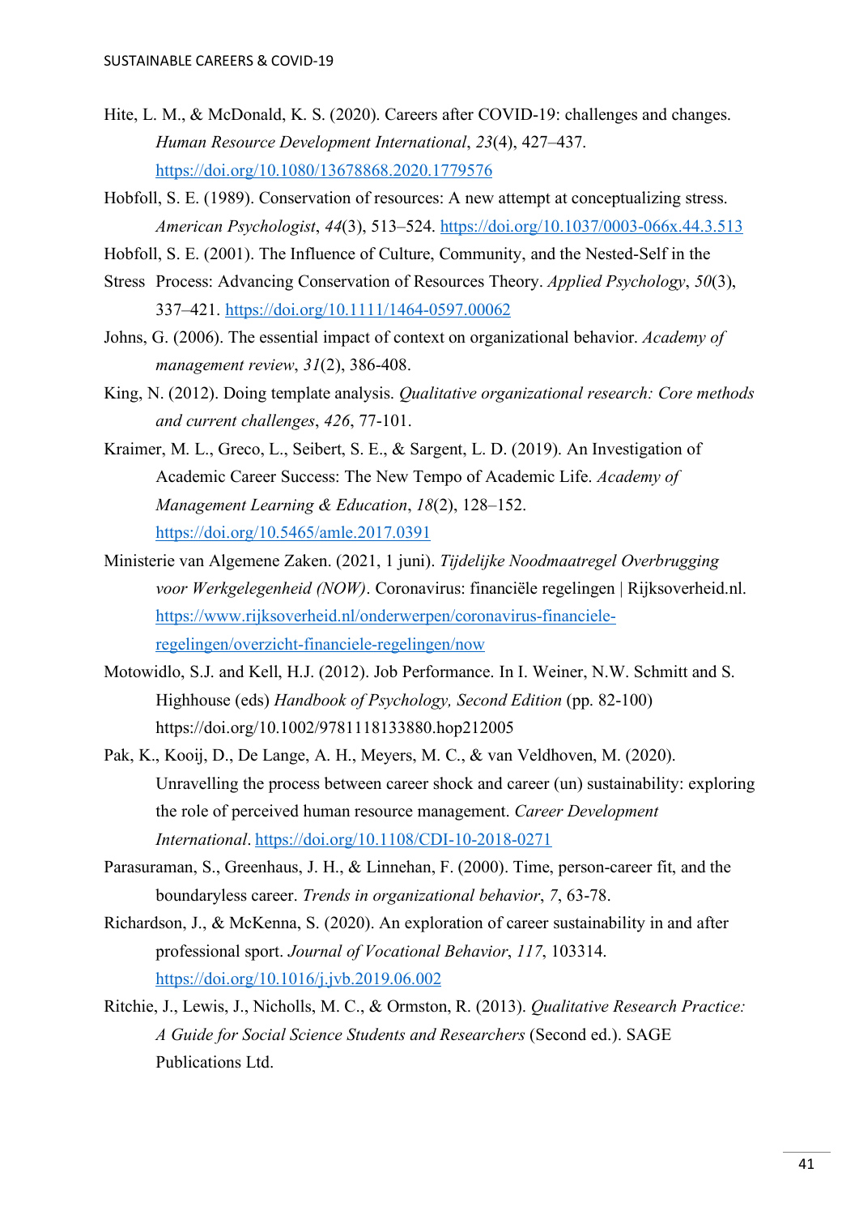Hite, L. M., & McDonald, K. S. (2020). Careers after COVID-19: challenges and changes. *Human Resource Development International*, *23*(4), 427–437. https://doi.org/10.1080/13678868.2020.1779576

Hobfoll, S. E. (1989). Conservation of resources: A new attempt at conceptualizing stress. *American Psychologist*, *44*(3), 513–524. https://doi.org/10.1037/0003-066x.44.3.513

Hobfoll, S. E. (2001). The Influence of Culture, Community, and the Nested-Self in the Stress Process: Advancing Conservation of Resources Theory. *Applied Psychology*, *50*(3), 337–421. https://doi.org/10.1111/1464-0597.00062

Johns, G. (2006). The essential impact of context on organizational behavior. *Academy of management review*, *31*(2), 386-408.

King, N. (2012). Doing template analysis. *Qualitative organizational research: Core methods and current challenges*, *426*, 77-101.

Kraimer, M. L., Greco, L., Seibert, S. E., & Sargent, L. D. (2019). An Investigation of Academic Career Success: The New Tempo of Academic Life. *Academy of Management Learning & Education*, *18*(2), 128–152. https://doi.org/10.5465/amle.2017.0391

Ministerie van Algemene Zaken. (2021, 1 juni). *Tijdelijke Noodmaatregel Overbrugging voor Werkgelegenheid (NOW)*. Coronavirus: financiële regelingen | Rijksoverheid.nl. https://www.rijksoverheid.nl/onderwerpen/coronavirus-financiele-regelingen/overzicht-financiele-regelingen/now

Motowidlo, S.J. and Kell, H.J. (2012). Job Performance. In I. Weiner, N.W. Schmitt and S. Highhouse (eds) *Handbook of Psychology, Second Edition* (pp. 82-100) https://doi.org/10.1002/9781118133880.hop212005

Pak, K., Kooij, D., De Lange, A. H., Meyers, M. C., & van Veldhoven, M. (2020). Unravelling the process between career shock and career (un) sustainability: exploring the role of perceived human resource management. *Career Development International*. https://doi.org/10.1108/CDI-10-2018-0271

Parasuraman, S., Greenhaus, J. H., & Linnehan, F. (2000). Time, person-career fit, and the boundaryless career. *Trends in organizational behavior*, *7*, 63-78.

Richardson, J., & McKenna, S. (2020). An exploration of career sustainability in and after professional sport. *Journal of Vocational Behavior*, *117*, 103314. https://doi.org/10.1016/j.jvb.2019.06.002

Ritchie, J., Lewis, J., Nicholls, M. C., & Ormston, R. (2013). *Qualitative Research Practice: A Guide for Social Science Students and Researchers* (Second ed.). SAGE Publications Ltd.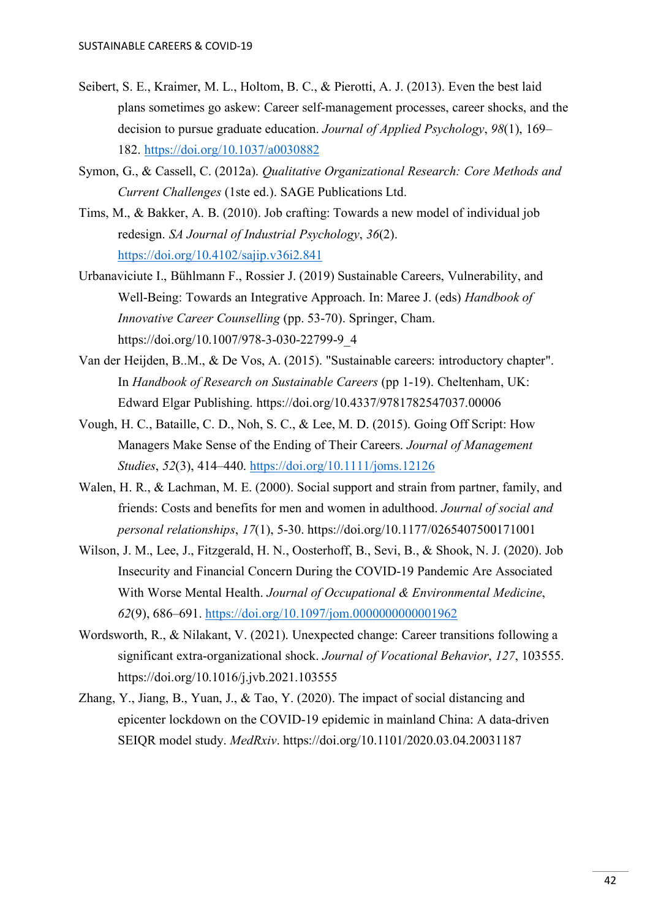Seibert, S. E., Kraimer, M. L., Holtom, B. C., & Pierotti, A. J. (2013). Even the best laid plans sometimes go askew: Career self-management processes, career shocks, and the decision to pursue graduate education. *Journal of Applied Psychology*, *98*(1), 169–182. https://doi.org/10.1037/a0030882

Symon, G., & Cassell, C. (2012a). *Qualitative Organizational Research: Core Methods and Current Challenges* (1ste ed.). SAGE Publications Ltd.

Tims, M., & Bakker, A. B. (2010). Job crafting: Towards a new model of individual job redesign. *SA Journal of Industrial Psychology*, *36*(2). https://doi.org/10.4102/sajip.v36i2.841

Urbanaviciute I., Bühlmann F., Rossier J. (2019) Sustainable Careers, Vulnerability, and Well-Being: Towards an Integrative Approach. In: Maree J. (eds) *Handbook of Innovative Career Counselling* (pp. 53-70). Springer, Cham. https://doi.org/10.1007/978-3-030-22799-9_4

Van der Heijden, B..M., & De Vos, A. (2015). "Sustainable careers: introductory chapter". In *Handbook of Research on Sustainable Careers* (pp 1-19). Cheltenham, UK: Edward Elgar Publishing. https://doi.org/10.4337/9781782547037.00006

Vough, H. C., Bataille, C. D., Noh, S. C., & Lee, M. D. (2015). Going Off Script: How Managers Make Sense of the Ending of Their Careers. *Journal of Management Studies*, *52*(3), 414–440. https://doi.org/10.1111/joms.12126

Walen, H. R., & Lachman, M. E. (2000). Social support and strain from partner, family, and friends: Costs and benefits for men and women in adulthood. *Journal of social and personal relationships*, *17*(1), 5-30. https://doi.org/10.1177/0265407500171001

Wilson, J. M., Lee, J., Fitzgerald, H. N., Oosterhoff, B., Sevi, B., & Shook, N. J. (2020). Job Insecurity and Financial Concern During the COVID-19 Pandemic Are Associated With Worse Mental Health. *Journal of Occupational & Environmental Medicine*, *62*(9), 686–691. https://doi.org/10.1097/jom.0000000000001962

Wordsworth, R., & Nilakant, V. (2021). Unexpected change: Career transitions following a significant extra-organizational shock. *Journal of Vocational Behavior*, *127*, 103555. https://doi.org/10.1016/j.jvb.2021.103555

Zhang, Y., Jiang, B., Yuan, J., & Tao, Y. (2020). The impact of social distancing and epicenter lockdown on the COVID-19 epidemic in mainland China: A data-driven SEIQR model study. *MedRxiv*. https://doi.org/10.1101/2020.03.04.20031187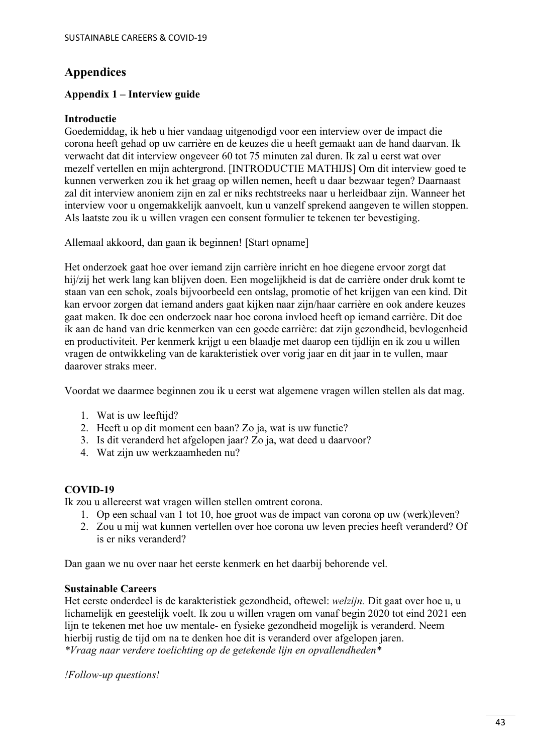# Appendices

## Appendix 1 – Interview guide

**Introductie**

Goedemiddag, ik heb u hier vandaag uitgenodigd voor een interview over de impact die corona heeft gehad op uw carrière en de keuzes die u heeft gemaakt aan de hand daarvan. Ik verwacht dat dit interview ongeveer 60 tot 75 minuten zal duren. Ik zal u eerst wat over mezelf vertellen en mijn achtergrond. [INTRODUCTIE MATHIJS] Om dit interview goed te kunnen verwerken zou ik het graag op willen nemen, heeft u daar bezwaar tegen? Daarnaast zal dit interview anoniem zijn en zal er niks rechtstreeks naar u herleidbaar zijn. Wanneer het interview voor u ongemakkelijk aanvoelt, kun u vanzelf sprekend aangeven te willen stoppen. Als laatste zou ik u willen vragen een consent formulier te tekenen ter bevestiging.

Allemaal akkoord, dan gaan ik beginnen! [Start opname]

Het onderzoek gaat hoe over iemand zijn carrière inricht en hoe diegene ervoor zorgt dat hij/zij het werk lang kan blijven doen. Een mogelijkheid is dat de carrière onder druk komt te staan van een schok, zoals bijvoorbeeld een ontslag, promotie of het krijgen van een kind. Dit kan ervoor zorgen dat iemand anders gaat kijken naar zijn/haar carrière en ook andere keuzes gaat maken. Ik doe een onderzoek naar hoe corona invloed heeft op iemand carrière. Dit doe ik aan de hand van drie kenmerken van een goede carrière: dat zijn gezondheid, bevlogenheid en productiviteit. Per kenmerk krijgt u een blaadje met daarop een tijdlijn en ik zou u willen vragen de ontwikkeling van de karakteristiek over vorig jaar en dit jaar in te vullen, maar daarover straks meer.

Voordat we daarmee beginnen zou ik u eerst wat algemene vragen willen stellen als dat mag.

1. Wat is uw leeftijd?
2. Heeft u op dit moment een baan? Zo ja, wat is uw functie?
3. Is dit veranderd het afgelopen jaar? Zo ja, wat deed u daarvoor?
4. Wat zijn uw werkzaamheden nu?

**COVID-19**

Ik zou u allereerst wat vragen willen stellen omtrent corona.

1. Op een schaal van 1 tot 10, hoe groot was de impact van corona op uw (werk)leven?
2. Zou u mij wat kunnen vertellen over hoe corona uw leven precies heeft veranderd? Of is er niks veranderd?

Dan gaan we nu over naar het eerste kenmerk en het daarbij behorende vel.

**Sustainable Careers**

Het eerste onderdeel is de karakteristiek gezondheid, oftewel: *welzijn.* Dit gaat over hoe u, u lichamelijk en geestelijk voelt. Ik zou u willen vragen om vanaf begin 2020 tot eind 2021 een lijn te tekenen met hoe uw mentale- en fysieke gezondheid mogelijk is veranderd. Neem hierbij rustig de tijd om na te denken hoe dit is veranderd over afgelopen jaren.
*\*Vraag naar verdere toelichting op de getekende lijn en opvallendheden\**

*!Follow-up questions!*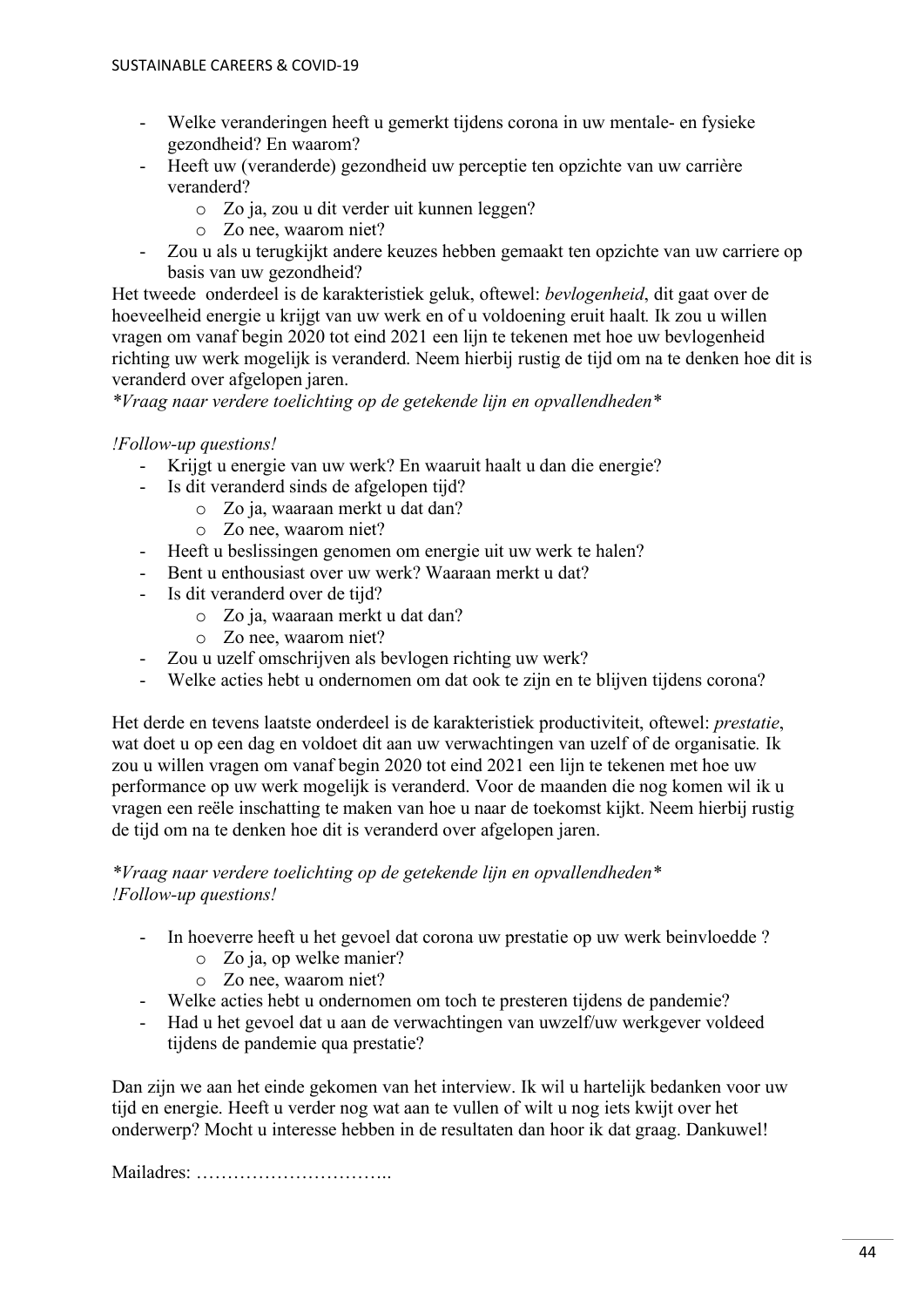- Welke veranderingen heeft u gemerkt tijdens corona in uw mentale- en fysieke gezondheid? En waarom?
- Heeft uw (veranderde) gezondheid uw perceptie ten opzichte van uw carrière veranderd?
  - Zo ja, zou u dit verder uit kunnen leggen?
  - Zo nee, waarom niet?
- Zou u als u terugkijkt andere keuzes hebben gemaakt ten opzichte van uw carriere op basis van uw gezondheid?

Het tweede onderdeel is de karakteristiek geluk, oftewel: *bevlogenheid*, dit gaat over de hoeveelheid energie u krijgt van uw werk en of u voldoening eruit haalt. Ik zou u willen vragen om vanaf begin 2020 tot eind 2021 een lijn te tekenen met hoe uw bevlogenheid richting uw werk mogelijk is veranderd. Neem hierbij rustig de tijd om na te denken hoe dit is veranderd over afgelopen jaren.

*\*Vraag naar verdere toelichting op de getekende lijn en opvallendheden\**

*!Follow-up questions!*

- Krijgt u energie van uw werk? En waaruit haalt u dan die energie?
- Is dit veranderd sinds de afgelopen tijd?
  - Zo ja, waaraan merkt u dat dan?
  - Zo nee, waarom niet?
- Heeft u beslissingen genomen om energie uit uw werk te halen?
- Bent u enthousiast over uw werk? Waaraan merkt u dat?
- Is dit veranderd over de tijd?
  - Zo ja, waaraan merkt u dat dan?
  - Zo nee, waarom niet?
- Zou u uzelf omschrijven als bevlogen richting uw werk?
- Welke acties hebt u ondernomen om dat ook te zijn en te blijven tijdens corona?

Het derde en tevens laatste onderdeel is de karakteristiek productiviteit, oftewel: *prestatie*, wat doet u op een dag en voldoet dit aan uw verwachtingen van uzelf of de organisatie. Ik zou u willen vragen om vanaf begin 2020 tot eind 2021 een lijn te tekenen met hoe uw performance op uw werk mogelijk is veranderd. Voor de maanden die nog komen wil ik u vragen een reële inschatting te maken van hoe u naar de toekomst kijkt. Neem hierbij rustig de tijd om na te denken hoe dit is veranderd over afgelopen jaren.

*\*Vraag naar verdere toelichting op de getekende lijn en opvallendheden\**
*!Follow-up questions!*

- In hoeverre heeft u het gevoel dat corona uw prestatie op uw werk beinvloedde ?
  - Zo ja, op welke manier?
  - Zo nee, waarom niet?
- Welke acties hebt u ondernomen om toch te presteren tijdens de pandemie?
- Had u het gevoel dat u aan de verwachtingen van uwzelf/uw werkgever voldeed tijdens de pandemie qua prestatie?

Dan zijn we aan het einde gekomen van het interview. Ik wil u hartelijk bedanken voor uw tijd en energie. Heeft u verder nog wat aan te vullen of wilt u nog iets kwijt over het onderwerp? Mocht u interesse hebben in de resultaten dan hoor ik dat graag. Dankuwel!

Mailadres: …………………………..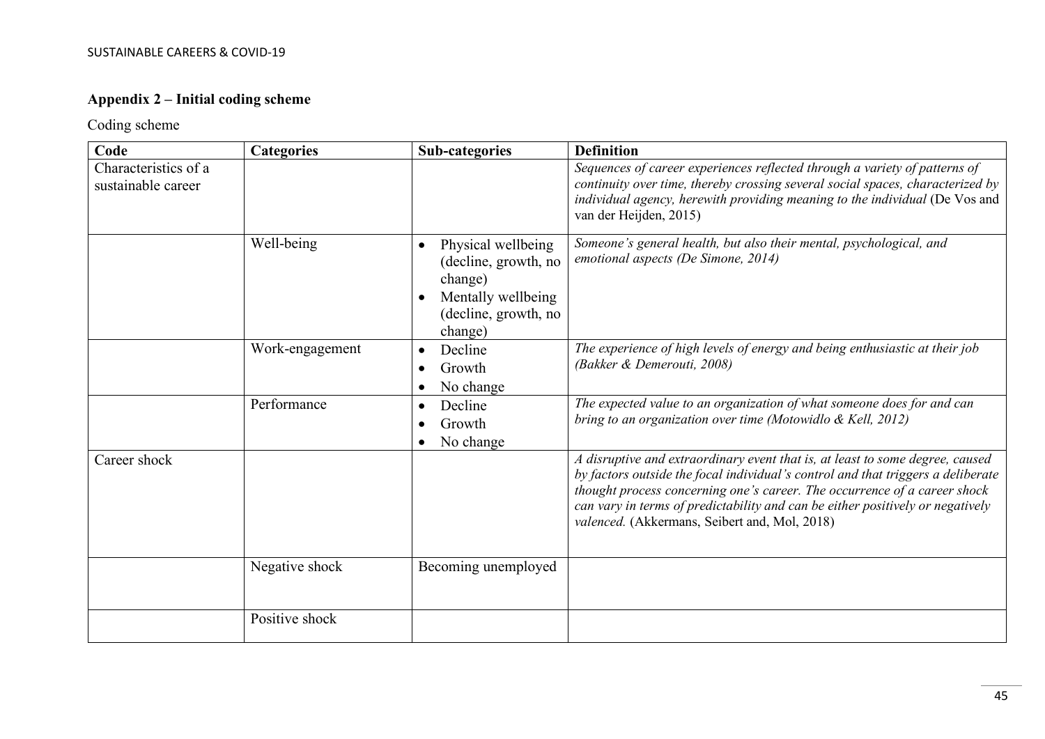**Appendix 2 – Initial coding scheme**

Coding scheme

| Code | Categories | Sub-categories | Definition |
|---|---|---|---|
| Characteristics of a sustainable career | | | *Sequences of career experiences reflected through a variety of patterns of continuity over time, thereby crossing several social spaces, characterized by individual agency, herewith providing meaning to the individual* (De Vos and van der Heijden, 2015) |
| | Well-being | • Physical wellbeing (decline, growth, no change) <br> • Mentally wellbeing (decline, growth, no change) | *Someone's general health, but also their mental, psychological, and emotional aspects (De Simone, 2014)* |
| | Work-engagement | • Decline <br> • Growth <br> • No change | *The experience of high levels of energy and being enthusiastic at their job (Bakker & Demerouti, 2008)* |
| | Performance | • Decline <br> • Growth <br> • No change | *The expected value to an organization of what someone does for and can bring to an organization over time (Motowidlo & Kell, 2012)* |
| Career shock | | | *A disruptive and extraordinary event that is, at least to some degree, caused by factors outside the focal individual's control and that triggers a deliberate thought process concerning one's career. The occurrence of a career shock can vary in terms of predictability and can be either positively or negatively valenced.* (Akkermans, Seibert and, Mol, 2018) |
| | Negative shock | Becoming unemployed | |
| | Positive shock | | |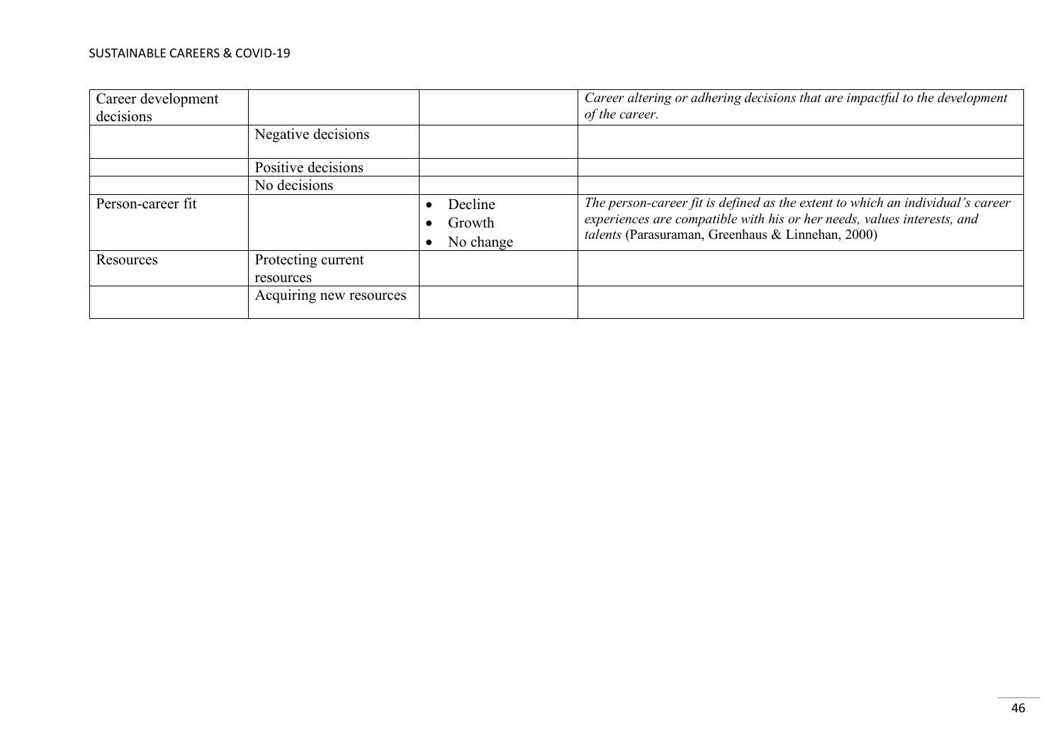| | | | |
|---|---|---|---|
| Career development decisions | | | *Career altering or adhering decisions that are impactful to the development of the career.* |
| | Negative decisions | | |
| | Positive decisions | | |
| | No decisions | | |
| Person-career fit | | • Decline<br>• Growth<br>• No change | *The person-career fit is defined as the extent to which an individual's career experiences are compatible with his or her needs, values interests, and talents* (Parasuraman, Greenhaus & Linnehan, 2000) |
| Resources | Protecting current resources | | |
| | Acquiring new resources | | |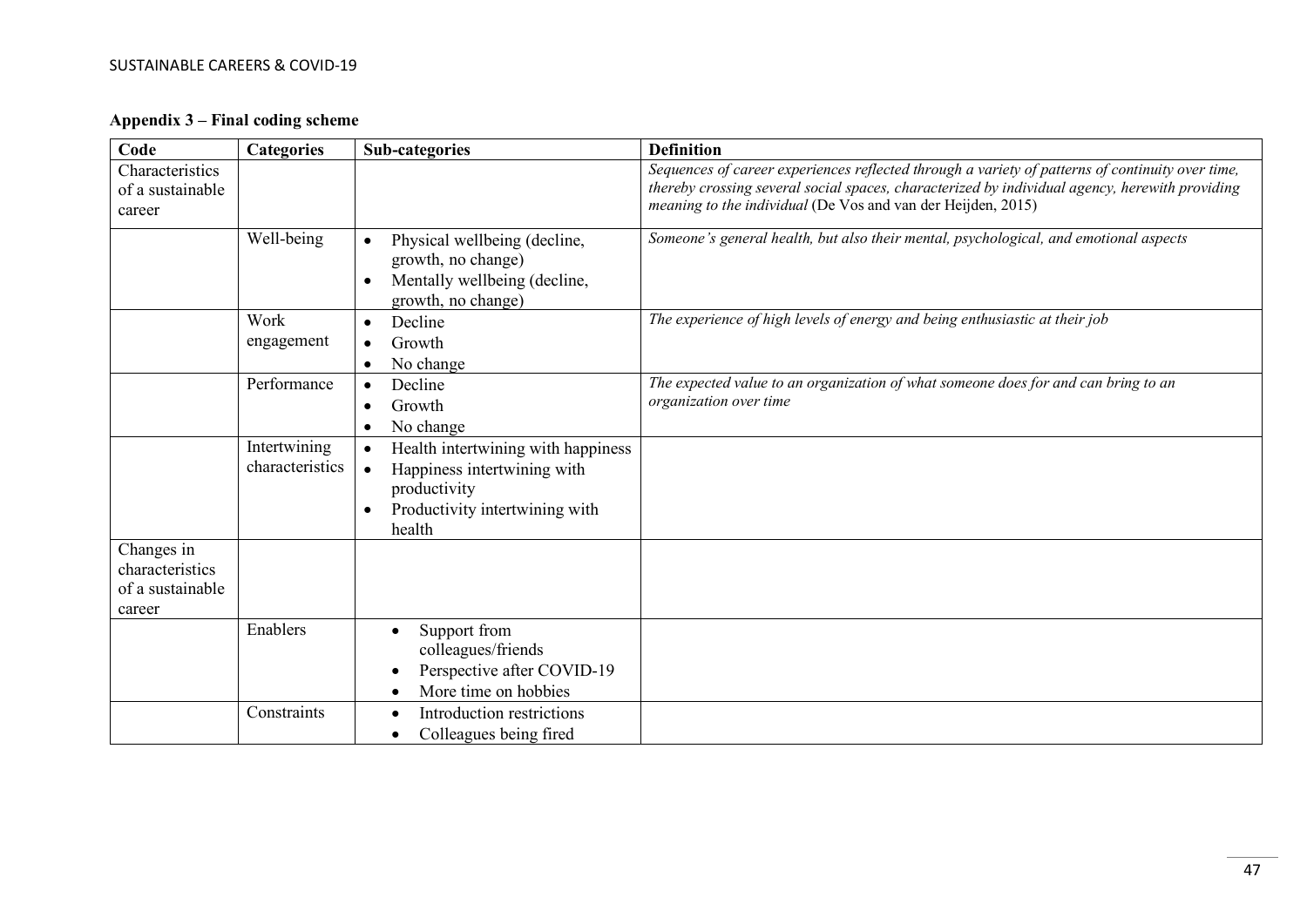**Appendix 3 – Final coding scheme**

| Code | Categories | Sub-categories | Definition |
|---|---|---|---|
| Characteristics of a sustainable career | | | *Sequences of career experiences reflected through a variety of patterns of continuity over time, thereby crossing several social spaces, characterized by individual agency, herewith providing meaning to the individual* (De Vos and van der Heijden, 2015) |
| | Well-being | • Physical wellbeing (decline, growth, no change)<br>• Mentally wellbeing (decline, growth, no change) | *Someone's general health, but also their mental, psychological, and emotional aspects* |
| | Work engagement | • Decline<br>• Growth<br>• No change | *The experience of high levels of energy and being enthusiastic at their job* |
| | Performance | • Decline<br>• Growth<br>• No change | *The expected value to an organization of what someone does for and can bring to an organization over time* |
| | Intertwining characteristics | • Health intertwining with happiness<br>• Happiness intertwining with productivity<br>• Productivity intertwining with health | |
| Changes in characteristics of a sustainable career | | | |
| | Enablers | • Support from colleagues/friends<br>• Perspective after COVID-19<br>• More time on hobbies | |
| | Constraints | • Introduction restrictions<br>• Colleagues being fired | |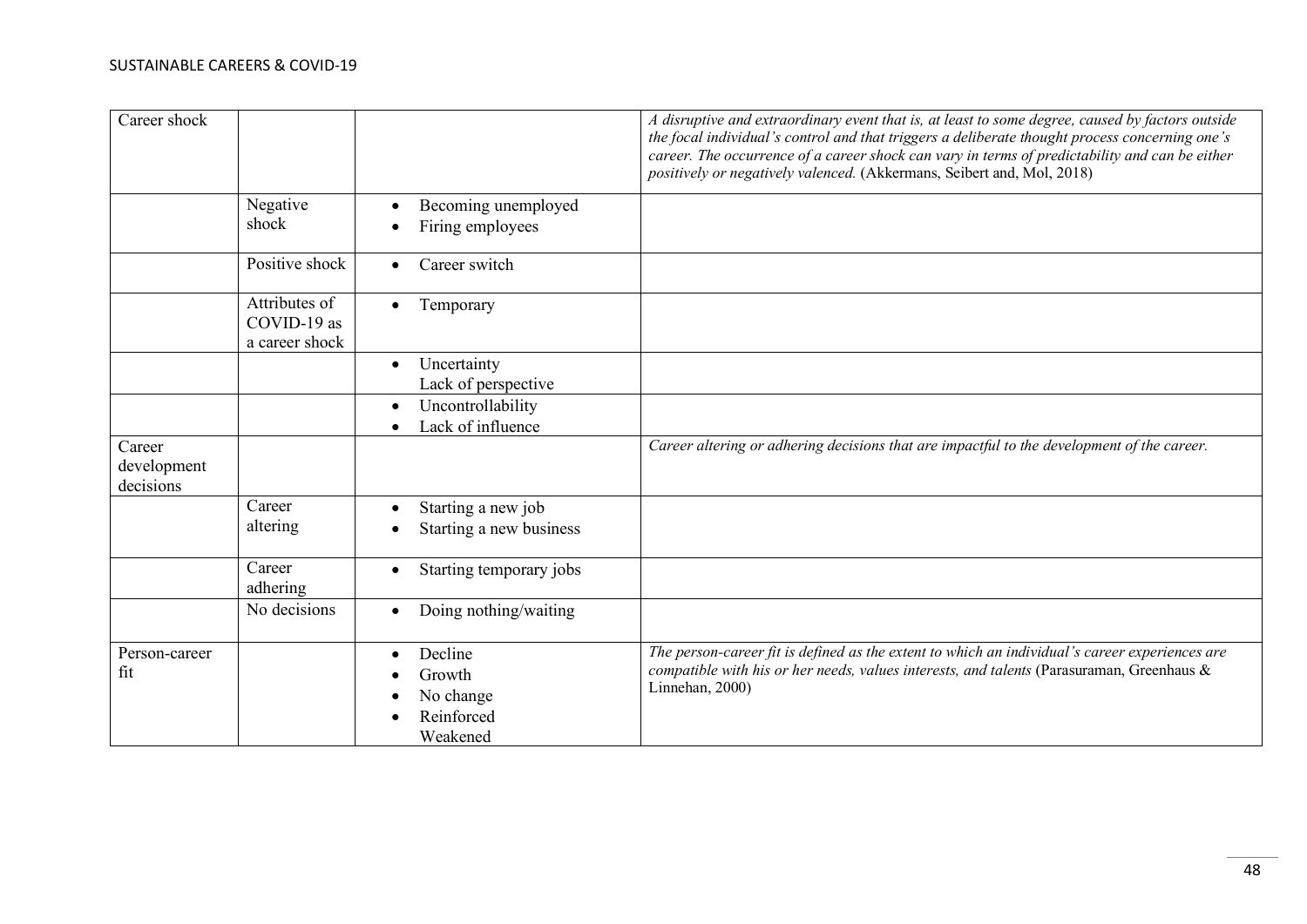| | | | |
|---|---|---|---|
| Career shock | | | *A disruptive and extraordinary event that is, at least to some degree, caused by factors outside the focal individual's control and that triggers a deliberate thought process concerning one's career. The occurrence of a career shock can vary in terms of predictability and can be either positively or negatively valenced.* (Akkermans, Seibert and, Mol, 2018) |
| | Negative shock | • Becoming unemployed<br>• Firing employees | |
| | Positive shock | • Career switch | |
| | Attributes of COVID-19 as a career shock | • Temporary | |
| | | • Uncertainty<br>Lack of perspective | |
| | | • Uncontrollability<br>• Lack of influence | |
| Career development decisions | | | *Career altering or adhering decisions that are impactful to the development of the career.* |
| | Career altering | • Starting a new job<br>• Starting a new business | |
| | Career adhering | • Starting temporary jobs | |
| | No decisions | • Doing nothing/waiting | |
| Person-career fit | | • Decline<br>• Growth<br>• No change<br>• Reinforced<br>Weakened | *The person-career fit is defined as the extent to which an individual's career experiences are compatible with his or her needs, values interests, and talents* (Parasuraman, Greenhaus & Linnehan, 2000) |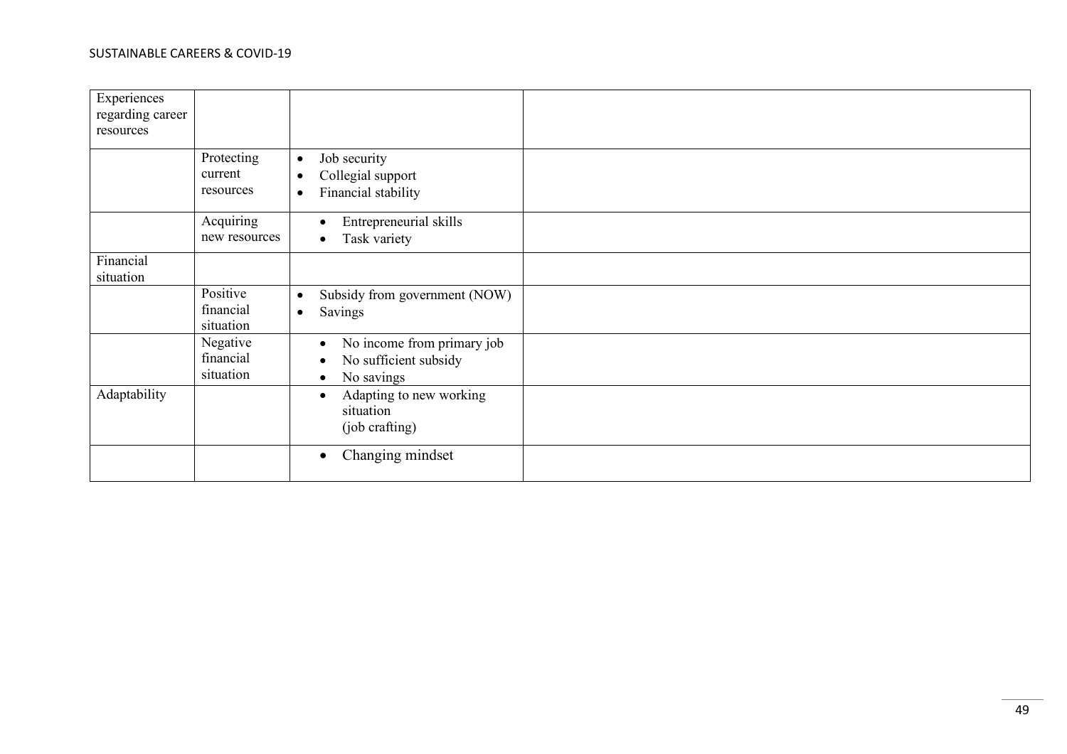| | | | |
|---|---|---|---|
| Experiences regarding career resources | | | |
| | Protecting current resources | • Job security<br>• Collegial support<br>• Financial stability | |
| | Acquiring new resources | • Entrepreneurial skills<br>• Task variety | |
| Financial situation | | | |
| | Positive financial situation | • Subsidy from government (NOW)<br>• Savings | |
| | Negative financial situation | • No income from primary job<br>• No sufficient subsidy<br>• No savings | |
| Adaptability | | • Adapting to new working situation (job crafting) | |
| | | • Changing mindset | |